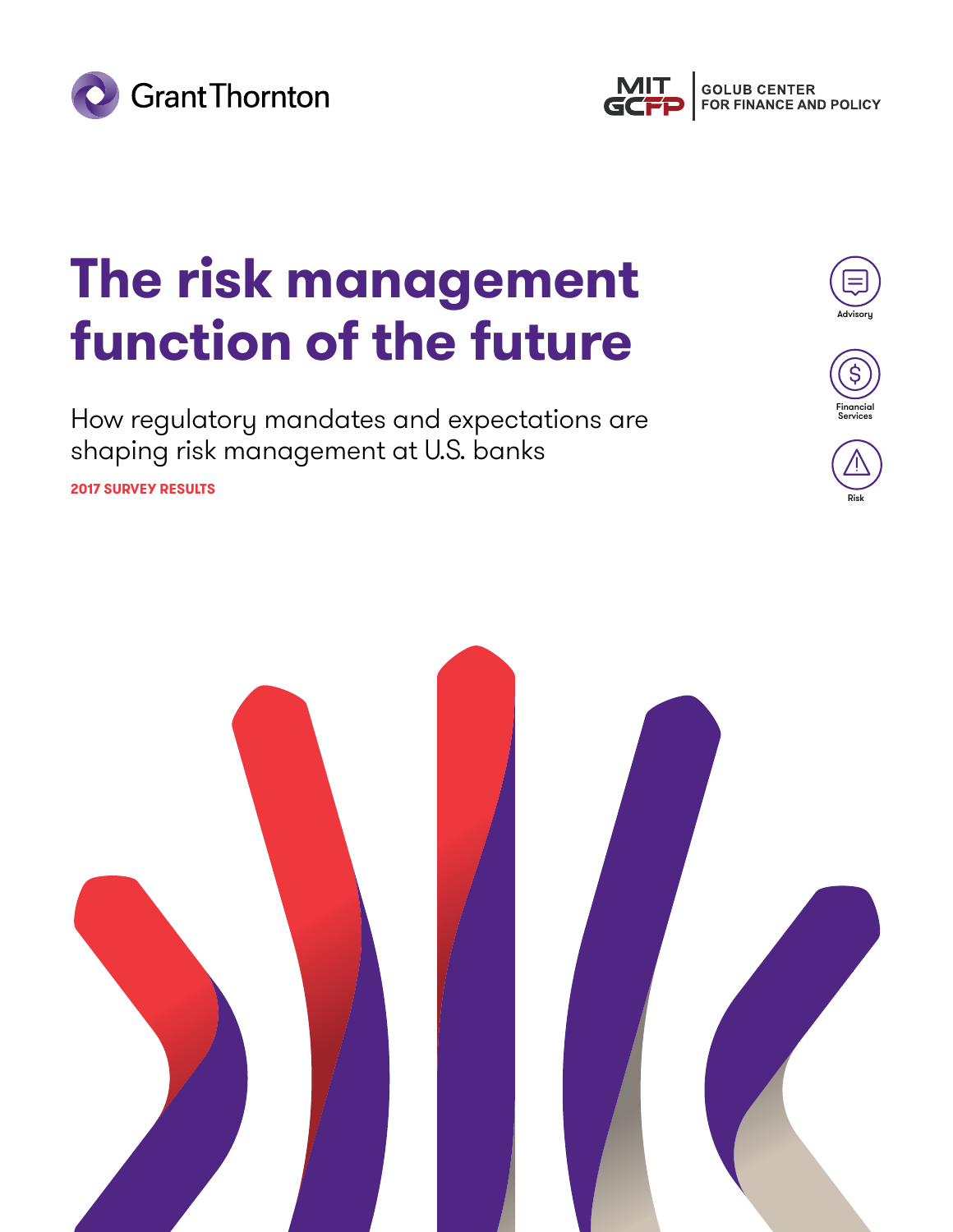Grant Thornton

MIT GCFP | GOLUB CENTER FOR FINANCE AND POLICY

# The risk management function of the future

## How regulatory mandates and expectations are shaping risk management at U.S. banks

**2017 SURVEY RESULTS**

Advisory

Financial Services

Risk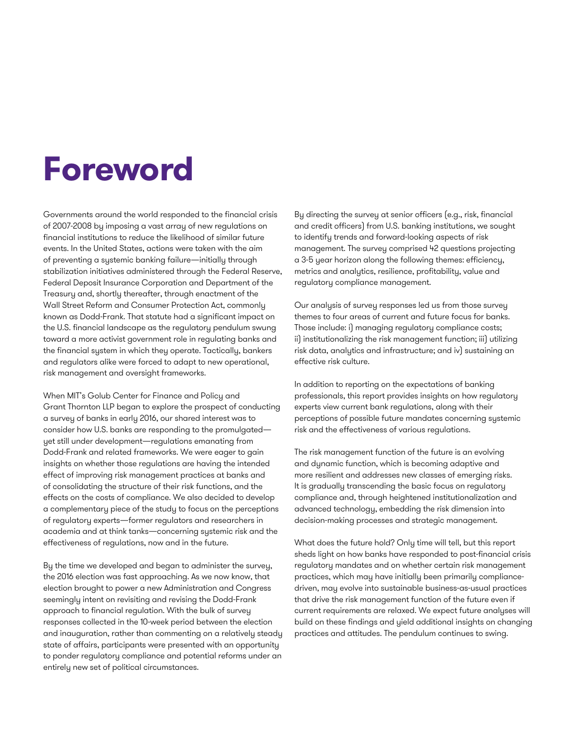# Foreword

Governments around the world responded to the financial crisis of 2007-2008 by imposing a vast array of new regulations on financial institutions to reduce the likelihood of similar future events. In the United States, actions were taken with the aim of preventing a systemic banking failure—initially through stabilization initiatives administered through the Federal Reserve, Federal Deposit Insurance Corporation and Department of the Treasury and, shortly thereafter, through enactment of the Wall Street Reform and Consumer Protection Act, commonly known as Dodd-Frank. That statute had a significant impact on the U.S. financial landscape as the regulatory pendulum swung toward a more activist government role in regulating banks and the financial system in which they operate. Tactically, bankers and regulators alike were forced to adapt to new operational, risk management and oversight frameworks.

When MIT's Golub Center for Finance and Policy and Grant Thornton LLP began to explore the prospect of conducting a survey of banks in early 2016, our shared interest was to consider how U.S. banks are responding to the promulgated—yet still under development—regulations emanating from Dodd-Frank and related frameworks. We were eager to gain insights on whether those regulations are having the intended effect of improving risk management practices at banks and of consolidating the structure of their risk functions, and the effects on the costs of compliance. We also decided to develop a complementary piece of the study to focus on the perceptions of regulatory experts—former regulators and researchers in academia and at think tanks—concerning systemic risk and the effectiveness of regulations, now and in the future.

By the time we developed and began to administer the survey, the 2016 election was fast approaching. As we now know, that election brought to power a new Administration and Congress seemingly intent on revisiting and revising the Dodd-Frank approach to financial regulation. With the bulk of survey responses collected in the 10-week period between the election and inauguration, rather than commenting on a relatively steady state of affairs, participants were presented with an opportunity to ponder regulatory compliance and potential reforms under an entirely new set of political circumstances.

By directing the survey at senior officers (e.g., risk, financial and credit officers) from U.S. banking institutions, we sought to identify trends and forward-looking aspects of risk management. The survey comprised 42 questions projecting a 3-5 year horizon along the following themes: efficiency, metrics and analytics, resilience, profitability, value and regulatory compliance management.

Our analysis of survey responses led us from those survey themes to four areas of current and future focus for banks. Those include: i) managing regulatory compliance costs; ii) institutionalizing the risk management function; iii) utilizing risk data, analytics and infrastructure; and iv) sustaining an effective risk culture.

In addition to reporting on the expectations of banking professionals, this report provides insights on how regulatory experts view current bank regulations, along with their perceptions of possible future mandates concerning systemic risk and the effectiveness of various regulations.

The risk management function of the future is an evolving and dynamic function, which is becoming adaptive and more resilient and addresses new classes of emerging risks. It is gradually transcending the basic focus on regulatory compliance and, through heightened institutionalization and advanced technology, embedding the risk dimension into decision-making processes and strategic management.

What does the future hold? Only time will tell, but this report sheds light on how banks have responded to post-financial crisis regulatory mandates and on whether certain risk management practices, which may have initially been primarily compliance-driven, may evolve into sustainable business-as-usual practices that drive the risk management function of the future even if current requirements are relaxed. We expect future analyses will build on these findings and yield additional insights on changing practices and attitudes. The pendulum continues to swing.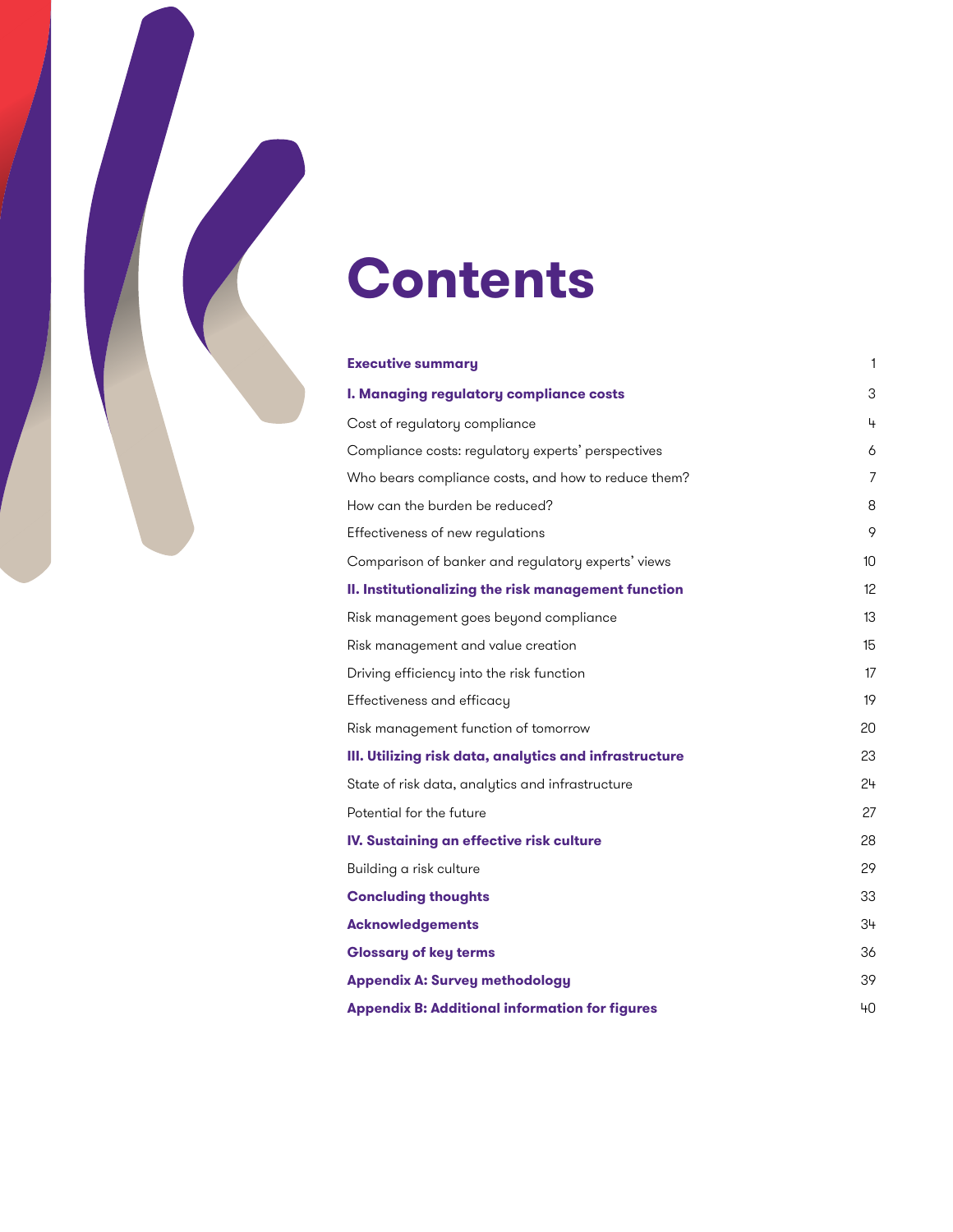# Contents

| | |
|---|---|
| **Executive summary** | 1 |
| **I. Managing regulatory compliance costs** | 3 |
| Cost of regulatory compliance | 4 |
| Compliance costs: regulatory experts' perspectives | 6 |
| Who bears compliance costs, and how to reduce them? | 7 |
| How can the burden be reduced? | 8 |
| Effectiveness of new regulations | 9 |
| Comparison of banker and regulatory experts' views | 10 |
| **II. Institutionalizing the risk management function** | 12 |
| Risk management goes beyond compliance | 13 |
| Risk management and value creation | 15 |
| Driving efficiency into the risk function | 17 |
| Effectiveness and efficacy | 19 |
| Risk management function of tomorrow | 20 |
| **III. Utilizing risk data, analytics and infrastructure** | 23 |
| State of risk data, analytics and infrastructure | 24 |
| Potential for the future | 27 |
| **IV. Sustaining an effective risk culture** | 28 |
| Building a risk culture | 29 |
| **Concluding thoughts** | 33 |
| **Acknowledgements** | 34 |
| **Glossary of key terms** | 36 |
| **Appendix A: Survey methodology** | 39 |
| **Appendix B: Additional information for figures** | 40 |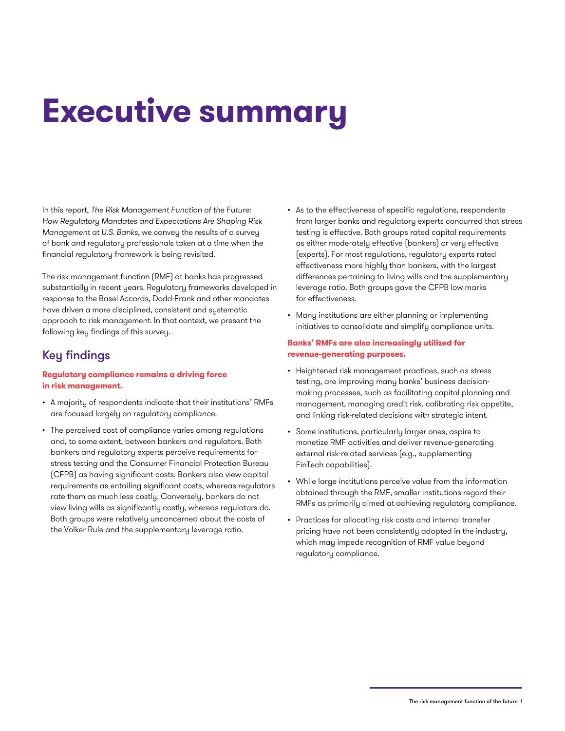# Executive summary

In this report, *The Risk Management Function of the Future: How Regulatory Mandates and Expectations Are Shaping Risk Management at U.S. Banks*, we convey the results of a survey of bank and regulatory professionals taken at a time when the financial regulatory framework is being revisited.

The risk management function (RMF) at banks has progressed substantially in recent years. Regulatory frameworks developed in response to the Basel Accords, Dodd-Frank and other mandates have driven a more disciplined, consistent and systematic approach to risk management. In that context, we present the following key findings of this survey.

## Key findings

**Regulatory compliance remains a driving force in risk management.**

- A majority of respondents indicate that their institutions' RMFs are focused largely on regulatory compliance.
- The perceived cost of compliance varies among regulations and, to some extent, between bankers and regulators. Both bankers and regulatory experts perceive requirements for stress testing and the Consumer Financial Protection Bureau (CFPB) as having significant costs. Bankers also view capital requirements as entailing significant costs, whereas regulators rate them as much less costly. Conversely, bankers do not view living wills as significantly costly, whereas regulators do. Both groups were relatively unconcerned about the costs of the Volker Rule and the supplementary leverage ratio.
- As to the effectiveness of specific regulations, respondents from larger banks and regulatory experts concurred that stress testing is effective. Both groups rated capital requirements as either moderately effective (bankers) or very effective (experts). For most regulations, regulatory experts rated effectiveness more highly than bankers, with the largest differences pertaining to living wills and the supplementary leverage ratio. Both groups gave the CFPB low marks for effectiveness.
- Many institutions are either planning or implementing initiatives to consolidate and simplify compliance units.

**Banks' RMFs are also increasingly utilized for revenue-generating purposes.**

- Heightened risk management practices, such as stress testing, are improving many banks' business decision-making processes, such as facilitating capital planning and management, managing credit risk, calibrating risk appetite, and linking risk-related decisions with strategic intent.
- Some institutions, particularly larger ones, aspire to monetize RMF activities and deliver revenue-generating external risk-related services (e.g., supplementing FinTech capabilities).
- While large institutions perceive value from the information obtained through the RMF, smaller institutions regard their RMFs as primarily aimed at achieving regulatory compliance.
- Practices for allocating risk costs and internal transfer pricing have not been consistently adopted in the industry, which may impede recognition of RMF value beyond regulatory compliance.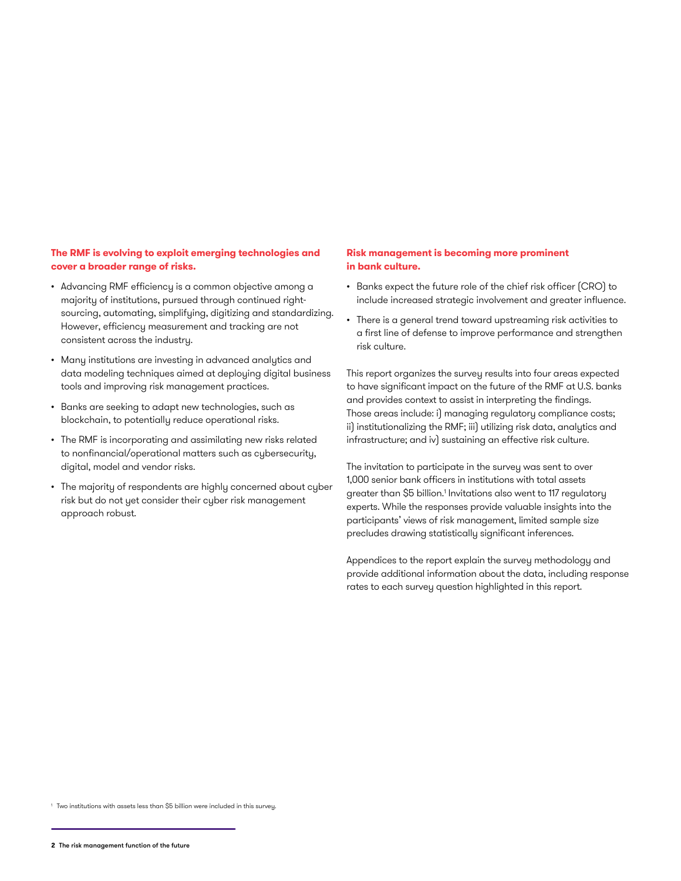**The RMF is evolving to exploit emerging technologies and cover a broader range of risks.**

- Advancing RMF efficiency is a common objective among a majority of institutions, pursued through continued right-sourcing, automating, simplifying, digitizing and standardizing. However, efficiency measurement and tracking are not consistent across the industry.
- Many institutions are investing in advanced analytics and data modeling techniques aimed at deploying digital business tools and improving risk management practices.
- Banks are seeking to adapt new technologies, such as blockchain, to potentially reduce operational risks.
- The RMF is incorporating and assimilating new risks related to nonfinancial/operational matters such as cybersecurity, digital, model and vendor risks.
- The majority of respondents are highly concerned about cyber risk but do not yet consider their cyber risk management approach robust.

**Risk management is becoming more prominent in bank culture.**

- Banks expect the future role of the chief risk officer (CRO) to include increased strategic involvement and greater influence.
- There is a general trend toward upstreaming risk activities to a first line of defense to improve performance and strengthen risk culture.

This report organizes the survey results into four areas expected to have significant impact on the future of the RMF at U.S. banks and provides context to assist in interpreting the findings. Those areas include: i) managing regulatory compliance costs; ii) institutionalizing the RMF; iii) utilizing risk data, analytics and infrastructure; and iv) sustaining an effective risk culture.

The invitation to participate in the survey was sent to over 1,000 senior bank officers in institutions with total assets greater than $5 billion.[1] Invitations also went to 117 regulatory experts. While the responses provide valuable insights into the participants' views of risk management, limited sample size precludes drawing statistically significant inferences.

Appendices to the report explain the survey methodology and provide additional information about the data, including response rates to each survey question highlighted in this report.

[1] Two institutions with assets less than $5 billion were included in this survey.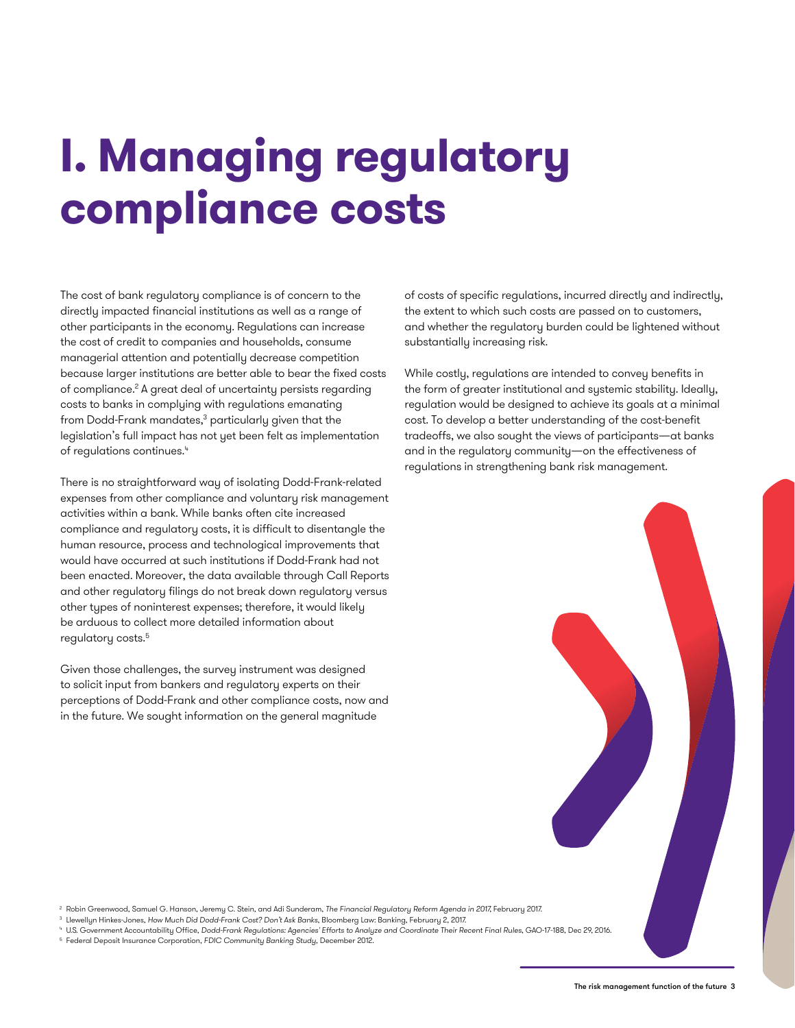# I. Managing regulatory compliance costs

The cost of bank regulatory compliance is of concern to the directly impacted financial institutions as well as a range of other participants in the economy. Regulations can increase the cost of credit to companies and households, consume managerial attention and potentially decrease competition because larger institutions are better able to bear the fixed costs of compliance.[2] A great deal of uncertainty persists regarding costs to banks in complying with regulations emanating from Dodd-Frank mandates,[3] particularly given that the legislation's full impact has not yet been felt as implementation of regulations continues.[4]

There is no straightforward way of isolating Dodd-Frank-related expenses from other compliance and voluntary risk management activities within a bank. While banks often cite increased compliance and regulatory costs, it is difficult to disentangle the human resource, process and technological improvements that would have occurred at such institutions if Dodd-Frank had not been enacted. Moreover, the data available through Call Reports and other regulatory filings do not break down regulatory versus other types of noninterest expenses; therefore, it would likely be arduous to collect more detailed information about regulatory costs.[5]

Given those challenges, the survey instrument was designed to solicit input from bankers and regulatory experts on their perceptions of Dodd-Frank and other compliance costs, now and in the future. We sought information on the general magnitude of costs of specific regulations, incurred directly and indirectly, the extent to which such costs are passed on to customers, and whether the regulatory burden could be lightened without substantially increasing risk.

While costly, regulations are intended to convey benefits in the form of greater institutional and systemic stability. Ideally, regulation would be designed to achieve its goals at a minimal cost. To develop a better understanding of the cost-benefit tradeoffs, we also sought the views of participants—at banks and in the regulatory community—on the effectiveness of regulations in strengthening bank risk management.

[2] Robin Greenwood, Samuel G. Hanson, Jeremy C. Stein, and Adi Sunderam, *The Financial Regulatory Reform Agenda in 2017*, February 2017.

[3] Llewellyn Hinkes-Jones, *How Much Did Dodd-Frank Cost? Don't Ask Banks*, Bloomberg Law: Banking, February 2, 2017.

[4] U.S. Government Accountability Office, *Dodd-Frank Regulations: Agencies' Efforts to Analyze and Coordinate Their Recent Final Rules*, GAO-17-188, Dec 29, 2016.

[5] Federal Deposit Insurance Corporation, *FDIC Community Banking Study*, December 2012.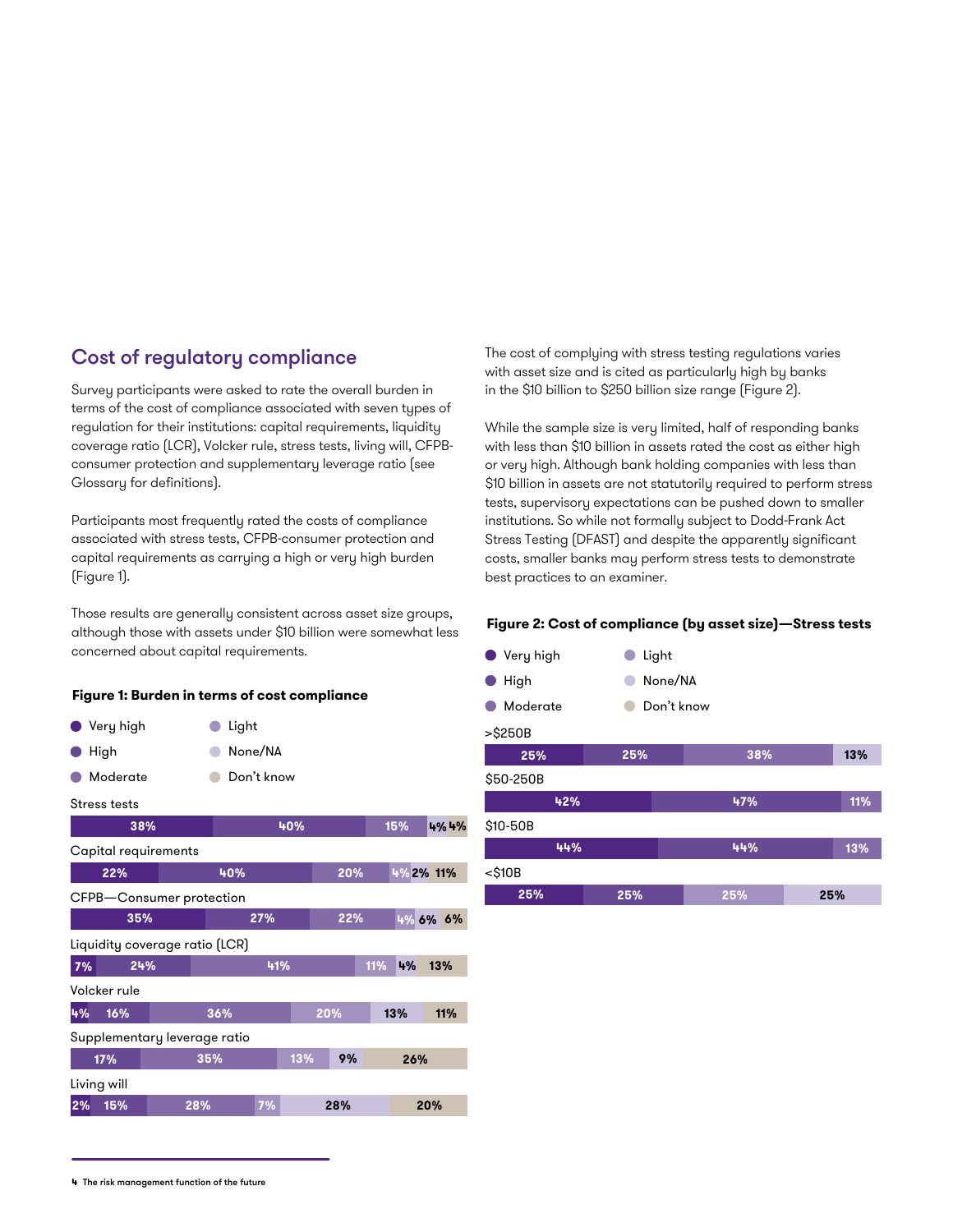## Cost of regulatory compliance

Survey participants were asked to rate the overall burden in terms of the cost of compliance associated with seven types of regulation for their institutions: capital requirements, liquidity coverage ratio (LCR), Volcker rule, stress tests, living will, CFPB-consumer protection and supplementary leverage ratio (see Glossary for definitions).

Participants most frequently rated the costs of compliance associated with stress tests, CFPB-consumer protection and capital requirements as carrying a high or very high burden (Figure 1).

Those results are generally consistent across asset size groups, although those with assets under $10 billion were somewhat less concerned about capital requirements.

**Figure 1: Burden in terms of cost compliance**

| | Very high | High | Moderate | Light | None/NA | Don't know |
|---|---|---|---|---|---|---|
| Stress tests | 38% | 40% | 15% | 4% | | 4% |
| Capital requirements | 22% | 40% | 20% | 4% | 2% | 11% |
| CFPB—Consumer protection | 35% | 27% | 22% | 4% | 6% | 6% |
| Liquidity coverage ratio (LCR) | 7% | 24% | 41% | 11% | 4% | 13% |
| Volcker rule | 4% | 16% | 36% | 20% | 13% | 11% |
| Supplementary leverage ratio | | 17% | 35% | 13% | 9% | 26% |
| Living will | 2% | 15% | 28% | 7% | 28% | 20% |

The cost of complying with stress testing regulations varies with asset size and is cited as particularly high by banks in the $10 billion to $250 billion size range (Figure 2).

While the sample size is very limited, half of responding banks with less than $10 billion in assets rated the cost as either high or very high. Although bank holding companies with less than $10 billion in assets are not statutorily required to perform stress tests, supervisory expectations can be pushed down to smaller institutions. So while not formally subject to Dodd-Frank Act Stress Testing (DFAST) and despite the apparently significant costs, smaller banks may perform stress tests to demonstrate best practices to an examiner.

**Figure 2: Cost of compliance (by asset size)—Stress tests**

| | Very high | High | Moderate | Light | None/NA | Don't know |
|---|---|---|---|---|---|---|
| >$250B | 25% | 25% | 38% | | 13% | |
| $50-250B | 42% | 47% | 11% | | | |
| $10-50B | 44% | 44% | 13% | | | |
| <$10B | 25% | 25% | 25% | 25% | | |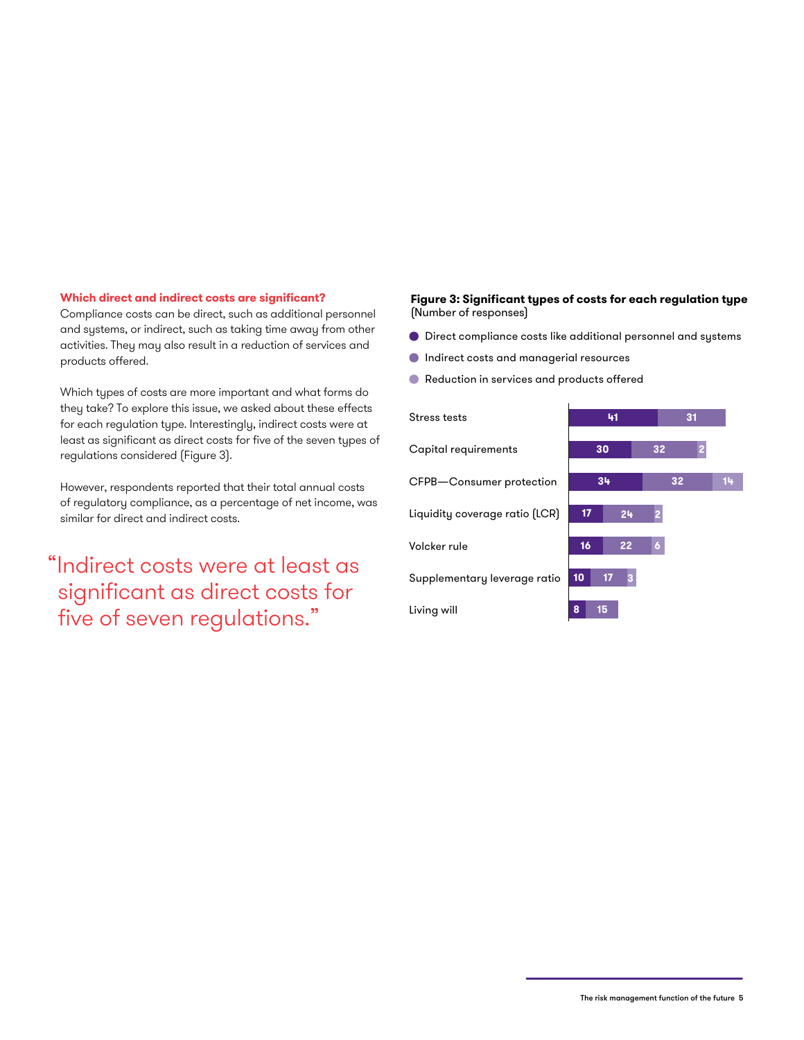### Which direct and indirect costs are significant?

Compliance costs can be direct, such as additional personnel and systems, or indirect, such as taking time away from other activities. They may also result in a reduction of services and products offered.

Which types of costs are more important and what forms do they take? To explore this issue, we asked about these effects for each regulation type. Interestingly, indirect costs were at least as significant as direct costs for five of the seven types of regulations considered (Figure 3).

However, respondents reported that their total annual costs of regulatory compliance, as a percentage of net income, was similar for direct and indirect costs.

> "Indirect costs were at least as significant as direct costs for five of seven regulations."

**Figure 3: Significant types of costs for each regulation type**
(Number of responses)

| Regulation type | Direct compliance costs like additional personnel and systems | Indirect costs and managerial resources | Reduction in services and products offered |
|---|---|---|---|
| Stress tests | 41 | 31 | |
| Capital requirements | 30 | 32 | 2 |
| CFPB—Consumer protection | 34 | 32 | 14 |
| Liquidity coverage ratio (LCR) | 17 | 24 | 2 |
| Volcker rule | 16 | 22 | 6 |
| Supplementary leverage ratio | 10 | 17 | 3 |
| Living will | 8 | 15 | |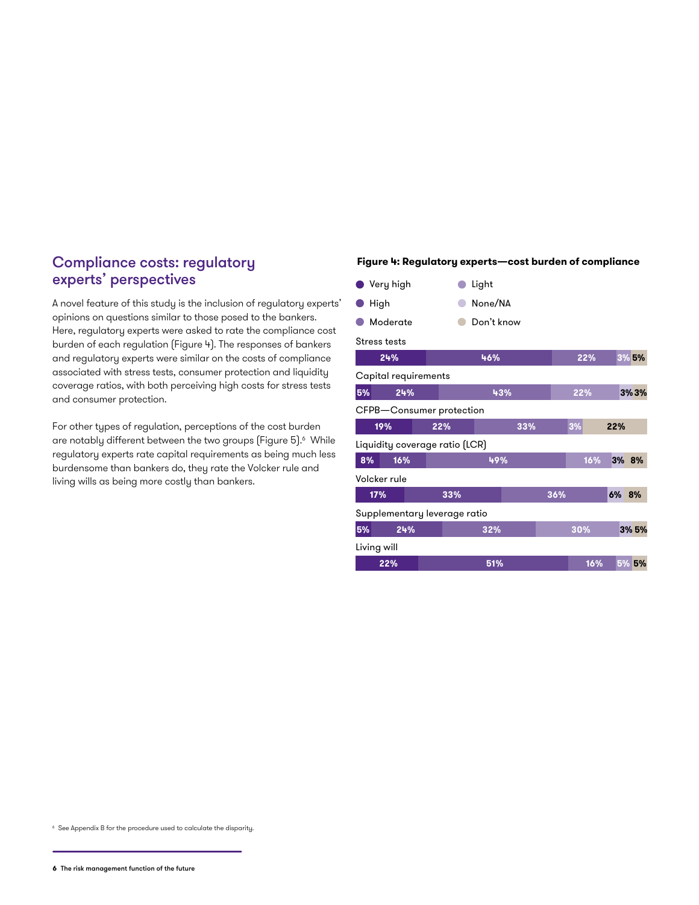## Compliance costs: regulatory experts' perspectives

A novel feature of this study is the inclusion of regulatory experts' opinions on questions similar to those posed to the bankers. Here, regulatory experts were asked to rate the compliance cost burden of each regulation (Figure 4). The responses of bankers and regulatory experts were similar on the costs of compliance associated with stress tests, consumer protection and liquidity coverage ratios, with both perceiving high costs for stress tests and consumer protection.

For other types of regulation, perceptions of the cost burden are notably different between the two groups (Figure 5).[6] While regulatory experts rate capital requirements as being much less burdensome than bankers do, they rate the Volcker rule and living wills as being more costly than bankers.

**Figure 4: Regulatory experts—cost burden of compliance**

| Regulation | Very high | High | Moderate | Light | None/NA | Don't know |
|---|---|---|---|---|---|---|
| Stress tests | 24% | 46% | 22% | 3% | | 5% |
| Capital requirements | 5% | 24% | 43% | 22% | 3% | 3% |
| CFPB—Consumer protection | 19% | 22% | 33% | 3% | | 22% |
| Liquidity coverage ratio (LCR) | 8% | 16% | 49% | 16% | 3% | 8% |
| Volcker rule | 17% | 33% | 36% | | 6% | 8% |
| Supplementary leverage ratio | 5% | 24% | 32% | 30% | 3% | 5% |
| Living will | 22% | 51% | 16% | | 5% | 5% |

[6] See Appendix B for the procedure used to calculate the disparity.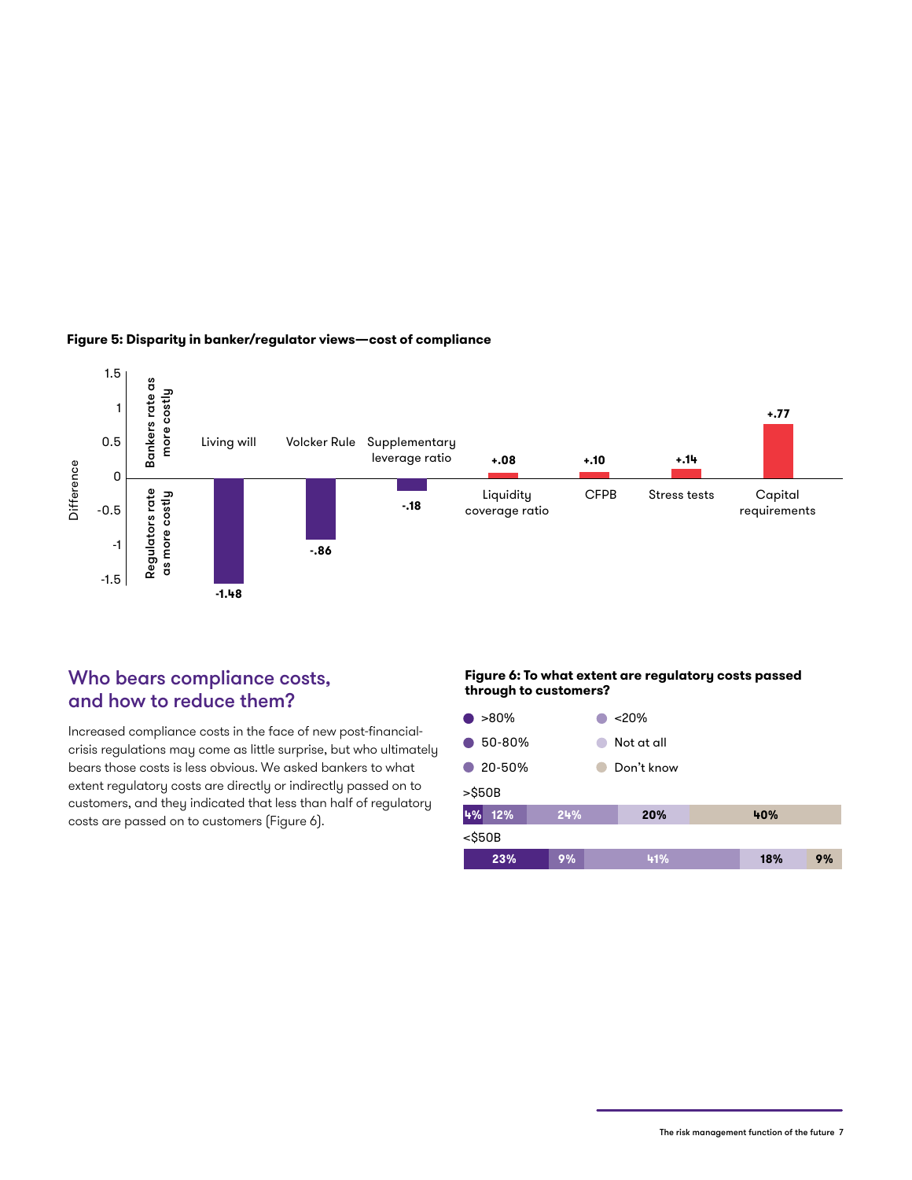**Figure 5: Disparity in banker/regulator views—cost of compliance**

| Regulation | Difference |
|---|---|
| Living will | -1.48 |
| Volcker Rule | -.86 |
| Supplementary leverage ratio | -.18 |
| Liquidity coverage ratio | +.08 |
| CFPB | +.10 |
| Stress tests | +.14 |
| Capital requirements | +.77 |

Positive values: Bankers rate as more costly. Negative values: Regulators rate as more costly.

## Who bears compliance costs, and how to reduce them?

Increased compliance costs in the face of new post-financial-crisis regulations may come as little surprise, but who ultimately bears those costs is less obvious. We asked bankers to what extent regulatory costs are directly or indirectly passed on to customers, and they indicated that less than half of regulatory costs are passed on to customers (Figure 6).

**Figure 6: To what extent are regulatory costs passed through to customers?**

| | >80% | 50-80% | 20-50% | <20% | Not at all | Don't know |
|---|---|---|---|---|---|---|
| >$50B | 4% | 12% | 24% | 20% | | 40% |
| <$50B | 23% | 9% | 41% | 18% | | 9% |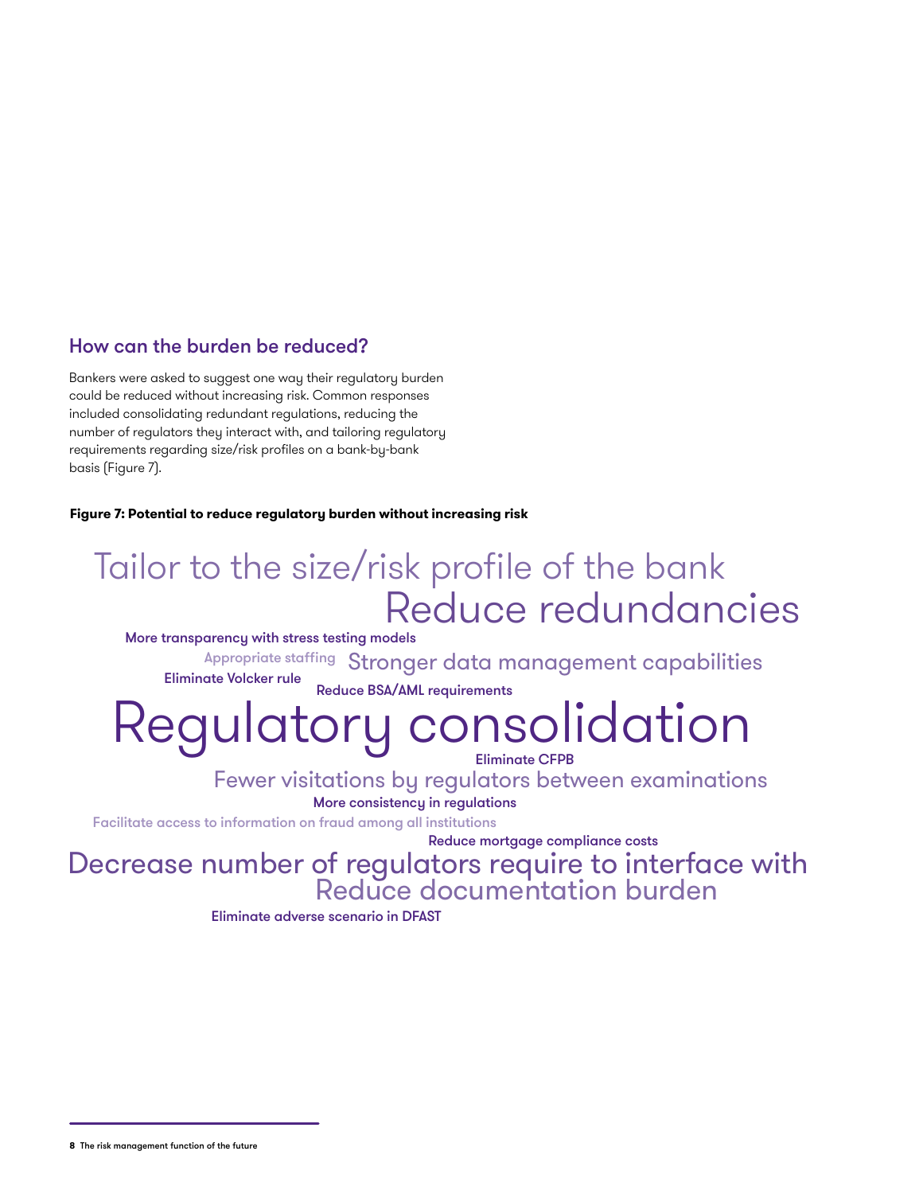## How can the burden be reduced?

Bankers were asked to suggest one way their regulatory burden could be reduced without increasing risk. Common responses included consolidating redundant regulations, reducing the number of regulators they interact with, and tailoring regulatory requirements regarding size/risk profiles on a bank-by-bank basis (Figure 7).

**Figure 7: Potential to reduce regulatory burden without increasing risk**

Tailor to the size/risk profile of the bank

Reduce redundancies

More transparency with stress testing models

Appropriate staffing

Stronger data management capabilities

Eliminate Volcker rule

Reduce BSA/AML requirements

Regulatory consolidation

Eliminate CFPB

Fewer visitations by regulators between examinations

More consistency in regulations

Facilitate access to information on fraud among all institutions

Reduce mortgage compliance costs

Decrease number of regulators require to interface with

Reduce documentation burden

Eliminate adverse scenario in DFAST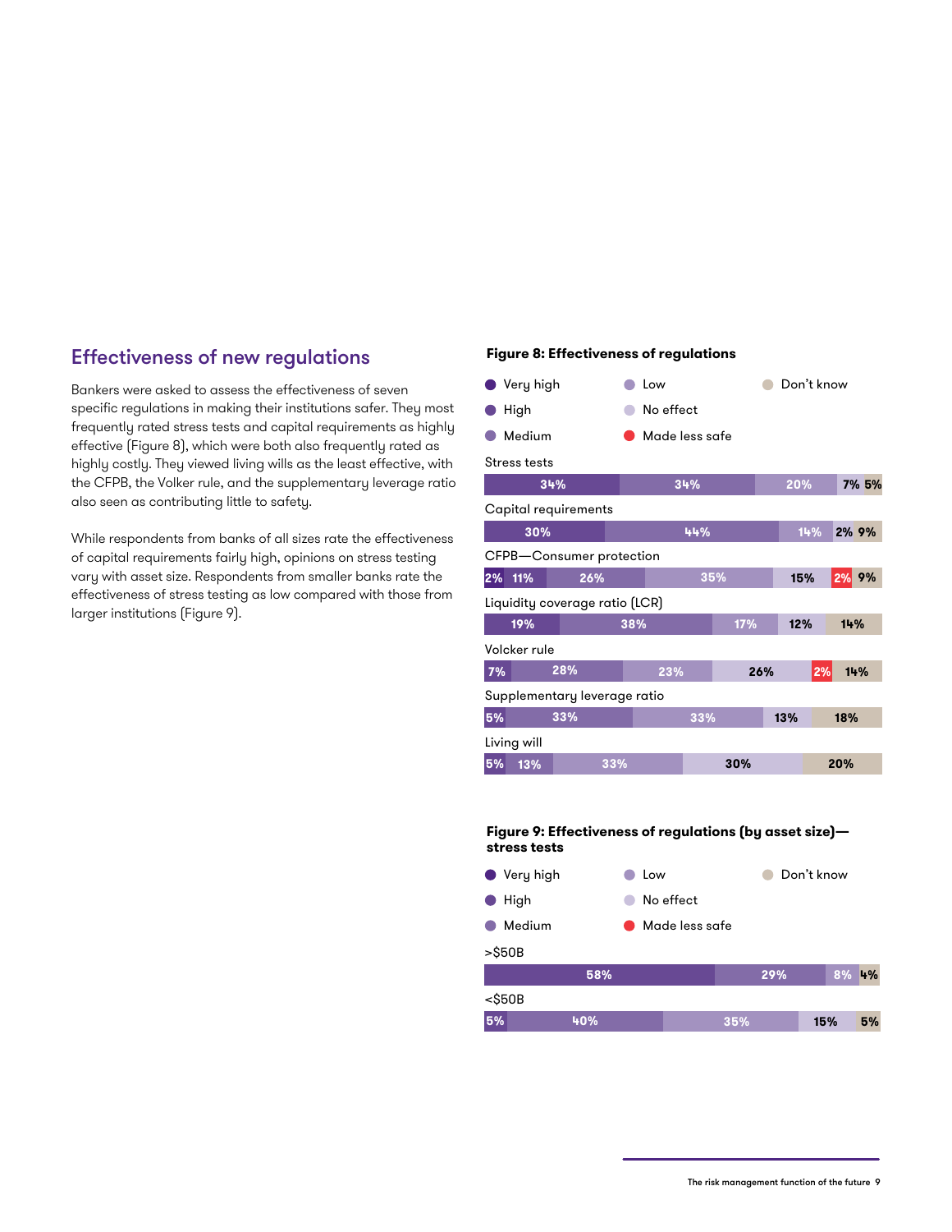## Effectiveness of new regulations

Bankers were asked to assess the effectiveness of seven specific regulations in making their institutions safer. They most frequently rated stress tests and capital requirements as highly effective (Figure 8), which were both also frequently rated as highly costly. They viewed living wills as the least effective, with the CFPB, the Volcker rule, and the supplementary leverage ratio also seen as contributing little to safety.

While respondents from banks of all sizes rate the effectiveness of capital requirements fairly high, opinions on stress testing vary with asset size. Respondents from smaller banks rate the effectiveness of stress testing as low compared with those from larger institutions (Figure 9).

**Figure 8: Effectiveness of regulations**

| Regulation | Very high | High | Medium | Low | No effect | Made less safe | Don't know |
|---|---|---|---|---|---|---|---|
| Stress tests | 34% | 34% | 20% | 7% | | | 5% |
| Capital requirements | 30% | 44% | 14% | 2% | | | 9% |
| CFPB—Consumer protection | 2% | 11% | 26% | 35% | 15% | 2% | 9% |
| Liquidity coverage ratio (LCR) | 19% | 38% | 17% | 12% | | | 14% |
| Volcker rule | 7% | 28% | 23% | 26% | | 2% | 14% |
| Supplementary leverage ratio | 5% | 33% | 33% | 13% | | | 18% |
| Living will | 5% | 13% | 33% | 30% | | | 20% |

**Figure 9: Effectiveness of regulations (by asset size)—stress tests**

| Asset size | Very high | High | Medium | Low | No effect | Made less safe | Don't know |
|---|---|---|---|---|---|---|---|
| >$50B | 58% | 29% | 8% | | | | 4% |
| <$50B | 5% | 40% | 35% | 15% | | | 5% |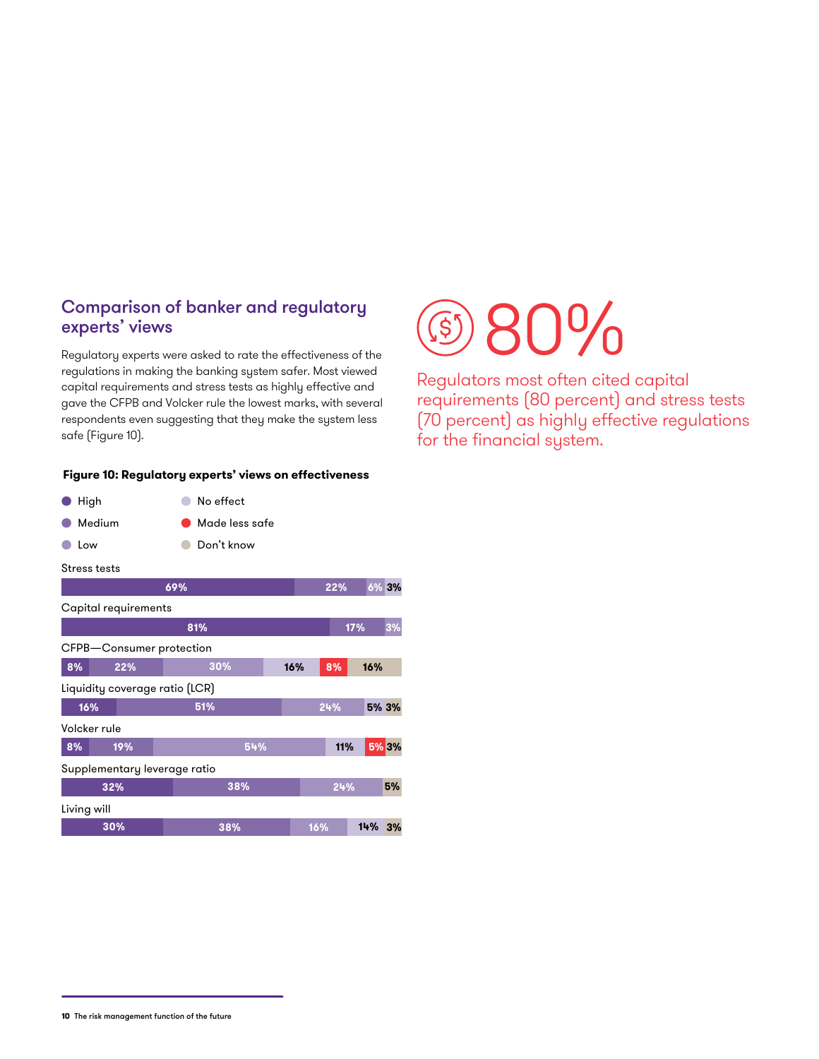## Comparison of banker and regulatory experts' views

Regulatory experts were asked to rate the effectiveness of the regulations in making the banking system safer. Most viewed capital requirements and stress tests as highly effective and gave the CFPB and Volcker rule the lowest marks, with several respondents even suggesting that they make the system less safe (Figure 10).

80%

Regulators most often cited capital requirements (80 percent) and stress tests (70 percent) as highly effective regulations for the financial system.

**Figure 10: Regulatory experts' views on effectiveness**

| Regulation | High | Medium | Low | No effect | Made less safe | Don't know |
|---|---|---|---|---|---|---|
| Stress tests | 69% | 22% | 6% | 3% | | |
| Capital requirements | 81% | 17% | 3% | | | |
| CFPB—Consumer protection | 8% | 22% | 30% | 16% | 8% | 16% |
| Liquidity coverage ratio (LCR) | 16% | 51% | 24% | 5% | | 3% |
| Volcker rule | 8% | 19% | 54% | 11% | 5% | 3% |
| Supplementary leverage ratio | 32% | 38% | 24% | | | 5% |
| Living will | 30% | 38% | 16% | 14% | | 3% |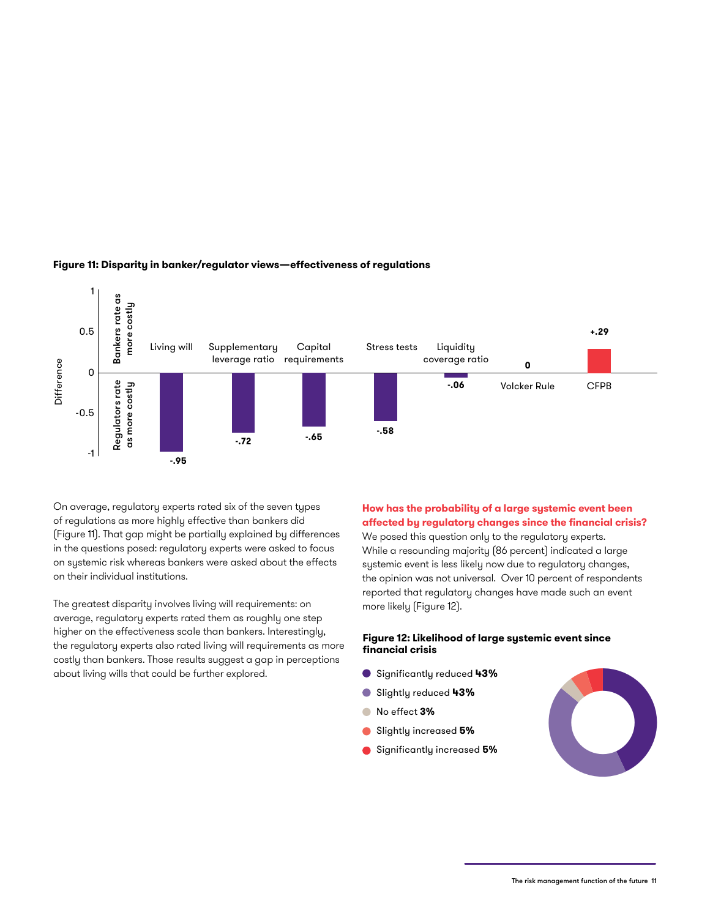**Figure 11: Disparity in banker/regulator views—effectiveness of regulations**

| Regulation | Difference |
| --- | --- |
| Living will | -.95 |
| Supplementary leverage ratio | -.72 |
| Capital requirements | -.65 |
| Stress tests | -.58 |
| Liquidity coverage ratio | -.06 |
| Volcker Rule | 0 |
| CFPB | +.29 |

Difference: positive values = Bankers rate as more costly; negative values = Regulators rate as more costly

On average, regulatory experts rated six of the seven types of regulations as more highly effective than bankers did (Figure 11). That gap might be partially explained by differences in the questions posed: regulatory experts were asked to focus on systemic risk whereas bankers were asked about the effects on their individual institutions.

The greatest disparity involves living will requirements: on average, regulatory experts rated them as roughly one step higher on the effectiveness scale than bankers. Interestingly, the regulatory experts also rated living will requirements as more costly than bankers. Those results suggest a gap in perceptions about living wills that could be further explored.

### How has the probability of a large systemic event been affected by regulatory changes since the financial crisis?

We posed this question only to the regulatory experts. While a resounding majority (86 percent) indicated a large systemic event is less likely now due to regulatory changes, the opinion was not universal. Over 10 percent of respondents reported that regulatory changes have made such an event more likely (Figure 12).

**Figure 12: Likelihood of large systemic event since financial crisis**

- Significantly reduced **43%**
- Slightly reduced **43%**
- No effect **3%**
- Slightly increased **5%**
- Significantly increased **5%**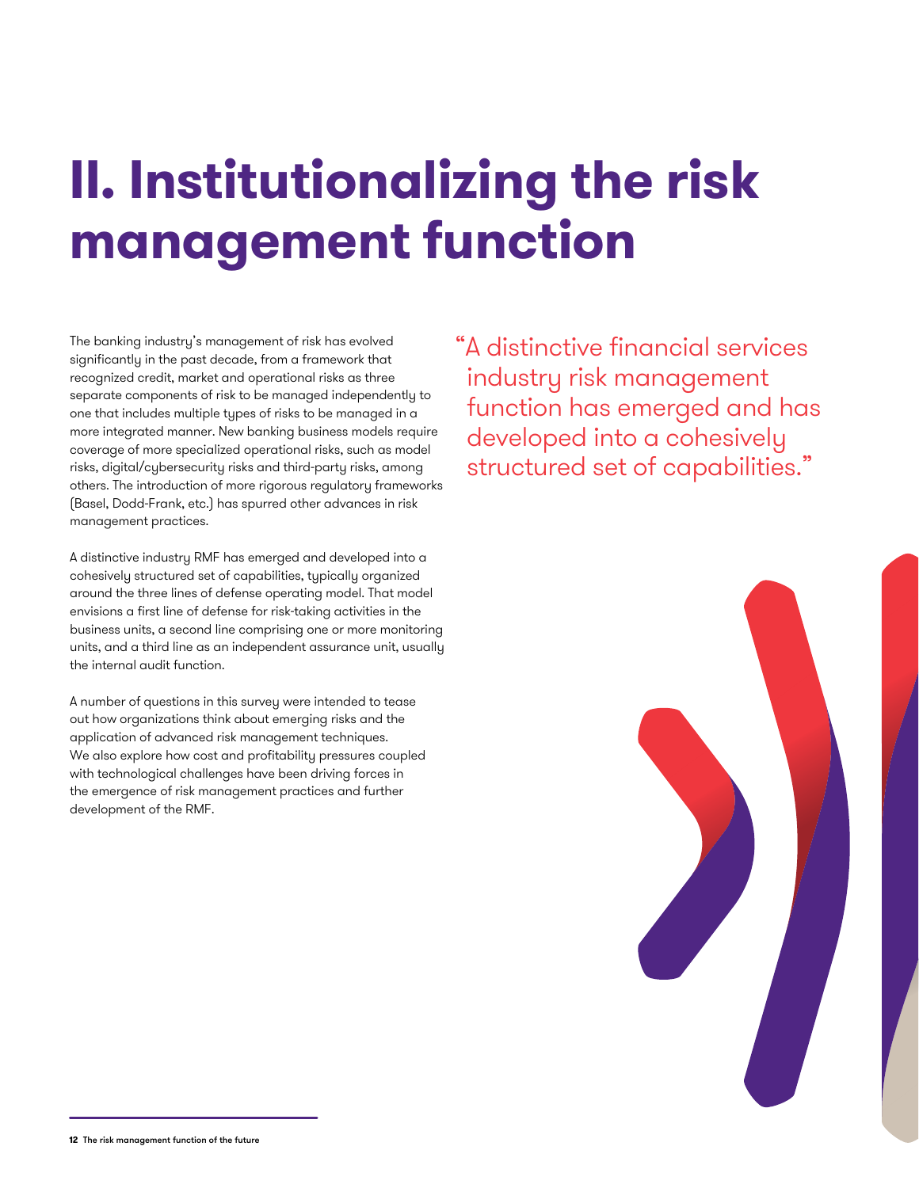# II. Institutionalizing the risk management function

The banking industry's management of risk has evolved significantly in the past decade, from a framework that recognized credit, market and operational risks as three separate components of risk to be managed independently to one that includes multiple types of risks to be managed in a more integrated manner. New banking business models require coverage of more specialized operational risks, such as model risks, digital/cybersecurity risks and third-party risks, among others. The introduction of more rigorous regulatory frameworks (Basel, Dodd-Frank, etc.) has spurred other advances in risk management practices.

A distinctive industry RMF has emerged and developed into a cohesively structured set of capabilities, typically organized around the three lines of defense operating model. That model envisions a first line of defense for risk-taking activities in the business units, a second line comprising one or more monitoring units, and a third line as an independent assurance unit, usually the internal audit function.

A number of questions in this survey were intended to tease out how organizations think about emerging risks and the application of advanced risk management techniques. We also explore how cost and profitability pressures coupled with technological challenges have been driving forces in the emergence of risk management practices and further development of the RMF.

> "A distinctive financial services industry risk management function has emerged and has developed into a cohesively structured set of capabilities."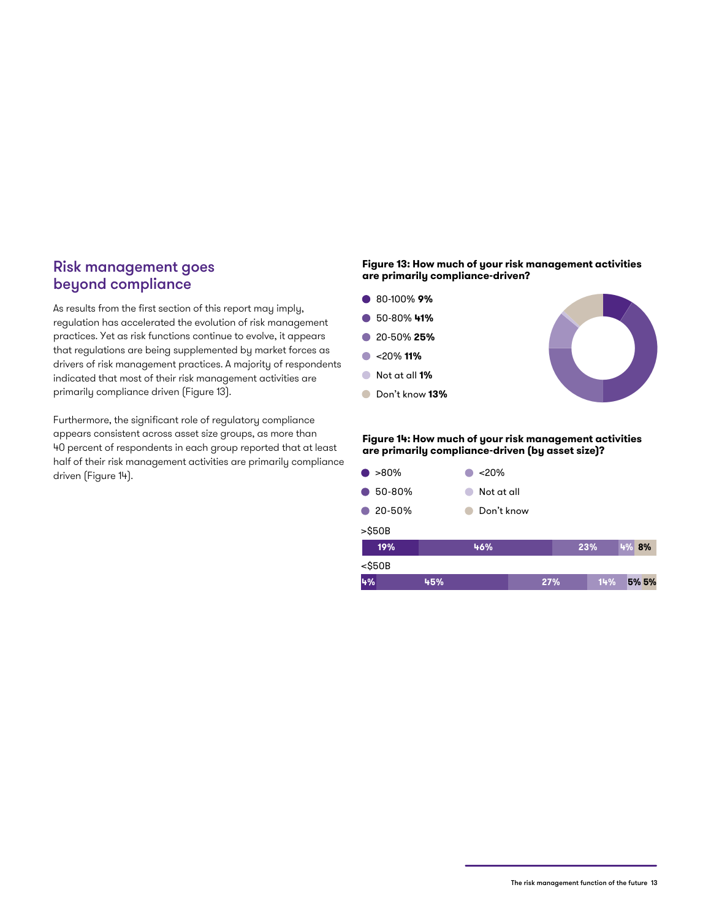## Risk management goes beyond compliance

As results from the first section of this report may imply, regulation has accelerated the evolution of risk management practices. Yet as risk functions continue to evolve, it appears that regulations are being supplemented by market forces as drivers of risk management practices. A majority of respondents indicated that most of their risk management activities are primarily compliance driven (Figure 13).

Furthermore, the significant role of regulatory compliance appears consistent across asset size groups, as more than 40 percent of respondents in each group reported that at least half of their risk management activities are primarily compliance driven (Figure 14).

**Figure 13: How much of your risk management activities are primarily compliance-driven?**

| Response | % |
|---|---|
| 80-100% | **9%** |
| 50-80% | **41%** |
| 20-50% | **25%** |
| <20% | **11%** |
| Not at all | **1%** |
| Don't know | **13%** |

**Figure 14: How much of your risk management activities are primarily compliance-driven (by asset size)?**

| Asset size | >80% | 50-80% | 20-50% | <20% | Not at all | Don't know |
|---|---|---|---|---|---|---|
| >$50B | 19% | 46% | 23% | 4% | | 8% |
| <$50B | 4% | 45% | 27% | 14% | 5% | 5% |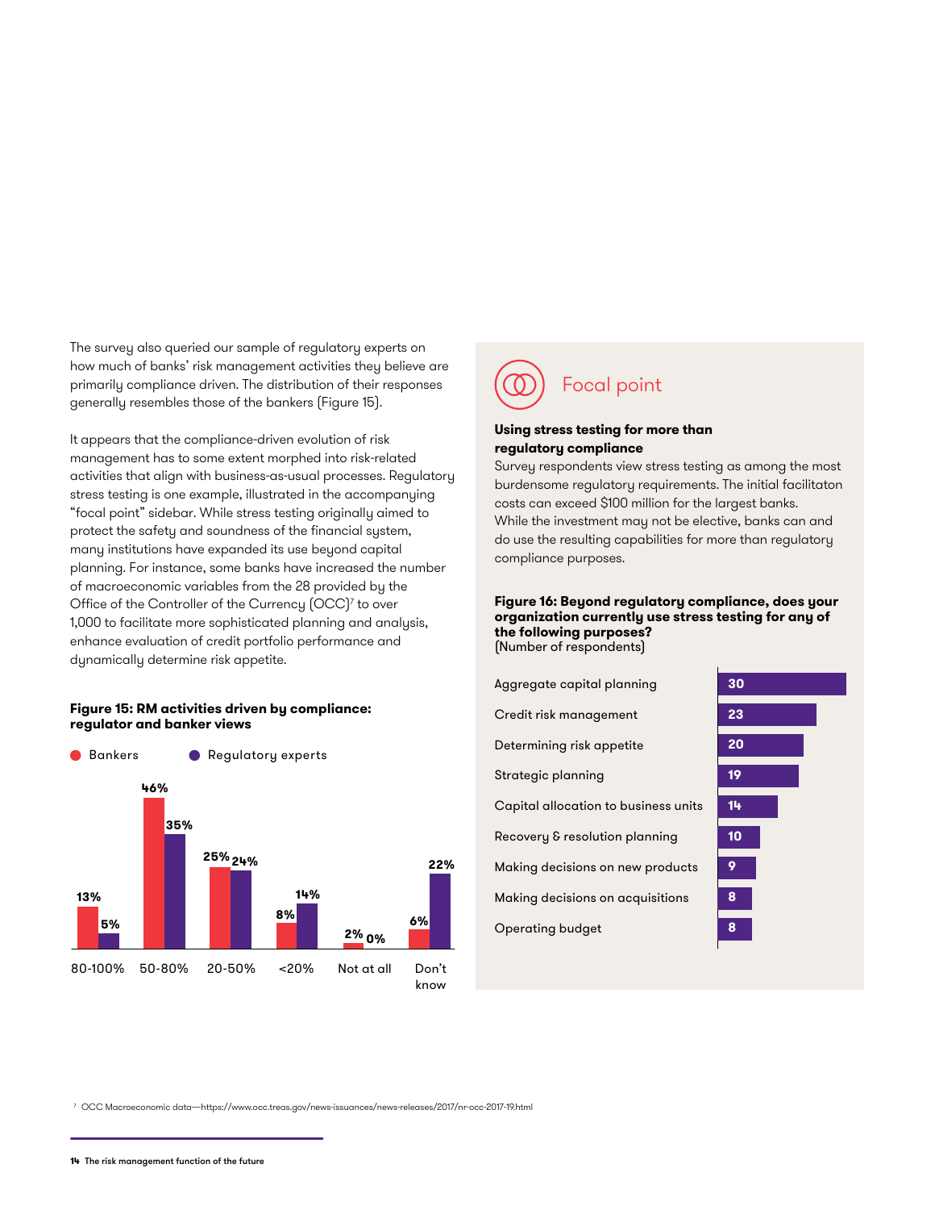The survey also queried our sample of regulatory experts on how much of banks' risk management activities they believe are primarily compliance driven. The distribution of their responses generally resembles those of the bankers (Figure 15).

It appears that the compliance-driven evolution of risk management has to some extent morphed into risk-related activities that align with business-as-usual processes. Regulatory stress testing is one example, illustrated in the accompanying "focal point" sidebar. While stress testing originally aimed to protect the safety and soundness of the financial system, many institutions have expanded its use beyond capital planning. For instance, some banks have increased the number of macroeconomic variables from the 28 provided by the Office of the Controller of the Currency (OCC)[7] to over 1,000 to facilitate more sophisticated planning and analysis, enhance evaluation of credit portfolio performance and dynamically determine risk appetite.

**Figure 15: RM activities driven by compliance: regulator and banker views**

| | Bankers | Regulatory experts |
|---|---|---|
| 80-100% | 13% | 5% |
| 50-80% | 46% | 35% |
| 20-50% | 25% | 24% |
| <20% | 8% | 14% |
| Not at all | 2% | 0% |
| Don't know | 6% | 22% |

## Focal point

**Using stress testing for more than regulatory compliance**

Survey respondents view stress testing as among the most burdensome regulatory requirements. The initial facilitaton costs can exceed $100 million for the largest banks. While the investment may not be elective, banks can and do use the resulting capabilities for more than regulatory compliance purposes.

**Figure 16: Beyond regulatory compliance, does your organization currently use stress testing for any of the following purposes?**
(Number of respondents)

| Purpose | Number of respondents |
|---|---|
| Aggregate capital planning | 30 |
| Credit risk management | 23 |
| Determining risk appetite | 20 |
| Strategic planning | 19 |
| Capital allocation to business units | 14 |
| Recovery & resolution planning | 10 |
| Making decisions on new products | 9 |
| Making decisions on acquisitions | 8 |
| Operating budget | 8 |

[7] OCC Macroeconomic data—https://www.occ.treas.gov/news-issuances/news-releases/2017/nr-occ-2017-19.html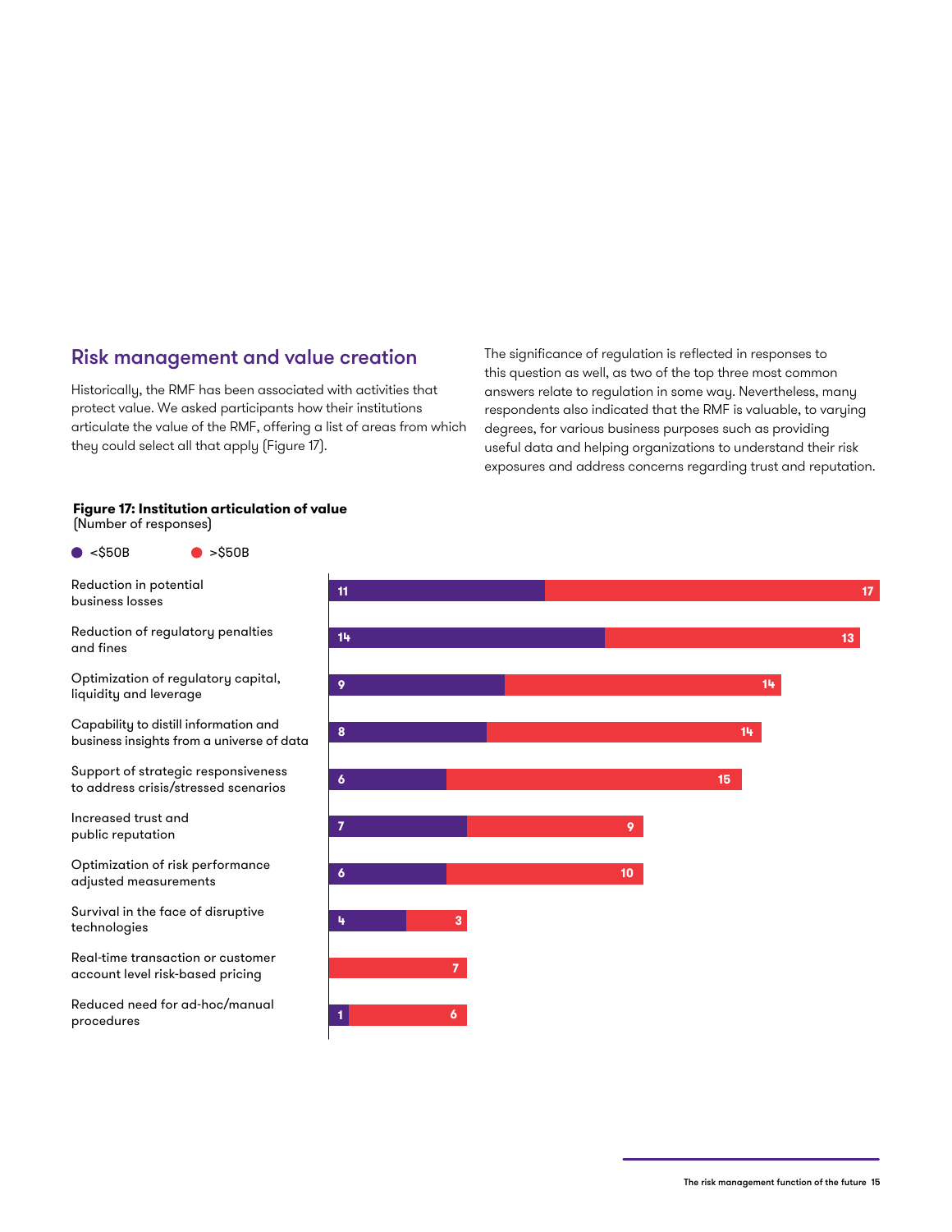## Risk management and value creation

Historically, the RMF has been associated with activities that protect value. We asked participants how their institutions articulate the value of the RMF, offering a list of areas from which they could select all that apply (Figure 17).

The significance of regulation is reflected in responses to this question as well, as two of the top three most common answers relate to regulation in some way. Nevertheless, many respondents also indicated that the RMF is valuable, to varying degrees, for various business purposes such as providing useful data and helping organizations to understand their risk exposures and address concerns regarding trust and reputation.

**Figure 17: Institution articulation of value**
(Number of responses)

| | <$50B | >$50B |
|---|---|---|
| Reduction in potential business losses | 11 | 17 |
| Reduction of regulatory penalties and fines | 14 | 13 |
| Optimization of regulatory capital, liquidity and leverage | 9 | 14 |
| Capability to distill information and business insights from a universe of data | 8 | 14 |
| Support of strategic responsiveness to address crisis/stressed scenarios | 6 | 15 |
| Increased trust and public reputation | 7 | 9 |
| Optimization of risk performance adjusted measurements | 6 | 10 |
| Survival in the face of disruptive technologies | 4 | 3 |
| Real-time transaction or customer account level risk-based pricing | | 7 |
| Reduced need for ad-hoc/manual procedures | 1 | 6 |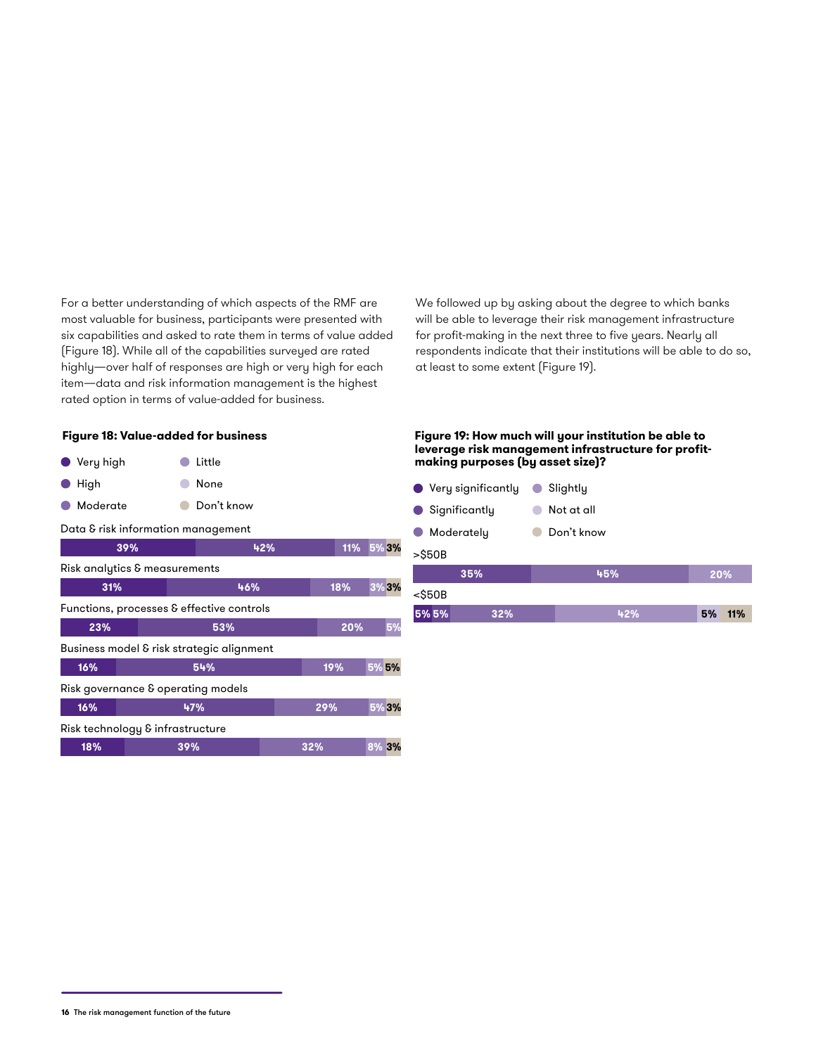For a better understanding of which aspects of the RMF are most valuable for business, participants were presented with six capabilities and asked to rate them in terms of value added (Figure 18). While all of the capabilities surveyed are rated highly—over half of responses are high or very high for each item—data and risk information management is the highest rated option in terms of value-added for business.

We followed up by asking about the degree to which banks will be able to leverage their risk management infrastructure for profit-making in the next three to five years. Nearly all respondents indicate that their institutions will be able to do so, at least to some extent (Figure 19).

**Figure 18: Value-added for business**

| Capability | Very high | High | Moderate | Little | None | Don't know |
|---|---|---|---|---|---|---|
| Data & risk information management | 39% | 42% | 11% | 5% | | 3% |
| Risk analytics & measurements | 31% | 46% | 18% | 3% | | 3% |
| Functions, processes & effective controls | 23% | 53% | 20% | 5% | | |
| Business model & risk strategic alignment | 16% | 54% | 19% | 5% | | 5% |
| Risk governance & operating models | 16% | 47% | 29% | 5% | | 3% |
| Risk technology & infrastructure | 18% | 39% | 32% | 8% | | 3% |

**Figure 19: How much will your institution be able to leverage risk management infrastructure for profit-making purposes (by asset size)?**

| Asset size | Very significantly | Significantly | Moderately | Slightly | Not at all | Don't know |
|---|---|---|---|---|---|---|
| >$50B | | 35% | 45% | 20% | | |
| <$50B | 5% | 5% | 32% | 42% | 5% | 11% |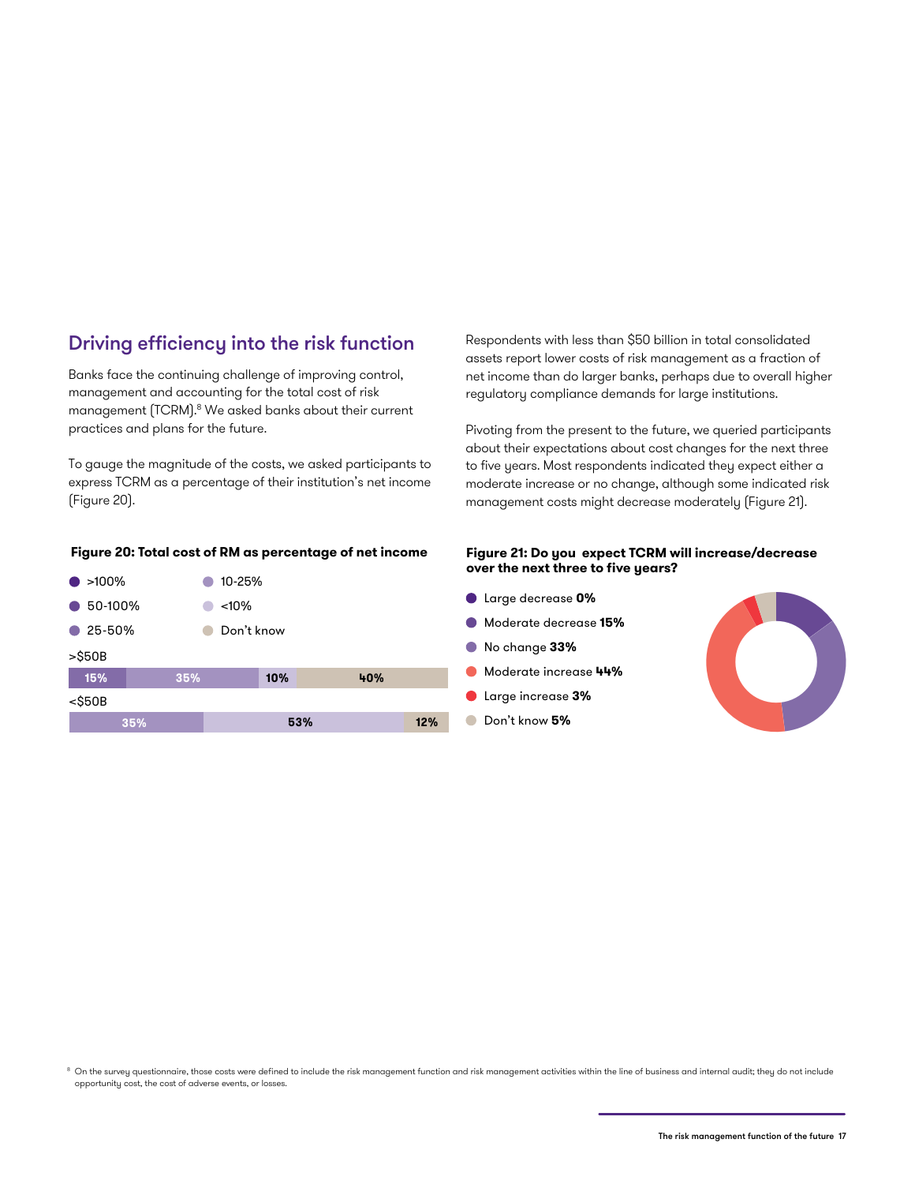## Driving efficiency into the risk function

Banks face the continuing challenge of improving control, management and accounting for the total cost of risk management (TCRM).[8] We asked banks about their current practices and plans for the future.

To gauge the magnitude of the costs, we asked participants to express TCRM as a percentage of their institution's net income (Figure 20).

Respondents with less than $50 billion in total consolidated assets report lower costs of risk management as a fraction of net income than do larger banks, perhaps due to overall higher regulatory compliance demands for large institutions.

Pivoting from the present to the future, we queried participants about their expectations about cost changes for the next three to five years. Most respondents indicated they expect either a moderate increase or no change, although some indicated risk management costs might decrease moderately (Figure 21).

**Figure 20: Total cost of RM as percentage of net income**

| | >100% | 50-100% | 25-50% | 10-25% | <10% | Don't know |
|---|---|---|---|---|---|---|
| >$50B | | | 15% | 35% | 10% | 40% |
| <$50B | | | | 35% | 53% | 12% |

**Figure 21: Do you expect TCRM will increase/decrease over the next three to five years?**

- Large decrease **0%**
- Moderate decrease **15%**
- No change **33%**
- Moderate increase **44%**
- Large increase **3%**
- Don't know **5%**

[8] On the survey questionnaire, those costs were defined to include the risk management function and risk management activities within the line of business and internal audit; they do not include opportunity cost, the cost of adverse events, or losses.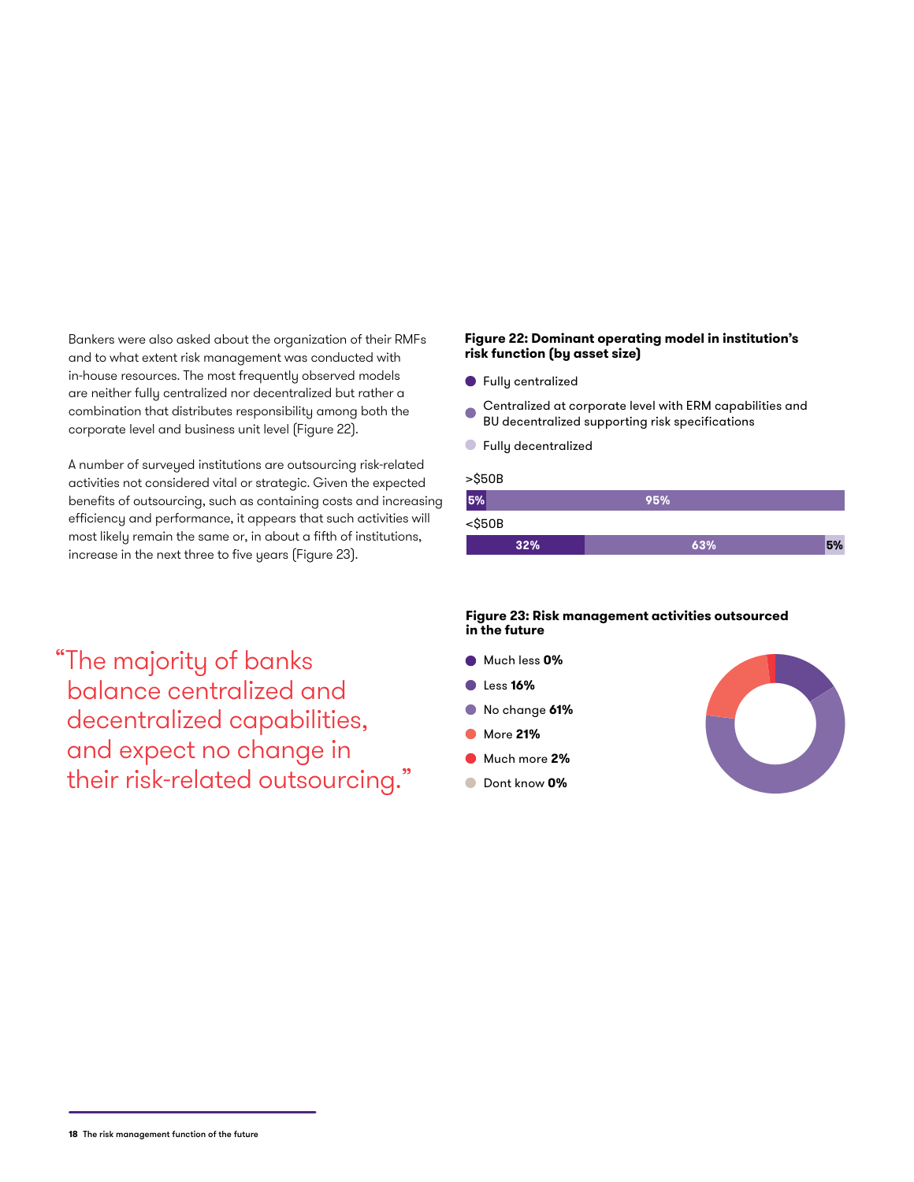Bankers were also asked about the organization of their RMFs and to what extent risk management was conducted with in-house resources. The most frequently observed models are neither fully centralized nor decentralized but rather a combination that distributes responsibility among both the corporate level and business unit level (Figure 22).

A number of surveyed institutions are outsourcing risk-related activities not considered vital or strategic. Given the expected benefits of outsourcing, such as containing costs and increasing efficiency and performance, it appears that such activities will most likely remain the same or, in about a fifth of institutions, increase in the next three to five years (Figure 23).

> "The majority of banks balance centralized and decentralized capabilities, and expect no change in their risk-related outsourcing."

**Figure 22: Dominant operating model in institution's risk function (by asset size)**

| Asset size | Fully centralized | Centralized at corporate level with ERM capabilities and BU decentralized supporting risk specifications | Fully decentralized |
|---|---|---|---|
| >$50B | 5% | 95% | |
| <$50B | 32% | 63% | 5% |

**Figure 23: Risk management activities outsourced in the future**

- Much less **0%**
- Less **16%**
- No change **61%**
- More **21%**
- Much more **2%**
- Dont know **0%**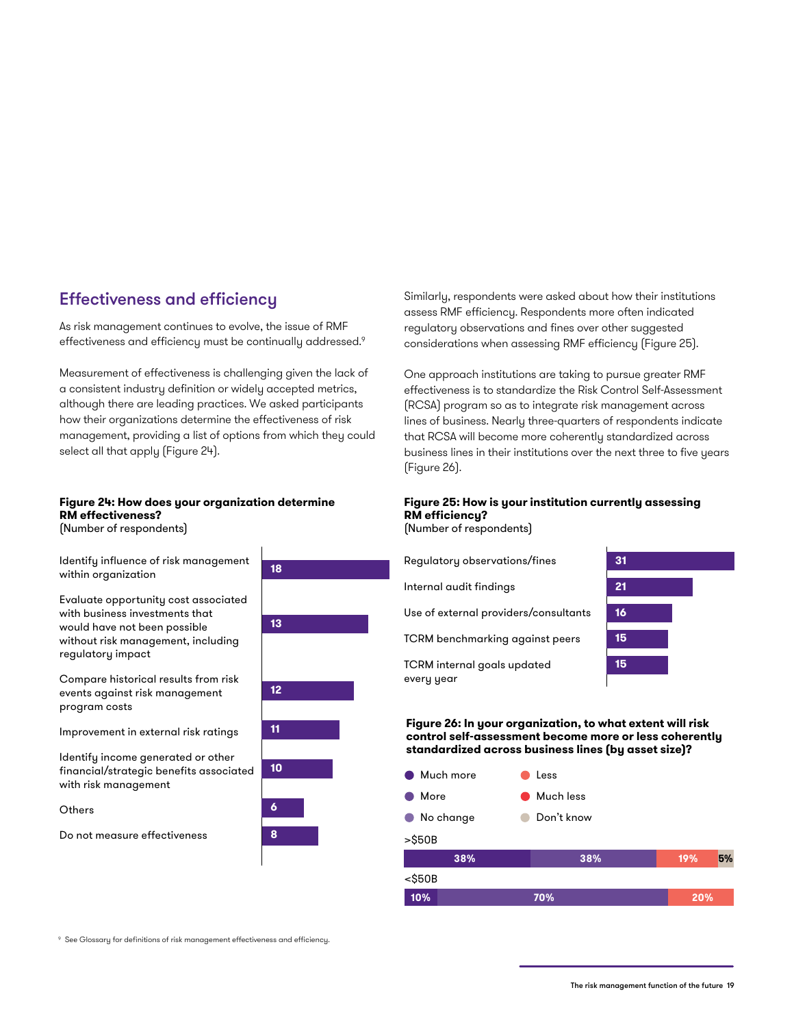## Effectiveness and efficiency

As risk management continues to evolve, the issue of RMF effectiveness and efficiency must be continually addressed.[9]

Measurement of effectiveness is challenging given the lack of a consistent industry definition or widely accepted metrics, although there are leading practices. We asked participants how their organizations determine the effectiveness of risk management, providing a list of options from which they could select all that apply (Figure 24).

**Figure 24: How does your organization determine RM effectiveness?**
(Number of respondents)

| Response | Number of respondents |
| --- | --- |
| Identify influence of risk management within organization | 18 |
| Evaluate opportunity cost associated with business investments that would have not been possible without risk management, including regulatory impact | 13 |
| Compare historical results from risk events against risk management program costs | 12 |
| Improvement in external risk ratings | 11 |
| Identify income generated or other financial/strategic benefits associated with risk management | 10 |
| Others | 6 |
| Do not measure effectiveness | 8 |

Similarly, respondents were asked about how their institutions assess RMF efficiency. Respondents more often indicated regulatory observations and fines over other suggested considerations when assessing RMF efficiency (Figure 25).

One approach institutions are taking to pursue greater RMF effectiveness is to standardize the Risk Control Self-Assessment (RCSA) program so as to integrate risk management across lines of business. Nearly three-quarters of respondents indicate that RCSA will become more coherently standardized across business lines in their institutions over the next three to five years (Figure 26).

**Figure 25: How is your institution currently assessing RM efficiency?**
(Number of respondents)

| Response | Number of respondents |
| --- | --- |
| Regulatory observations/fines | 31 |
| Internal audit findings | 21 |
| Use of external providers/consultants | 16 |
| TCRM benchmarking against peers | 15 |
| TCRM internal goals updated every year | 15 |

**Figure 26: In your organization, to what extent will risk control self-assessment become more or less coherently standardized across business lines (by asset size)?**

| Asset size | Much more | More | No change | Less | Much less | Don't know |
| --- | --- | --- | --- | --- | --- | --- |
| >$50B | 38% | 38% | | 19% | | 5% |
| <$50B | 10% | 70% | | 20% | | |

[9] See Glossary for definitions of risk management effectiveness and efficiency.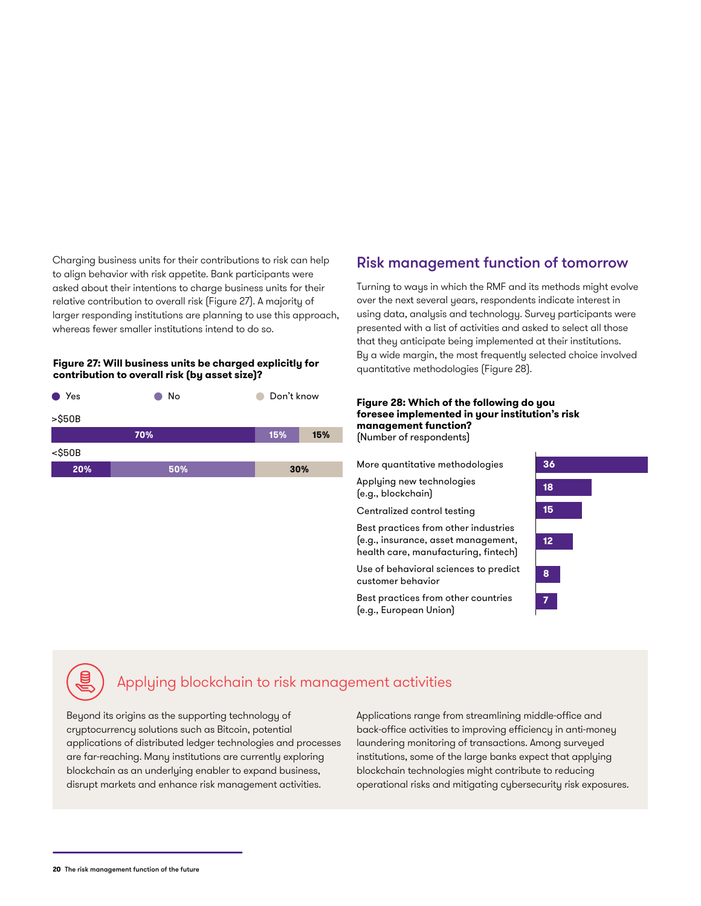Charging business units for their contributions to risk can help to align behavior with risk appetite. Bank participants were asked about their intentions to charge business units for their relative contribution to overall risk (Figure 27). A majority of larger responding institutions are planning to use this approach, whereas fewer smaller institutions intend to do so.

**Figure 27: Will business units be charged explicitly for contribution to overall risk (by asset size)?**

| Asset size | Yes | No | Don't know |
|---|---|---|---|
| >$50B | 70% | 15% | 15% |
| <$50B | 20% | 50% | 30% |

## Risk management function of tomorrow

Turning to ways in which the RMF and its methods might evolve over the next several years, respondents indicate interest in using data, analysis and technology. Survey participants were presented with a list of activities and asked to select all those that they anticipate being implemented at their institutions. By a wide margin, the most frequently selected choice involved quantitative methodologies (Figure 28).

**Figure 28: Which of the following do you foresee implemented in your institution's risk management function?**
(Number of respondents)

| Activity | Number of respondents |
|---|---|
| More quantitative methodologies | 36 |
| Applying new technologies (e.g., blockchain) | 18 |
| Centralized control testing | 15 |
| Best practices from other industries (e.g., insurance, asset management, health care, manufacturing, fintech) | 12 |
| Use of behavioral sciences to predict customer behavior | 8 |
| Best practices from other countries (e.g., European Union) | 7 |

### Applying blockchain to risk management activities

Beyond its origins as the supporting technology of cryptocurrency solutions such as Bitcoin, potential applications of distributed ledger technologies and processes are far-reaching. Many institutions are currently exploring blockchain as an underlying enabler to expand business, disrupt markets and enhance risk management activities.

Applications range from streamlining middle-office and back-office activities to improving efficiency in anti-money laundering monitoring of transactions. Among surveyed institutions, some of the large banks expect that applying blockchain technologies might contribute to reducing operational risks and mitigating cybersecurity risk exposures.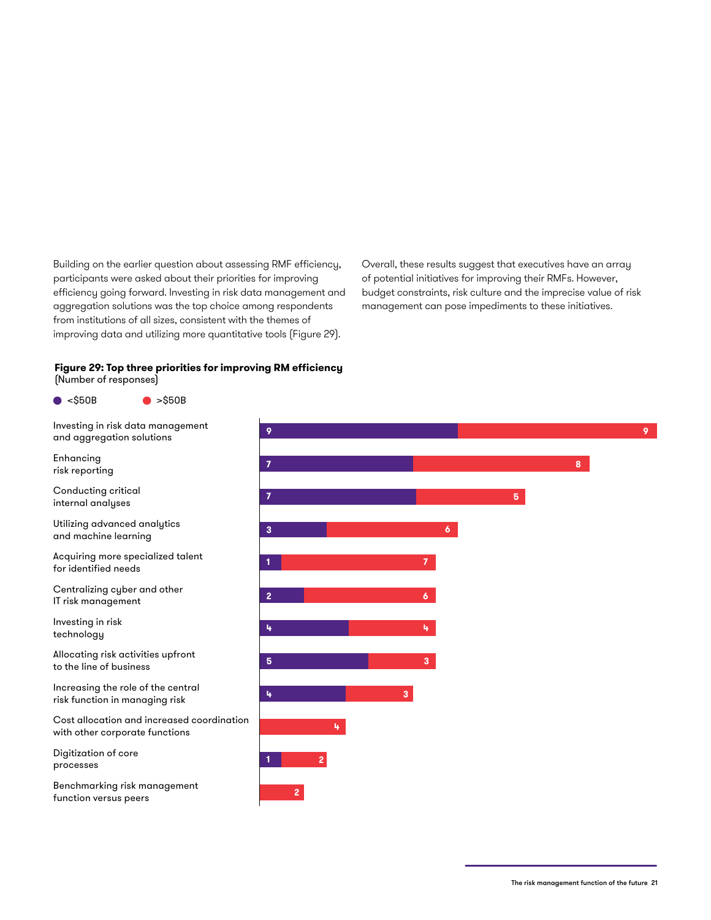Building on the earlier question about assessing RMF efficiency, participants were asked about their priorities for improving efficiency going forward. Investing in risk data management and aggregation solutions was the top choice among respondents from institutions of all sizes, consistent with the themes of improving data and utilizing more quantitative tools (Figure 29).

Overall, these results suggest that executives have an array of potential initiatives for improving their RMFs. However, budget constraints, risk culture and the imprecise value of risk management can pose impediments to these initiatives.

**Figure 29: Top three priorities for improving RM efficiency**
(Number of responses)

| Priority | <$50B | >$50B |
|---|---|---|
| Investing in risk data management and aggregation solutions | 9 | 9 |
| Enhancing risk reporting | 7 | 8 |
| Conducting critical internal analyses | 7 | 5 |
| Utilizing advanced analytics and machine learning | 3 | 6 |
| Acquiring more specialized talent for identified needs | 1 | 7 |
| Centralizing cyber and other IT risk management | 2 | 6 |
| Investing in risk technology | 4 | 4 |
| Allocating risk activities upfront to the line of business | 5 | 3 |
| Increasing the role of the central risk function in managing risk | 4 | 3 |
| Cost allocation and increased coordination with other corporate functions | | 4 |
| Digitization of core processes | 1 | 2 |
| Benchmarking risk management function versus peers | | 2 |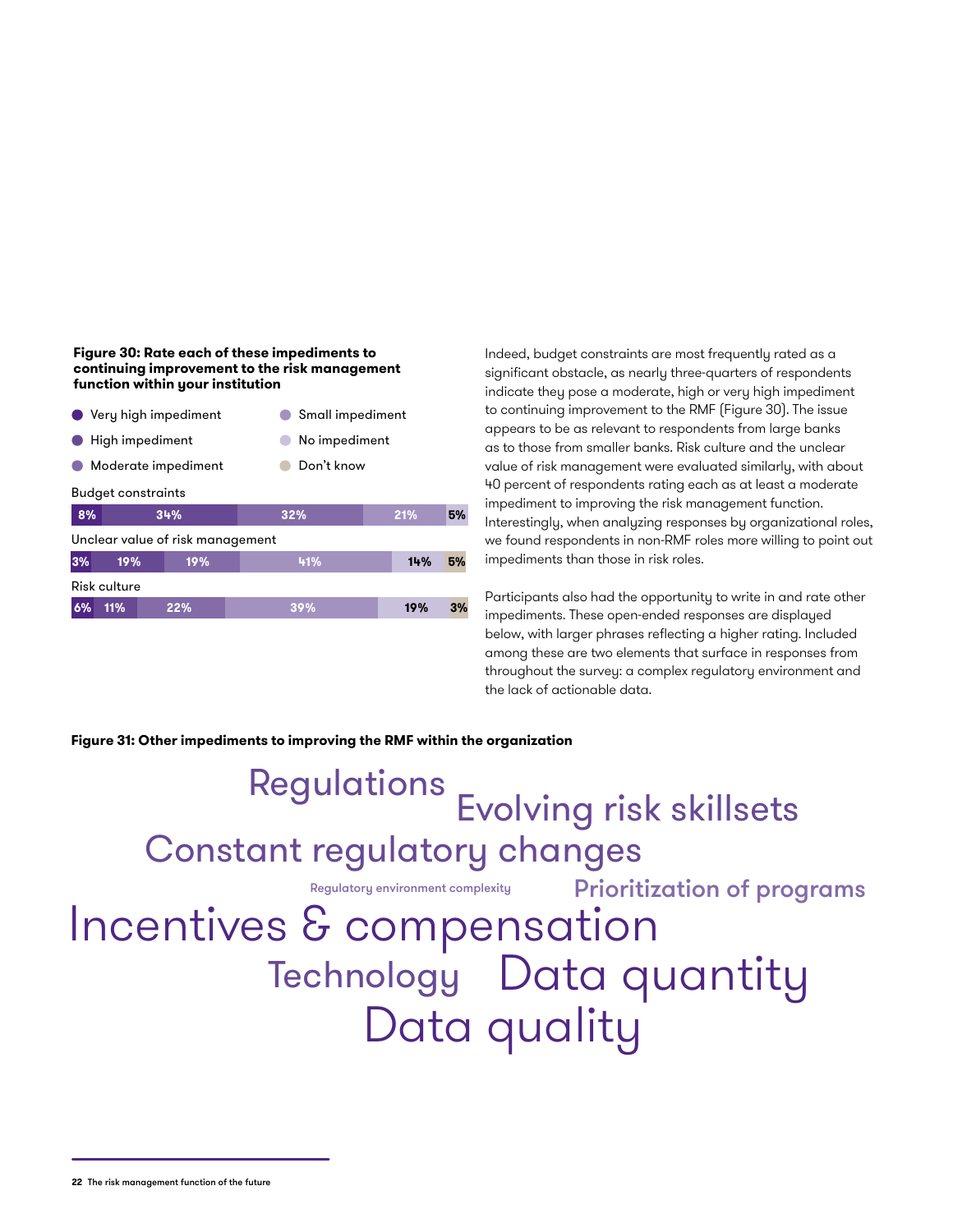**Figure 30: Rate each of these impediments to continuing improvement to the risk management function within your institution**

| | Very high impediment | High impediment | Moderate impediment | Small impediment | No impediment | Don't know |
|---|---|---|---|---|---|---|
| Budget constraints | 8% | 34% | 32% | 21% | | 5% |
| Unclear value of risk management | 3% | 19% | 19% | 41% | 14% | 5% |
| Risk culture | 6% | 11% | 22% | 39% | 19% | 3% |

Indeed, budget constraints are most frequently rated as a significant obstacle, as nearly three-quarters of respondents indicate they pose a moderate, high or very high impediment to continuing improvement to the RMF (Figure 30). The issue appears to be as relevant to respondents from large banks as to those from smaller banks. Risk culture and the unclear value of risk management were evaluated similarly, with about 40 percent of respondents rating each as at least a moderate impediment to improving the risk management function. Interestingly, when analyzing responses by organizational roles, we found respondents in non-RMF roles more willing to point out impediments than those in risk roles.

Participants also had the opportunity to write in and rate other impediments. These open-ended responses are displayed below, with larger phrases reflecting a higher rating. Included among these are two elements that surface in responses from throughout the survey: a complex regulatory environment and the lack of actionable data.

**Figure 31: Other impediments to improving the RMF within the organization**

- Regulations
- Evolving risk skillsets
- Constant regulatory changes
- Regulatory environment complexity
- Prioritization of programs
- Incentives & compensation
- Technology
- Data quantity
- Data quality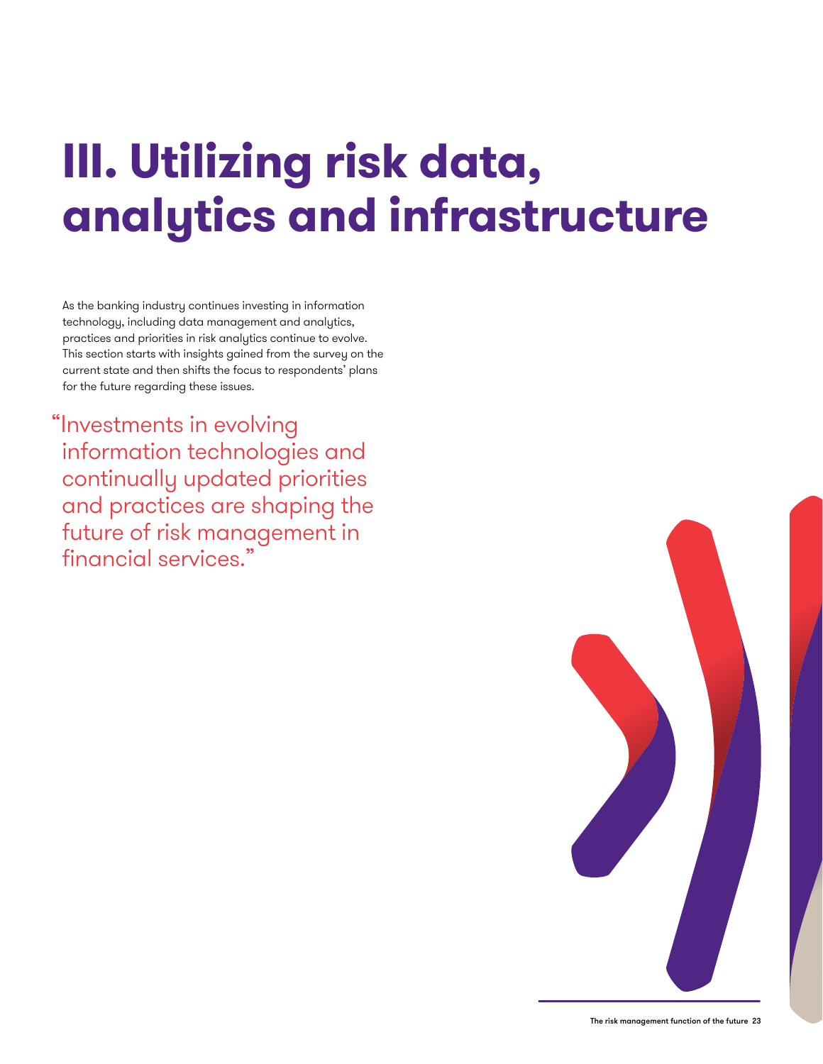# III. Utilizing risk data, analytics and infrastructure

As the banking industry continues investing in information technology, including data management and analytics, practices and priorities in risk analytics continue to evolve. This section starts with insights gained from the survey on the current state and then shifts the focus to respondents' plans for the future regarding these issues.

> "Investments in evolving information technologies and continually updated priorities and practices are shaping the future of risk management in financial services."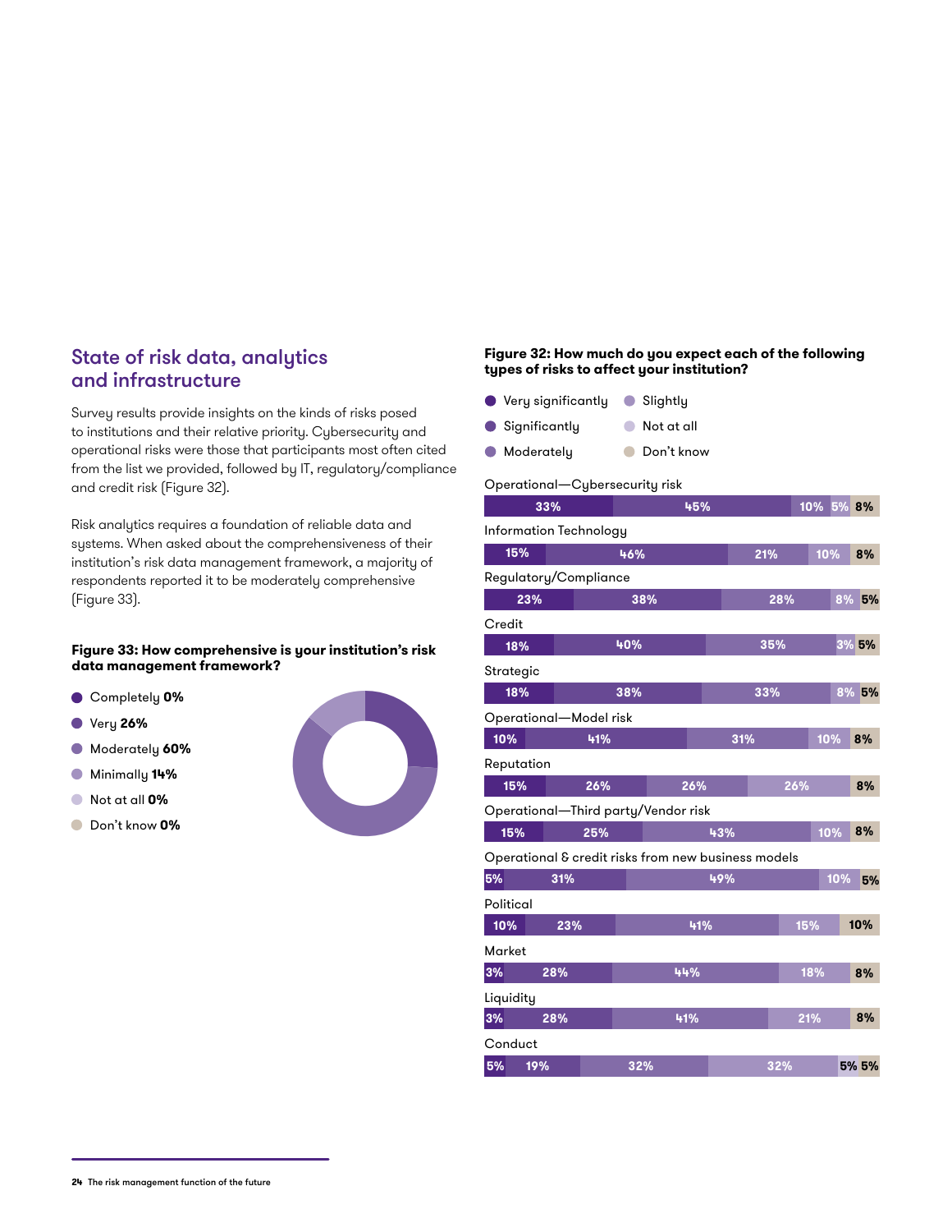## State of risk data, analytics and infrastructure

Survey results provide insights on the kinds of risks posed to institutions and their relative priority. Cybersecurity and operational risks were those that participants most often cited from the list we provided, followed by IT, regulatory/compliance and credit risk (Figure 32).

Risk analytics requires a foundation of reliable data and systems. When asked about the comprehensiveness of their institution's risk data management framework, a majority of respondents reported it to be moderately comprehensive (Figure 33).

**Figure 33: How comprehensive is your institution's risk data management framework?**

- Completely **0%**
- Very **26%**
- Moderately **60%**
- Minimally **14%**
- Not at all **0%**
- Don't know **0%**

**Figure 32: How much do you expect each of the following types of risks to affect your institution?**

| Risk type | Very significantly | Significantly | Moderately | Slightly | Not at all | Don't know |
|---|---|---|---|---|---|---|
| Operational—Cybersecurity risk | 33% | 45% | 10% | 5% | | 8% |
| Information Technology | 15% | 46% | 21% | 10% | | 8% |
| Regulatory/Compliance | 23% | 38% | 28% | 8% | | 5% |
| Credit | 18% | 40% | 35% | 3% | | 5% |
| Strategic | 18% | 38% | 33% | 8% | | 5% |
| Operational—Model risk | 10% | 41% | 31% | 10% | | 8% |
| Reputation | 15% | 26% | 26% | 26% | | 8% |
| Operational—Third party/Vendor risk | 15% | 25% | 43% | 10% | | 8% |
| Operational & credit risks from new business models | 5% | 31% | 49% | 10% | | 5% |
| Political | 10% | 23% | 41% | 15% | | 10% |
| Market | 3% | 28% | 44% | 18% | | 8% |
| Liquidity | 3% | 28% | 41% | 21% | | 8% |
| Conduct | 5% | 19% | 32% | 32% | 5% | 5% |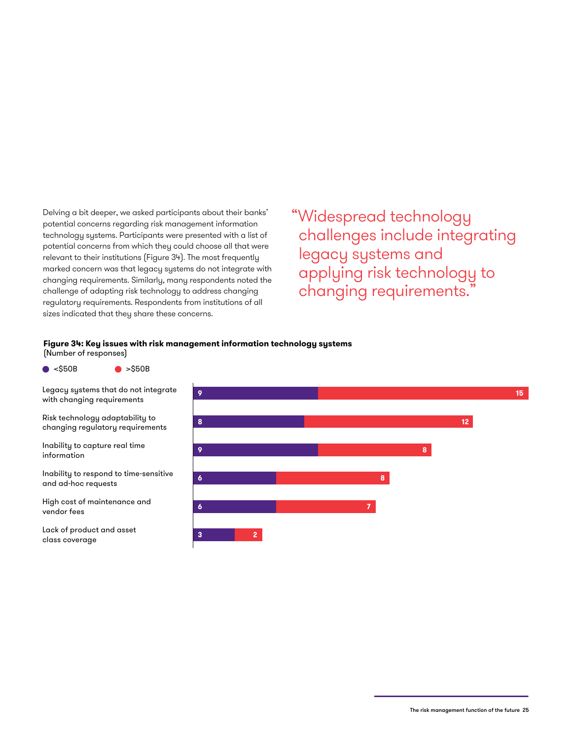Delving a bit deeper, we asked participants about their banks' potential concerns regarding risk management information technology systems. Participants were presented with a list of potential concerns from which they could choose all that were relevant to their institutions (Figure 34). The most frequently marked concern was that legacy systems do not integrate with changing requirements. Similarly, many respondents noted the challenge of adapting risk technology to address changing regulatory requirements. Respondents from institutions of all sizes indicated that they share these concerns.

> "Widespread technology challenges include integrating legacy systems and applying risk technology to changing requirements."

**Figure 34: Key issues with risk management information technology systems**
(Number of responses)

| Issue | <$50B | >$50B |
| --- | --- | --- |
| Legacy systems that do not integrate with changing requirements | 9 | 15 |
| Risk technology adaptability to changing regulatory requirements | 8 | 12 |
| Inability to capture real time information | 9 | 8 |
| Inability to respond to time-sensitive and ad-hoc requests | 6 | 8 |
| High cost of maintenance and vendor fees | 6 | 7 |
| Lack of product and asset class coverage | 3 | 2 |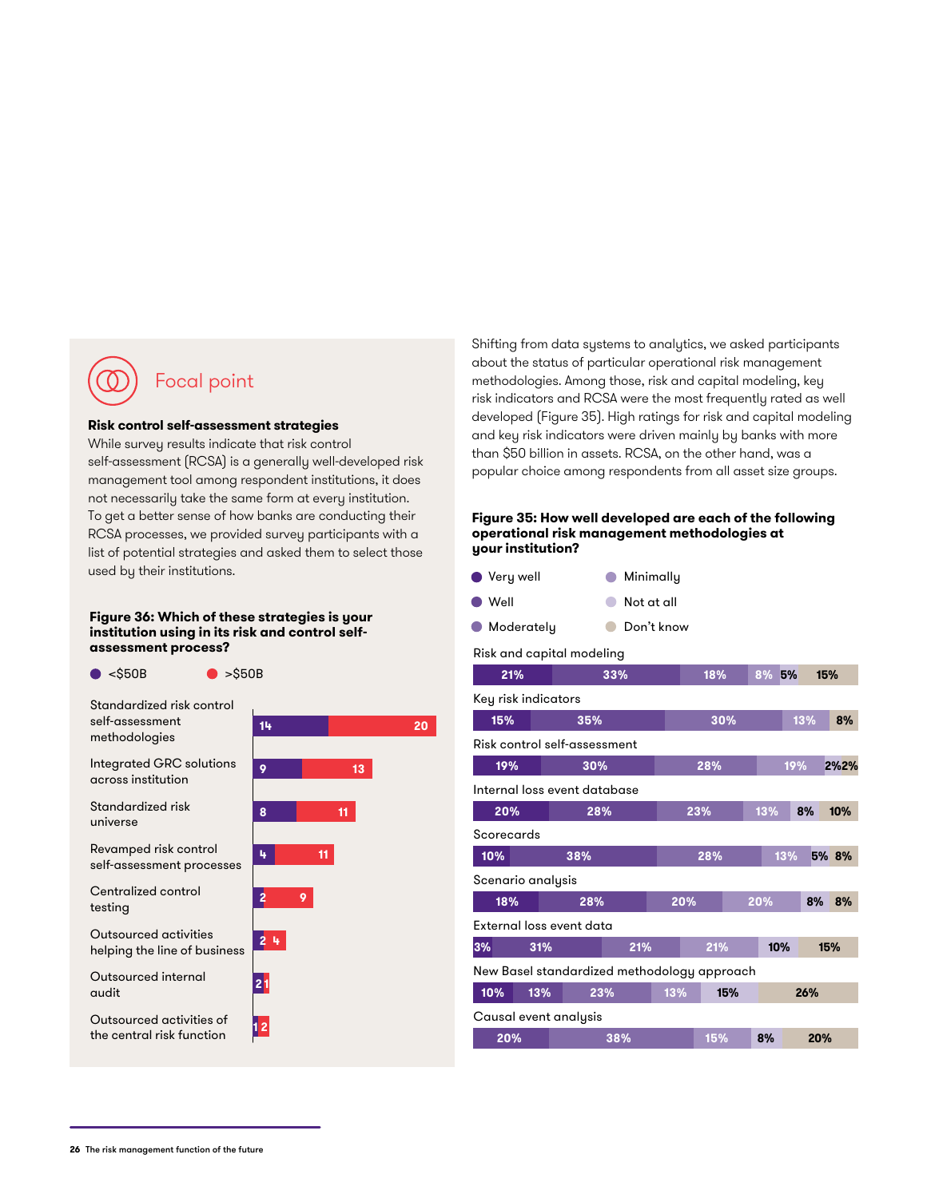## Focal point

**Risk control self-assessment strategies**

While survey results indicate that risk control self-assessment (RCSA) is a generally well-developed risk management tool among respondent institutions, it does not necessarily take the same form at every institution. To get a better sense of how banks are conducting their RCSA processes, we provided survey participants with a list of potential strategies and asked them to select those used by their institutions.

**Figure 36: Which of these strategies is your institution using in its risk and control self-assessment process?**

| Strategy | <$50B | >$50B |
|---|---|---|
| Standardized risk control self-assessment methodologies | 14 | 20 |
| Integrated GRC solutions across institution | 9 | 13 |
| Standardized risk universe | 8 | 11 |
| Revamped risk control self-assessment processes | 4 | 11 |
| Centralized control testing | 2 | 9 |
| Outsourced activities helping the line of business | 2 | 4 |
| Outsourced internal audit | 2 | 1 |
| Outsourced activities of the central risk function | 1 | 2 |

Shifting from data systems to analytics, we asked participants about the status of particular operational risk management methodologies. Among those, risk and capital modeling, key risk indicators and RCSA were the most frequently rated as well developed (Figure 35). High ratings for risk and capital modeling and key risk indicators were driven mainly by banks with more than $50 billion in assets. RCSA, on the other hand, was a popular choice among respondents from all asset size groups.

**Figure 35: How well developed are each of the following operational risk management methodologies at your institution?**

| Methodology | Very well | Well | Moderately | Minimally | Not at all | Don't know |
|---|---|---|---|---|---|---|
| Risk and capital modeling | 21% | 33% | 18% | 8% | 5% | 15% |
| Key risk indicators | 15% | 35% | 30% | 13% | | 8% |
| Risk control self-assessment | 19% | 30% | 28% | 19% | 2% | 2% |
| Internal loss event database | 20% | 28% | 23% | 13% | 8% | 10% |
| Scorecards | 10% | 38% | 28% | 13% | 5% | 8% |
| Scenario analysis | 18% | 28% | 20% | 20% | 8% | 8% |
| External loss event data | 3% | 31% | 21% | 21% | 10% | 15% |
| New Basel standardized methodology approach | 10% | 13% | 23% | 13% | 15% | 26% |
| Causal event analysis | | 20% | 38% | 15% | 8% | 20% |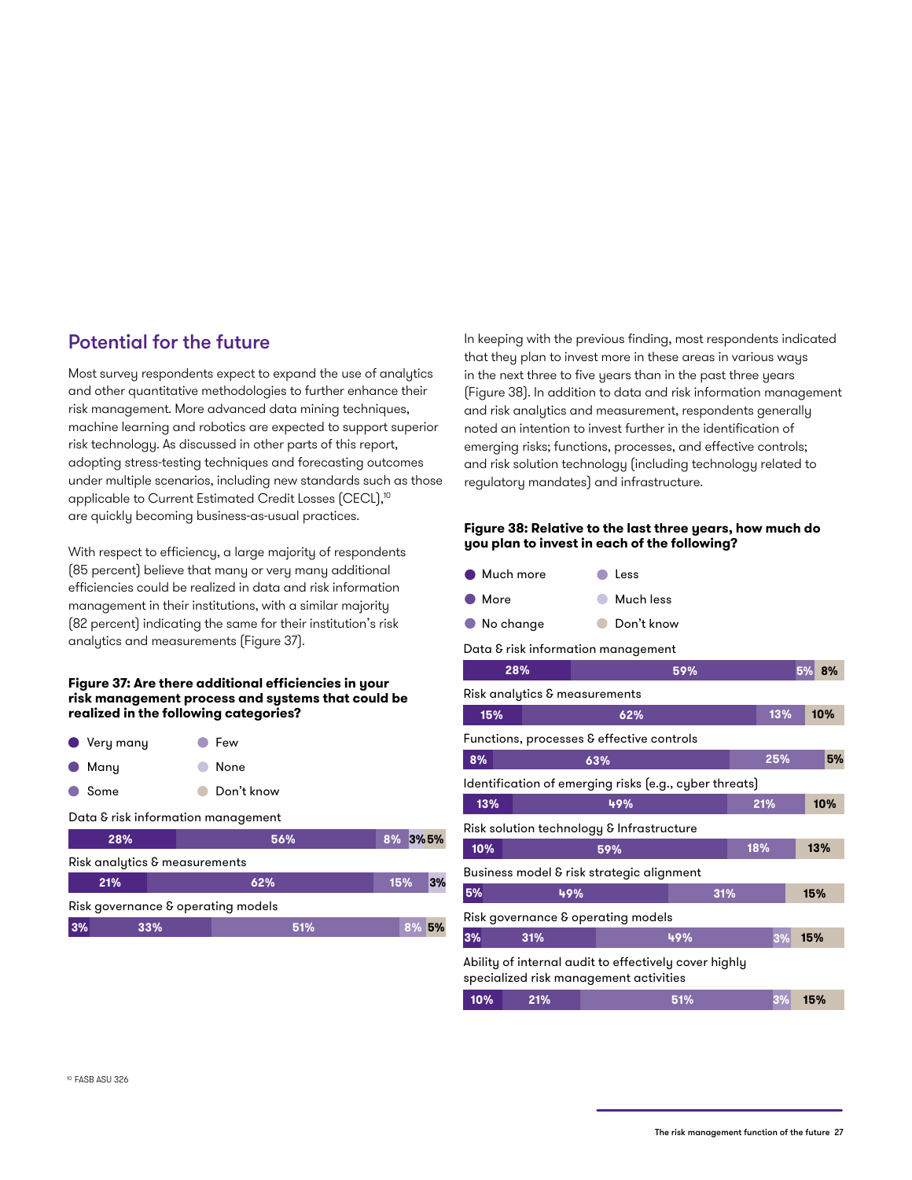## Potential for the future

Most survey respondents expect to expand the use of analytics and other quantitative methodologies to further enhance their risk management. More advanced data mining techniques, machine learning and robotics are expected to support superior risk technology. As discussed in other parts of this report, adopting stress-testing techniques and forecasting outcomes under multiple scenarios, including new standards such as those applicable to Current Estimated Credit Losses (CECL),[10] are quickly becoming business-as-usual practices.

With respect to efficiency, a large majority of respondents (85 percent) believe that many or very many additional efficiencies could be realized in data and risk information management in their institutions, with a similar majority (82 percent) indicating the same for their institution's risk analytics and measurements (Figure 37).

**Figure 37: Are there additional efficiencies in your risk management process and systems that could be realized in the following categories?**

| Category | Very many | Many | Some | Few | None | Don't know |
|---|---|---|---|---|---|---|
| Data & risk information management | 28% | 56% | 8% | | 3% | 5% |
| Risk analytics & measurements | 21% | 62% | 15% | | 3% | |
| Risk governance & operating models | 3% | 33% | 51% | 8% | | 5% |

In keeping with the previous finding, most respondents indicated that they plan to invest more in these areas in various ways in the next three to five years than in the past three years (Figure 38). In addition to data and risk information management and risk analytics and measurement, respondents generally noted an intention to invest further in the identification of emerging risks; functions, processes, and effective controls; and risk solution technology (including technology related to regulatory mandates) and infrastructure.

**Figure 38: Relative to the last three years, how much do you plan to invest in each of the following?**

| Category | Much more | More | No change | Less | Much less | Don't know |
|---|---|---|---|---|---|---|
| Data & risk information management | 28% | 59% | | 5% | | 8% |
| Risk analytics & measurements | 15% | 62% | 13% | | | 10% |
| Functions, processes & effective controls | 8% | 63% | 25% | | | 5% |
| Identification of emerging risks (e.g., cyber threats) | 13% | 49% | 21% | | | 10% |
| Risk solution technology & Infrastructure | 10% | 59% | 18% | | | 13% |
| Business model & risk strategic alignment | 5% | 49% | 31% | | | 15% |
| Risk governance & operating models | 3% | 31% | 49% | 3% | | 15% |
| Ability of internal audit to effectively cover highly specialized risk management activities | 10% | 21% | 51% | 3% | | 15% |

[10] FASB ASU 326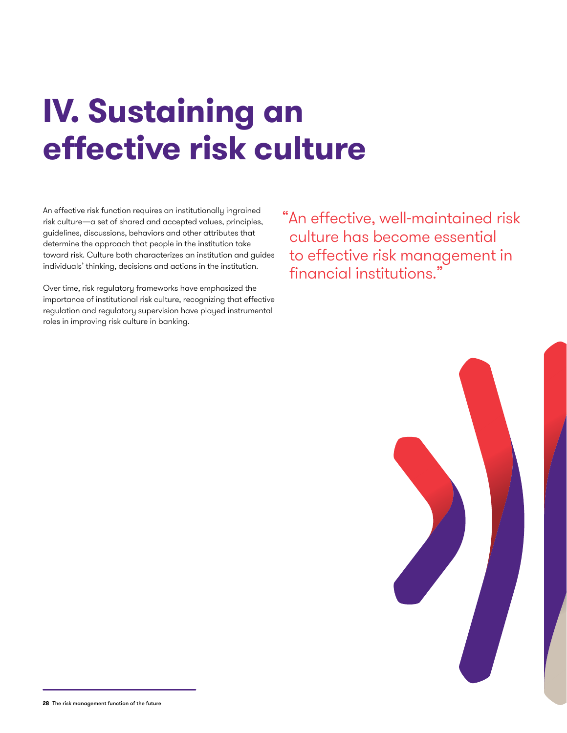# IV. Sustaining an effective risk culture

An effective risk function requires an institutionally ingrained risk culture—a set of shared and accepted values, principles, guidelines, discussions, behaviors and other attributes that determine the approach that people in the institution take toward risk. Culture both characterizes an institution and guides individuals' thinking, decisions and actions in the institution.

Over time, risk regulatory frameworks have emphasized the importance of institutional risk culture, recognizing that effective regulation and regulatory supervision have played instrumental roles in improving risk culture in banking.

> "An effective, well-maintained risk culture has become essential to effective risk management in financial institutions."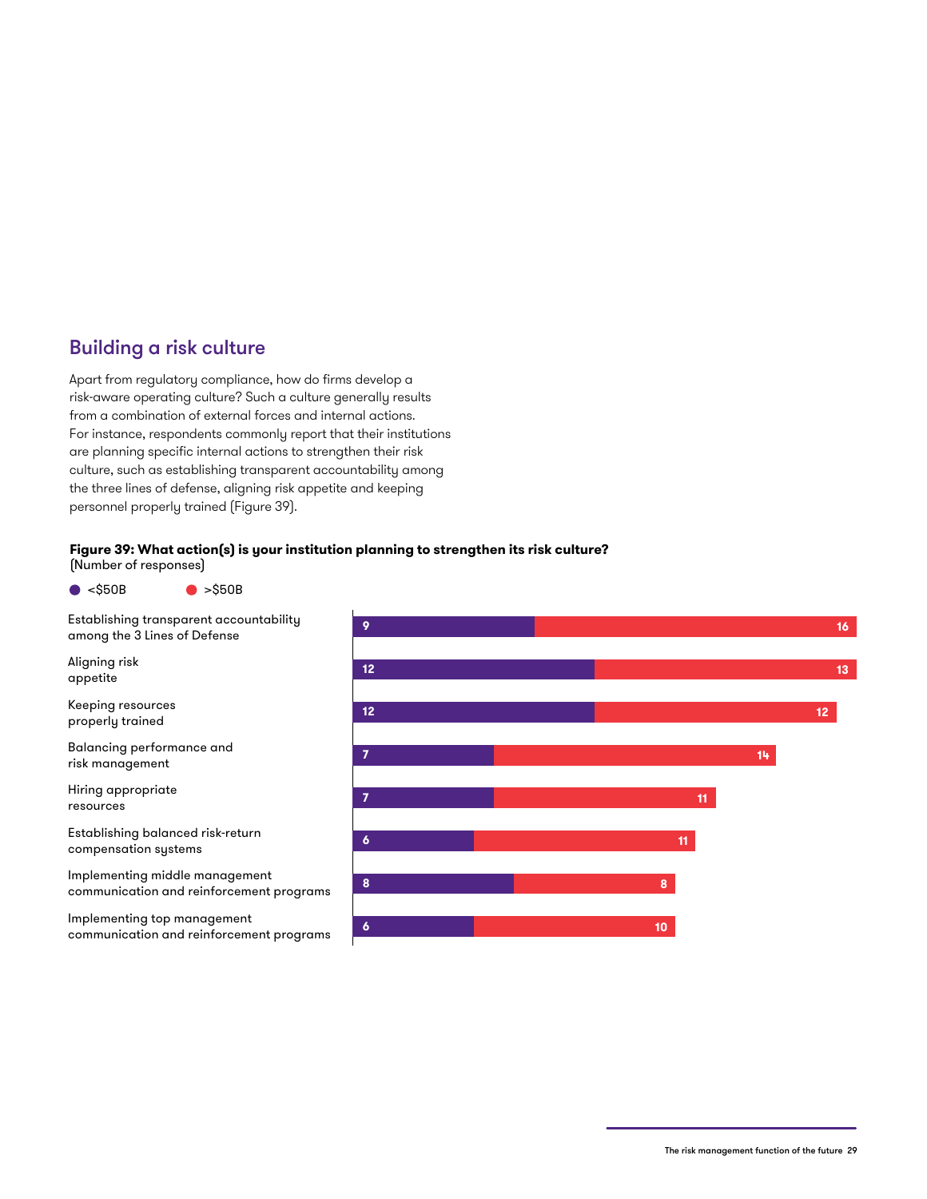## Building a risk culture

Apart from regulatory compliance, how do firms develop a risk-aware operating culture? Such a culture generally results from a combination of external forces and internal actions. For instance, respondents commonly report that their institutions are planning specific internal actions to strengthen their risk culture, such as establishing transparent accountability among the three lines of defense, aligning risk appetite and keeping personnel properly trained (Figure 39).

**Figure 39: What action(s) is your institution planning to strengthen its risk culture?**
(Number of responses)

| Action | <$50B | >$50B |
|---|---|---|
| Establishing transparent accountability among the 3 Lines of Defense | 9 | 16 |
| Aligning risk appetite | 12 | 13 |
| Keeping resources properly trained | 12 | 12 |
| Balancing performance and risk management | 7 | 14 |
| Hiring appropriate resources | 7 | 11 |
| Establishing balanced risk-return compensation systems | 6 | 11 |
| Implementing middle management communication and reinforcement programs | 8 | 8 |
| Implementing top management communication and reinforcement programs | 6 | 10 |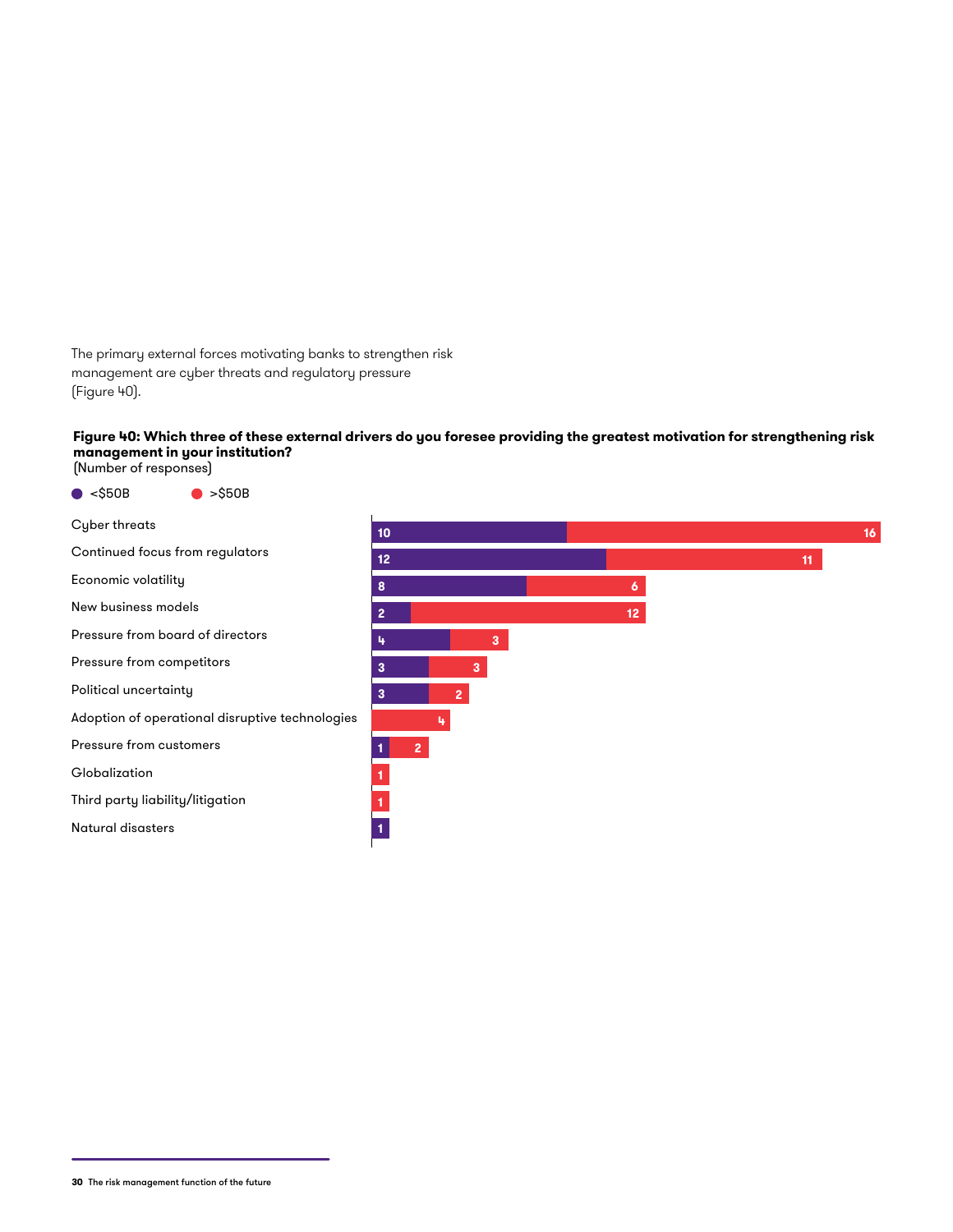The primary external forces motivating banks to strengthen risk management are cyber threats and regulatory pressure (Figure 40).

**Figure 40: Which three of these external drivers do you foresee providing the greatest motivation for strengthening risk management in your institution?**
(Number of responses)

| External driver | <$50B | >$50B |
| --- | --- | --- |
| Cyber threats | 10 | 16 |
| Continued focus from regulators | 12 | 11 |
| Economic volatility | 8 | 6 |
| New business models | 2 | 12 |
| Pressure from board of directors | 4 | 3 |
| Pressure from competitors | 3 | 3 |
| Political uncertainty | 3 | 2 |
| Adoption of operational disruptive technologies | | 4 |
| Pressure from customers | 1 | 2 |
| Globalization | | 1 |
| Third party liability/litigation | | 1 |
| Natural disasters | 1 | |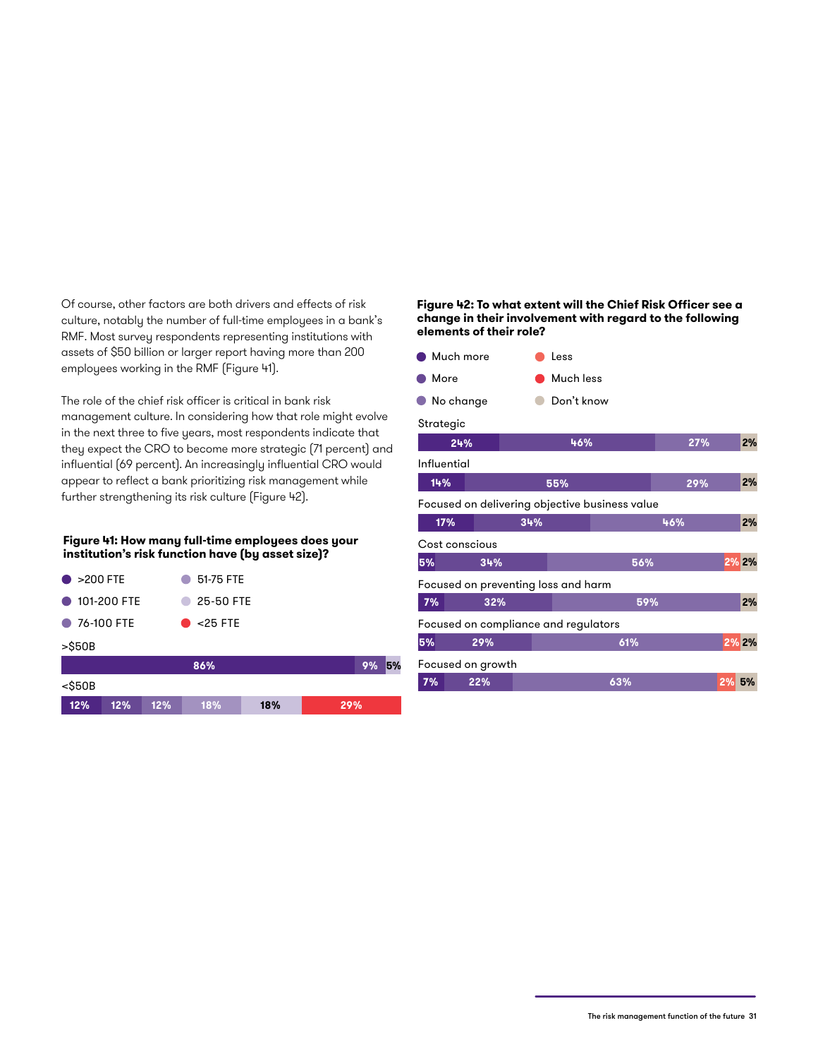Of course, other factors are both drivers and effects of risk culture, notably the number of full-time employees in a bank's RMF. Most survey respondents representing institutions with assets of $50 billion or larger report having more than 200 employees working in the RMF (Figure 41).

The role of the chief risk officer is critical in bank risk management culture. In considering how that role might evolve in the next three to five years, most respondents indicate that they expect the CRO to become more strategic (71 percent) and influential (69 percent). An increasingly influential CRO would appear to reflect a bank prioritizing risk management while further strengthening its risk culture (Figure 42).

**Figure 41: How many full-time employees does your institution's risk function have (by asset size)?**

| Asset size | >200 FTE | 101-200 FTE | 76-100 FTE | 51-75 FTE | 25-50 FTE | <25 FTE |
|---|---|---|---|---|---|---|
| >$50B | 86% | 9% | | | 5% | |
| <$50B | 12% | 12% | 12% | 18% | 18% | 29% |

**Figure 42: To what extent will the Chief Risk Officer see a change in their involvement with regard to the following elements of their role?**

| Element | Much more | More | No change | Less | Much less | Don't know |
|---|---|---|---|---|---|---|
| Strategic | 24% | 46% | 27% | | | 2% |
| Influential | 14% | 55% | 29% | | | 2% |
| Focused on delivering objective business value | 17% | 34% | 46% | | | 2% |
| Cost conscious | 5% | 34% | 56% | 2% | | 2% |
| Focused on preventing loss and harm | 7% | 32% | 59% | | | 2% |
| Focused on compliance and regulators | 5% | 29% | 61% | 2% | | 2% |
| Focused on growth | 7% | 22% | 63% | 2% | | 5% |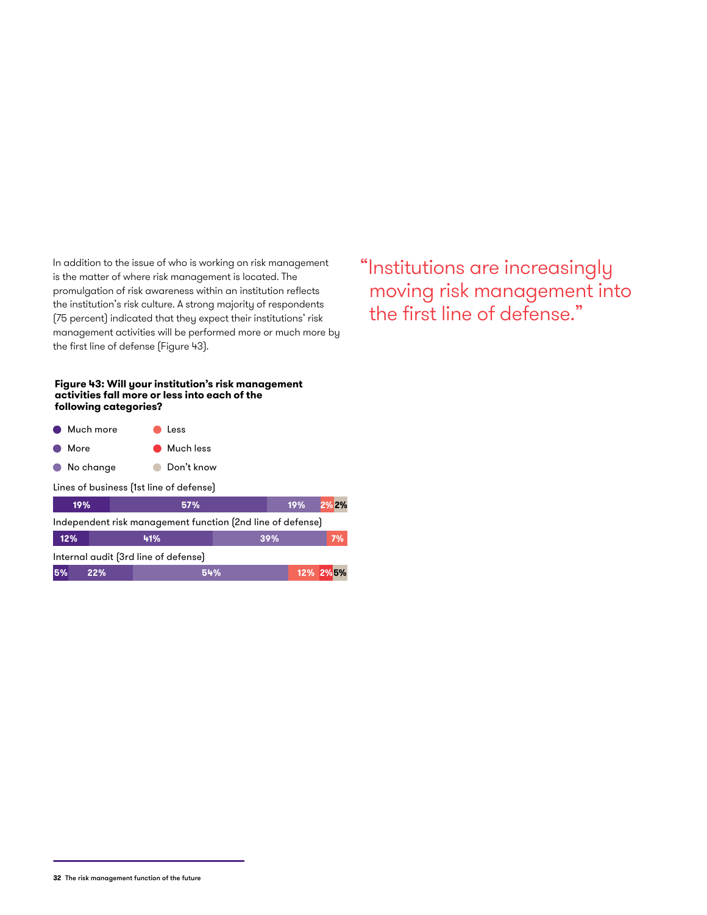In addition to the issue of who is working on risk management is the matter of where risk management is located. The promulgation of risk awareness within an institution reflects the institution's risk culture. A strong majority of respondents (75 percent) indicated that they expect their institutions' risk management activities will be performed more or much more by the first line of defense (Figure 43).

> "Institutions are increasingly moving risk management into the first line of defense."

**Figure 43: Will your institution's risk management activities fall more or less into each of the following categories?**

| Category | Much more | More | No change | Less | Much less | Don't know |
|---|---|---|---|---|---|---|
| Lines of business (1st line of defense) | 19% | 57% | 19% | 2% | | 2% |
| Independent risk management function (2nd line of defense) | 12% | 41% | 39% | 7% | | |
| Internal audit (3rd line of defense) | 5% | 22% | 54% | 12% | 2% | 5% |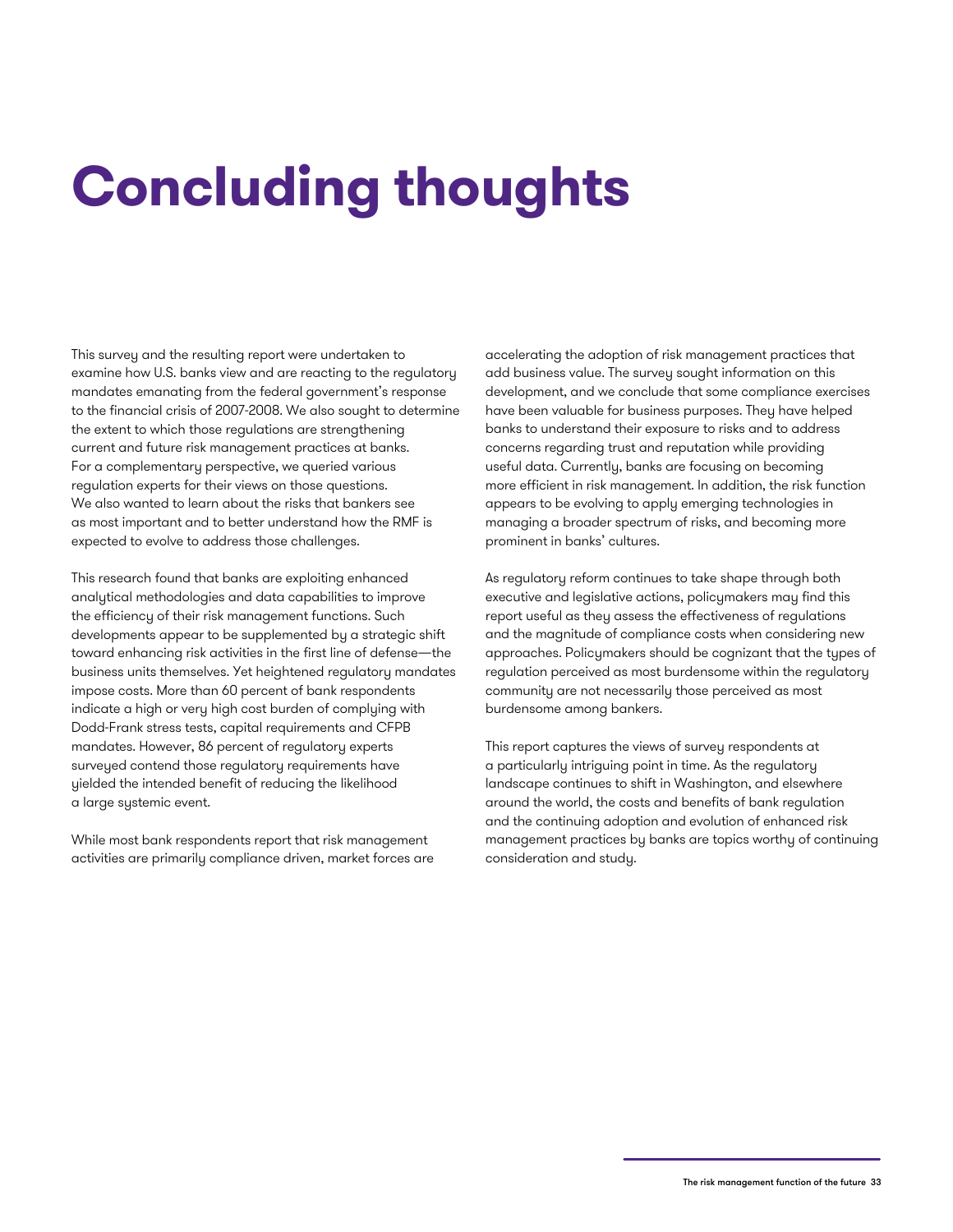# Concluding thoughts

This survey and the resulting report were undertaken to examine how U.S. banks view and are reacting to the regulatory mandates emanating from the federal government's response to the financial crisis of 2007-2008. We also sought to determine the extent to which those regulations are strengthening current and future risk management practices at banks. For a complementary perspective, we queried various regulation experts for their views on those questions. We also wanted to learn about the risks that bankers see as most important and to better understand how the RMF is expected to evolve to address those challenges.

This research found that banks are exploiting enhanced analytical methodologies and data capabilities to improve the efficiency of their risk management functions. Such developments appear to be supplemented by a strategic shift toward enhancing risk activities in the first line of defense—the business units themselves. Yet heightened regulatory mandates impose costs. More than 60 percent of bank respondents indicate a high or very high cost burden of complying with Dodd-Frank stress tests, capital requirements and CFPB mandates. However, 86 percent of regulatory experts surveyed contend those regulatory requirements have yielded the intended benefit of reducing the likelihood a large systemic event.

While most bank respondents report that risk management activities are primarily compliance driven, market forces are accelerating the adoption of risk management practices that add business value. The survey sought information on this development, and we conclude that some compliance exercises have been valuable for business purposes. They have helped banks to understand their exposure to risks and to address concerns regarding trust and reputation while providing useful data. Currently, banks are focusing on becoming more efficient in risk management. In addition, the risk function appears to be evolving to apply emerging technologies in managing a broader spectrum of risks, and becoming more prominent in banks' cultures.

As regulatory reform continues to take shape through both executive and legislative actions, policymakers may find this report useful as they assess the effectiveness of regulations and the magnitude of compliance costs when considering new approaches. Policymakers should be cognizant that the types of regulation perceived as most burdensome within the regulatory community are not necessarily those perceived as most burdensome among bankers.

This report captures the views of survey respondents at a particularly intriguing point in time. As the regulatory landscape continues to shift in Washington, and elsewhere around the world, the costs and benefits of bank regulation and the continuing adoption and evolution of enhanced risk management practices by banks are topics worthy of continuing consideration and study.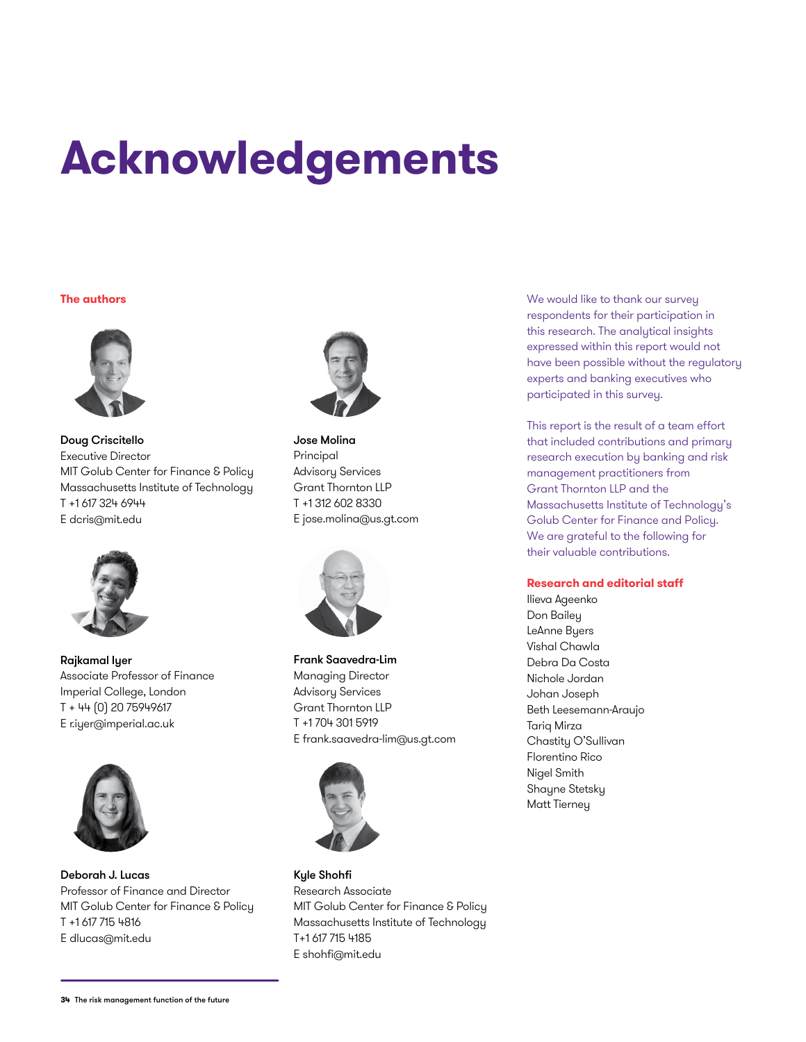# Acknowledgements

## The authors

**Doug Criscitello**
Executive Director
MIT Golub Center for Finance & Policy
Massachusetts Institute of Technology
T +1 617 324 6944
E dcris@mit.edu

**Rajkamal Iyer**
Associate Professor of Finance
Imperial College, London
T + 44 (0) 20 75949617
E r.iyer@imperial.ac.uk

**Deborah J. Lucas**
Professor of Finance and Director
MIT Golub Center for Finance & Policy
T +1 617 715 4816
E dlucas@mit.edu

**Jose Molina**
Principal
Advisory Services
Grant Thornton LLP
T +1 312 602 8330
E jose.molina@us.gt.com

**Frank Saavedra-Lim**
Managing Director
Advisory Services
Grant Thornton LLP
T +1 704 301 5919
E frank.saavedra-lim@us.gt.com

**Kyle Shohfi**
Research Associate
MIT Golub Center for Finance & Policy
Massachusetts Institute of Technology
T+1 617 715 4185
E shohfi@mit.edu

We would like to thank our survey respondents for their participation in this research. The analytical insights expressed within this report would not have been possible without the regulatory experts and banking executives who participated in this survey.

This report is the result of a team effort that included contributions and primary research execution by banking and risk management practitioners from Grant Thornton LLP and the Massachusetts Institute of Technology's Golub Center for Finance and Policy. We are grateful to the following for their valuable contributions.

## Research and editorial staff

Ilieva Ageenko
Don Bailey
LeAnne Byers
Vishal Chawla
Debra Da Costa
Nichole Jordan
Johan Joseph
Beth Leesemann-Araujo
Tariq Mirza
Chastity O'Sullivan
Florentino Rico
Nigel Smith
Shayne Stetsky
Matt Tierney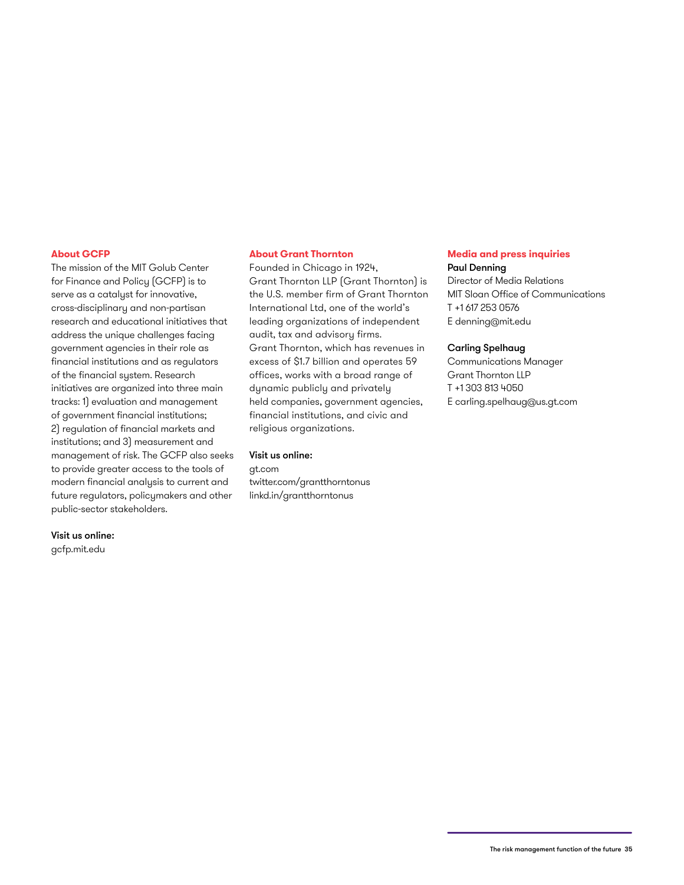## About GCFP

The mission of the MIT Golub Center for Finance and Policy (GCFP) is to serve as a catalyst for innovative, cross-disciplinary and non-partisan research and educational initiatives that address the unique challenges facing government agencies in their role as financial institutions and as regulators of the financial system. Research initiatives are organized into three main tracks: 1) evaluation and management of government financial institutions; 2) regulation of financial markets and institutions; and 3) measurement and management of risk. The GCFP also seeks to provide greater access to the tools of modern financial analysis to current and future regulators, policymakers and other public-sector stakeholders.

**Visit us online:**
gcfp.mit.edu

## About Grant Thornton

Founded in Chicago in 1924, Grant Thornton LLP (Grant Thornton) is the U.S. member firm of Grant Thornton International Ltd, one of the world's leading organizations of independent audit, tax and advisory firms. Grant Thornton, which has revenues in excess of $1.7 billion and operates 59 offices, works with a broad range of dynamic publicly and privately held companies, government agencies, financial institutions, and civic and religious organizations.

**Visit us online:**
gt.com
twitter.com/grantthorntonus
linkd.in/grantthorntonus

## Media and press inquiries

**Paul Denning**
Director of Media Relations
MIT Sloan Office of Communications
T +1 617 253 0576
E denning@mit.edu

**Carling Spelhaug**
Communications Manager
Grant Thornton LLP
T +1 303 813 4050
E carling.spelhaug@us.gt.com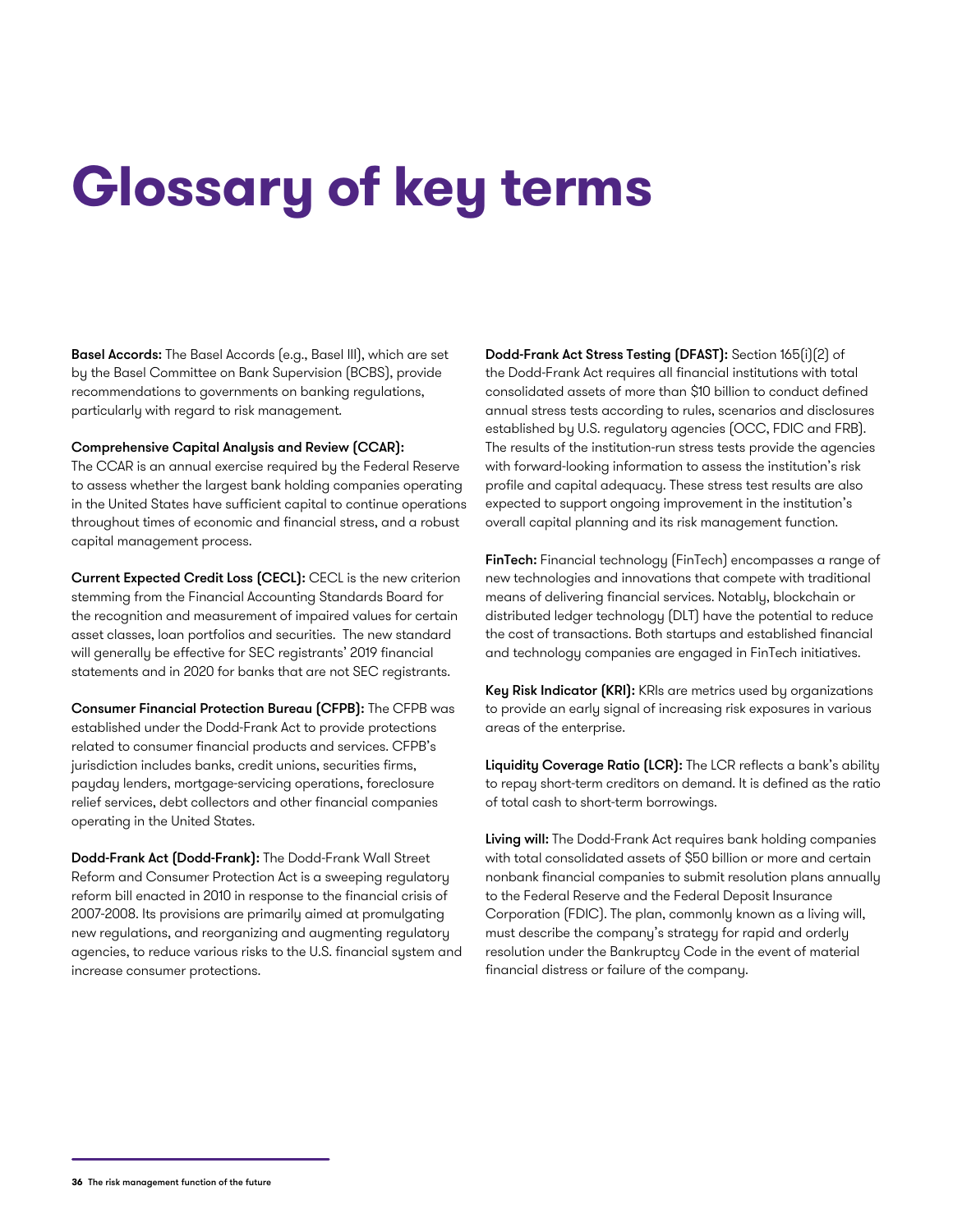# Glossary of key terms

**Basel Accords:** The Basel Accords (e.g., Basel III), which are set by the Basel Committee on Bank Supervision (BCBS), provide recommendations to governments on banking regulations, particularly with regard to risk management.

**Comprehensive Capital Analysis and Review (CCAR):** The CCAR is an annual exercise required by the Federal Reserve to assess whether the largest bank holding companies operating in the United States have sufficient capital to continue operations throughout times of economic and financial stress, and a robust capital management process.

**Current Expected Credit Loss (CECL):** CECL is the new criterion stemming from the Financial Accounting Standards Board for the recognition and measurement of impaired values for certain asset classes, loan portfolios and securities. The new standard will generally be effective for SEC registrants' 2019 financial statements and in 2020 for banks that are not SEC registrants.

**Consumer Financial Protection Bureau (CFPB):** The CFPB was established under the Dodd-Frank Act to provide protections related to consumer financial products and services. CFPB's jurisdiction includes banks, credit unions, securities firms, payday lenders, mortgage-servicing operations, foreclosure relief services, debt collectors and other financial companies operating in the United States.

**Dodd-Frank Act (Dodd-Frank):** The Dodd-Frank Wall Street Reform and Consumer Protection Act is a sweeping regulatory reform bill enacted in 2010 in response to the financial crisis of 2007-2008. Its provisions are primarily aimed at promulgating new regulations, and reorganizing and augmenting regulatory agencies, to reduce various risks to the U.S. financial system and increase consumer protections.

**Dodd-Frank Act Stress Testing (DFAST):** Section 165(i)(2) of the Dodd-Frank Act requires all financial institutions with total consolidated assets of more than $10 billion to conduct defined annual stress tests according to rules, scenarios and disclosures established by U.S. regulatory agencies (OCC, FDIC and FRB). The results of the institution-run stress tests provide the agencies with forward-looking information to assess the institution's risk profile and capital adequacy. These stress test results are also expected to support ongoing improvement in the institution's overall capital planning and its risk management function.

**FinTech:** Financial technology (FinTech) encompasses a range of new technologies and innovations that compete with traditional means of delivering financial services. Notably, blockchain or distributed ledger technology (DLT) have the potential to reduce the cost of transactions. Both startups and established financial and technology companies are engaged in FinTech initiatives.

**Key Risk Indicator (KRI):** KRIs are metrics used by organizations to provide an early signal of increasing risk exposures in various areas of the enterprise.

**Liquidity Coverage Ratio (LCR):** The LCR reflects a bank's ability to repay short-term creditors on demand. It is defined as the ratio of total cash to short-term borrowings.

**Living will:** The Dodd-Frank Act requires bank holding companies with total consolidated assets of $50 billion or more and certain nonbank financial companies to submit resolution plans annually to the Federal Reserve and the Federal Deposit Insurance Corporation (FDIC). The plan, commonly known as a living will, must describe the company's strategy for rapid and orderly resolution under the Bankruptcy Code in the event of material financial distress or failure of the company.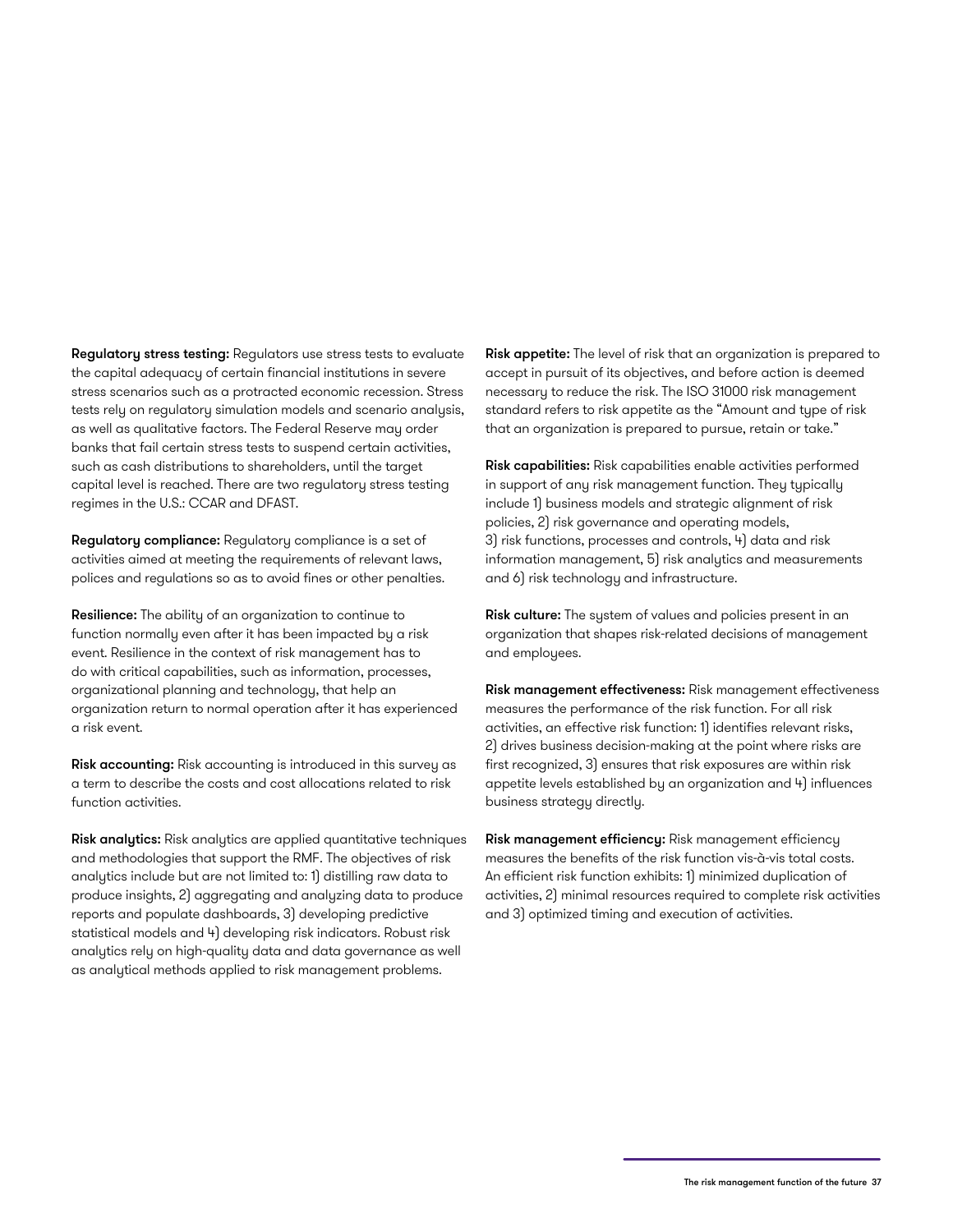**Regulatory stress testing:** Regulators use stress tests to evaluate the capital adequacy of certain financial institutions in severe stress scenarios such as a protracted economic recession. Stress tests rely on regulatory simulation models and scenario analysis, as well as qualitative factors. The Federal Reserve may order banks that fail certain stress tests to suspend certain activities, such as cash distributions to shareholders, until the target capital level is reached. There are two regulatory stress testing regimes in the U.S.: CCAR and DFAST.

**Regulatory compliance:** Regulatory compliance is a set of activities aimed at meeting the requirements of relevant laws, polices and regulations so as to avoid fines or other penalties.

**Resilience:** The ability of an organization to continue to function normally even after it has been impacted by a risk event. Resilience in the context of risk management has to do with critical capabilities, such as information, processes, organizational planning and technology, that help an organization return to normal operation after it has experienced a risk event.

**Risk accounting:** Risk accounting is introduced in this survey as a term to describe the costs and cost allocations related to risk function activities.

**Risk analytics:** Risk analytics are applied quantitative techniques and methodologies that support the RMF. The objectives of risk analytics include but are not limited to: 1) distilling raw data to produce insights, 2) aggregating and analyzing data to produce reports and populate dashboards, 3) developing predictive statistical models and 4) developing risk indicators. Robust risk analytics rely on high-quality data and data governance as well as analytical methods applied to risk management problems.

**Risk appetite:** The level of risk that an organization is prepared to accept in pursuit of its objectives, and before action is deemed necessary to reduce the risk. The ISO 31000 risk management standard refers to risk appetite as the "Amount and type of risk that an organization is prepared to pursue, retain or take."

**Risk capabilities:** Risk capabilities enable activities performed in support of any risk management function. They typically include 1) business models and strategic alignment of risk policies, 2) risk governance and operating models, 3) risk functions, processes and controls, 4) data and risk information management, 5) risk analytics and measurements and 6) risk technology and infrastructure.

**Risk culture:** The system of values and policies present in an organization that shapes risk-related decisions of management and employees.

**Risk management effectiveness:** Risk management effectiveness measures the performance of the risk function. For all risk activities, an effective risk function: 1) identifies relevant risks, 2) drives business decision-making at the point where risks are first recognized, 3) ensures that risk exposures are within risk appetite levels established by an organization and 4) influences business strategy directly.

**Risk management efficiency:** Risk management efficiency measures the benefits of the risk function vis-à-vis total costs. An efficient risk function exhibits: 1) minimized duplication of activities, 2) minimal resources required to complete risk activities and 3) optimized timing and execution of activities.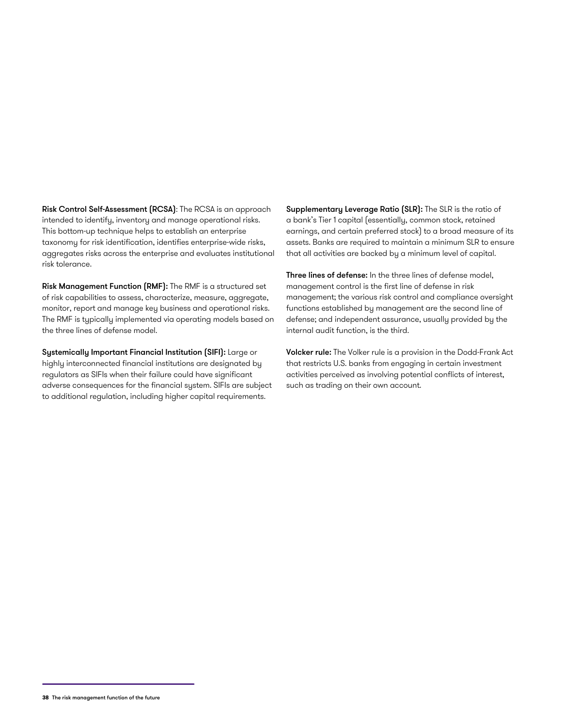**Risk Control Self-Assessment (RCSA)**: The RCSA is an approach intended to identify, inventory and manage operational risks. This bottom-up technique helps to establish an enterprise taxonomy for risk identification, identifies enterprise-wide risks, aggregates risks across the enterprise and evaluates institutional risk tolerance.

**Risk Management Function (RMF):** The RMF is a structured set of risk capabilities to assess, characterize, measure, aggregate, monitor, report and manage key business and operational risks. The RMF is typically implemented via operating models based on the three lines of defense model.

**Systemically Important Financial Institution (SIFI):** Large or highly interconnected financial institutions are designated by regulators as SIFIs when their failure could have significant adverse consequences for the financial system. SIFIs are subject to additional regulation, including higher capital requirements.

**Supplementary Leverage Ratio (SLR):** The SLR is the ratio of a bank's Tier 1 capital (essentially, common stock, retained earnings, and certain preferred stock) to a broad measure of its assets. Banks are required to maintain a minimum SLR to ensure that all activities are backed by a minimum level of capital.

**Three lines of defense:** In the three lines of defense model, management control is the first line of defense in risk management; the various risk control and compliance oversight functions established by management are the second line of defense; and independent assurance, usually provided by the internal audit function, is the third.

**Volcker rule:** The Volker rule is a provision in the Dodd-Frank Act that restricts U.S. banks from engaging in certain investment activities perceived as involving potential conflicts of interest, such as trading on their own account.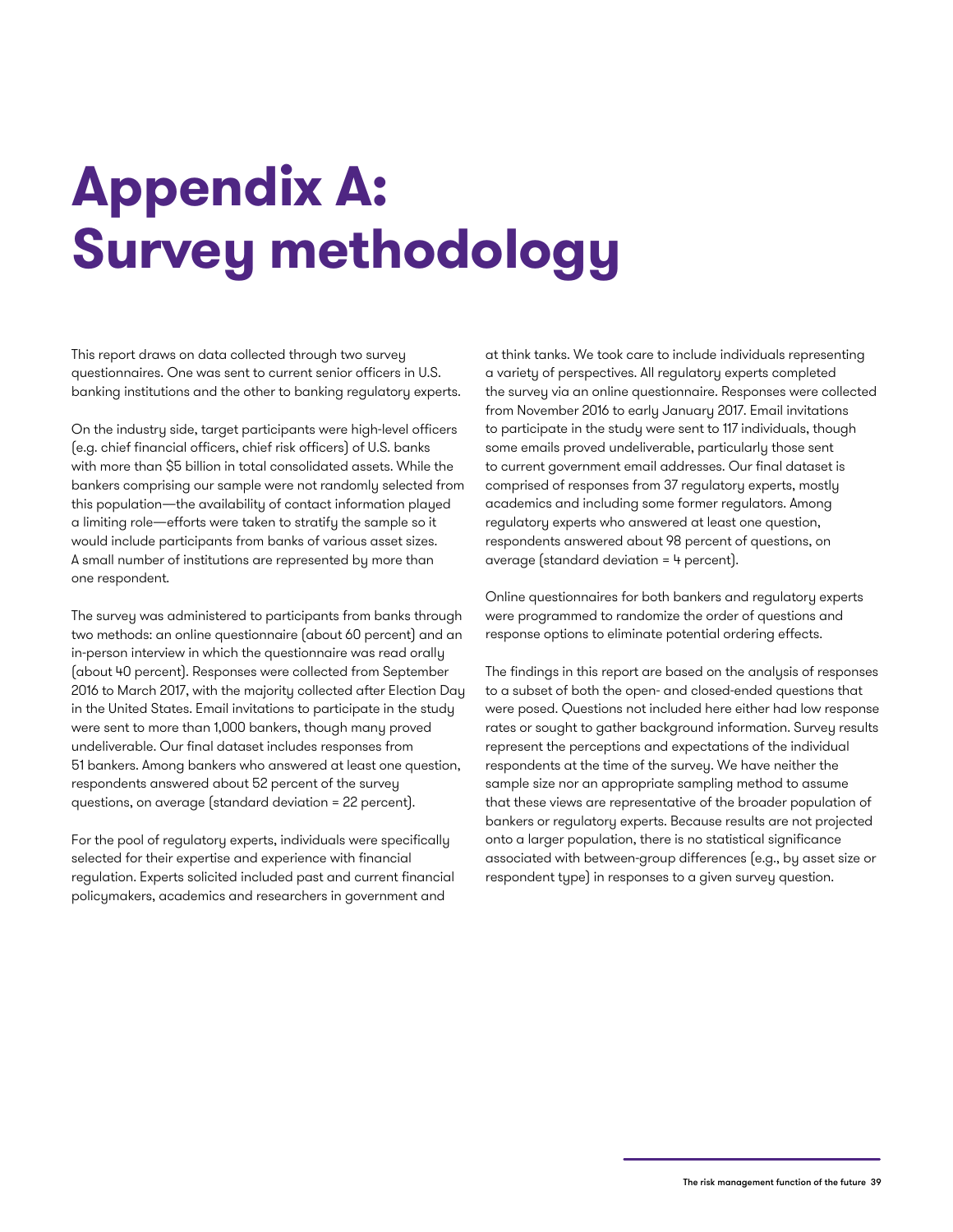# Appendix A: Survey methodology

This report draws on data collected through two survey questionnaires. One was sent to current senior officers in U.S. banking institutions and the other to banking regulatory experts.

On the industry side, target participants were high-level officers (e.g. chief financial officers, chief risk officers) of U.S. banks with more than $5 billion in total consolidated assets. While the bankers comprising our sample were not randomly selected from this population—the availability of contact information played a limiting role—efforts were taken to stratify the sample so it would include participants from banks of various asset sizes. A small number of institutions are represented by more than one respondent.

The survey was administered to participants from banks through two methods: an online questionnaire (about 60 percent) and an in-person interview in which the questionnaire was read orally (about 40 percent). Responses were collected from September 2016 to March 2017, with the majority collected after Election Day in the United States. Email invitations to participate in the study were sent to more than 1,000 bankers, though many proved undeliverable. Our final dataset includes responses from 51 bankers. Among bankers who answered at least one question, respondents answered about 52 percent of the survey questions, on average (standard deviation = 22 percent).

For the pool of regulatory experts, individuals were specifically selected for their expertise and experience with financial regulation. Experts solicited included past and current financial policymakers, academics and researchers in government and at think tanks. We took care to include individuals representing a variety of perspectives. All regulatory experts completed the survey via an online questionnaire. Responses were collected from November 2016 to early January 2017. Email invitations to participate in the study were sent to 117 individuals, though some emails proved undeliverable, particularly those sent to current government email addresses. Our final dataset is comprised of responses from 37 regulatory experts, mostly academics and including some former regulators. Among regulatory experts who answered at least one question, respondents answered about 98 percent of questions, on average (standard deviation = 4 percent).

Online questionnaires for both bankers and regulatory experts were programmed to randomize the order of questions and response options to eliminate potential ordering effects.

The findings in this report are based on the analysis of responses to a subset of both the open- and closed-ended questions that were posed. Questions not included here either had low response rates or sought to gather background information. Survey results represent the perceptions and expectations of the individual respondents at the time of the survey. We have neither the sample size nor an appropriate sampling method to assume that these views are representative of the broader population of bankers or regulatory experts. Because results are not projected onto a larger population, there is no statistical significance associated with between-group differences (e.g., by asset size or respondent type) in responses to a given survey question.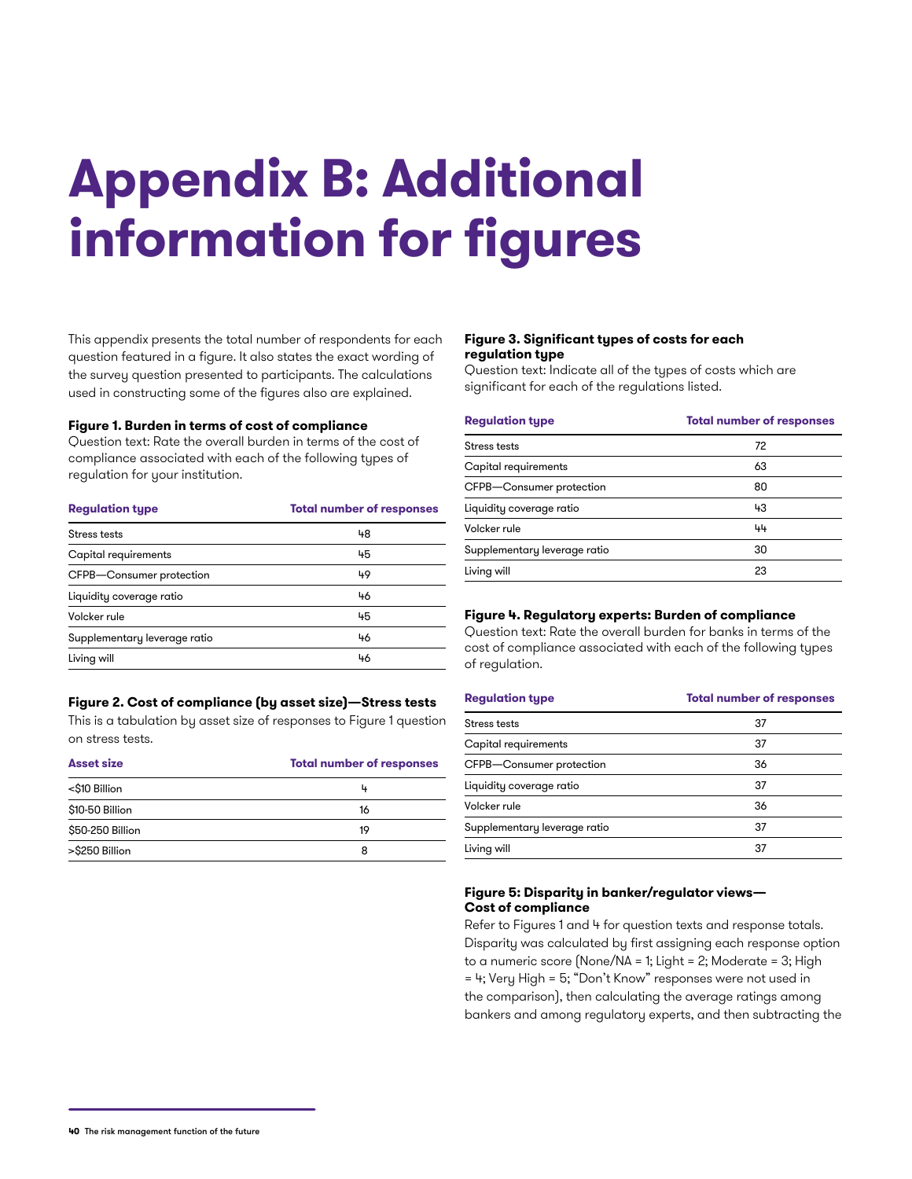# Appendix B: Additional information for figures

This appendix presents the total number of respondents for each question featured in a figure. It also states the exact wording of the survey question presented to participants. The calculations used in constructing some of the figures also are explained.

**Figure 1. Burden in terms of cost of compliance**

Question text: Rate the overall burden in terms of the cost of compliance associated with each of the following types of regulation for your institution.

| Regulation type | Total number of responses |
|---|---|
| Stress tests | 48 |
| Capital requirements | 45 |
| CFPB—Consumer protection | 49 |
| Liquidity coverage ratio | 46 |
| Volcker rule | 45 |
| Supplementary leverage ratio | 46 |
| Living will | 46 |

**Figure 2. Cost of compliance (by asset size)—Stress tests**

This is a tabulation by asset size of responses to Figure 1 question on stress tests.

| Asset size | Total number of responses |
|---|---|
| <$10 Billion | 4 |
| $10-50 Billion | 16 |
| $50-250 Billion | 19 |
| >$250 Billion | 8 |

**Figure 3. Significant types of costs for each regulation type**

Question text: Indicate all of the types of costs which are significant for each of the regulations listed.

| Regulation type | Total number of responses |
|---|---|
| Stress tests | 72 |
| Capital requirements | 63 |
| CFPB—Consumer protection | 80 |
| Liquidity coverage ratio | 43 |
| Volcker rule | 44 |
| Supplementary leverage ratio | 30 |
| Living will | 23 |

**Figure 4. Regulatory experts: Burden of compliance**

Question text: Rate the overall burden for banks in terms of the cost of compliance associated with each of the following types of regulation.

| Regulation type | Total number of responses |
|---|---|
| Stress tests | 37 |
| Capital requirements | 37 |
| CFPB—Consumer protection | 36 |
| Liquidity coverage ratio | 37 |
| Volcker rule | 36 |
| Supplementary leverage ratio | 37 |
| Living will | 37 |

**Figure 5: Disparity in banker/regulator views—Cost of compliance**

Refer to Figures 1 and 4 for question texts and response totals. Disparity was calculated by first assigning each response option to a numeric score (None/NA = 1; Light = 2; Moderate = 3; High = 4; Very High = 5; "Don't Know" responses were not used in the comparison), then calculating the average ratings among bankers and among regulatory experts, and then subtracting the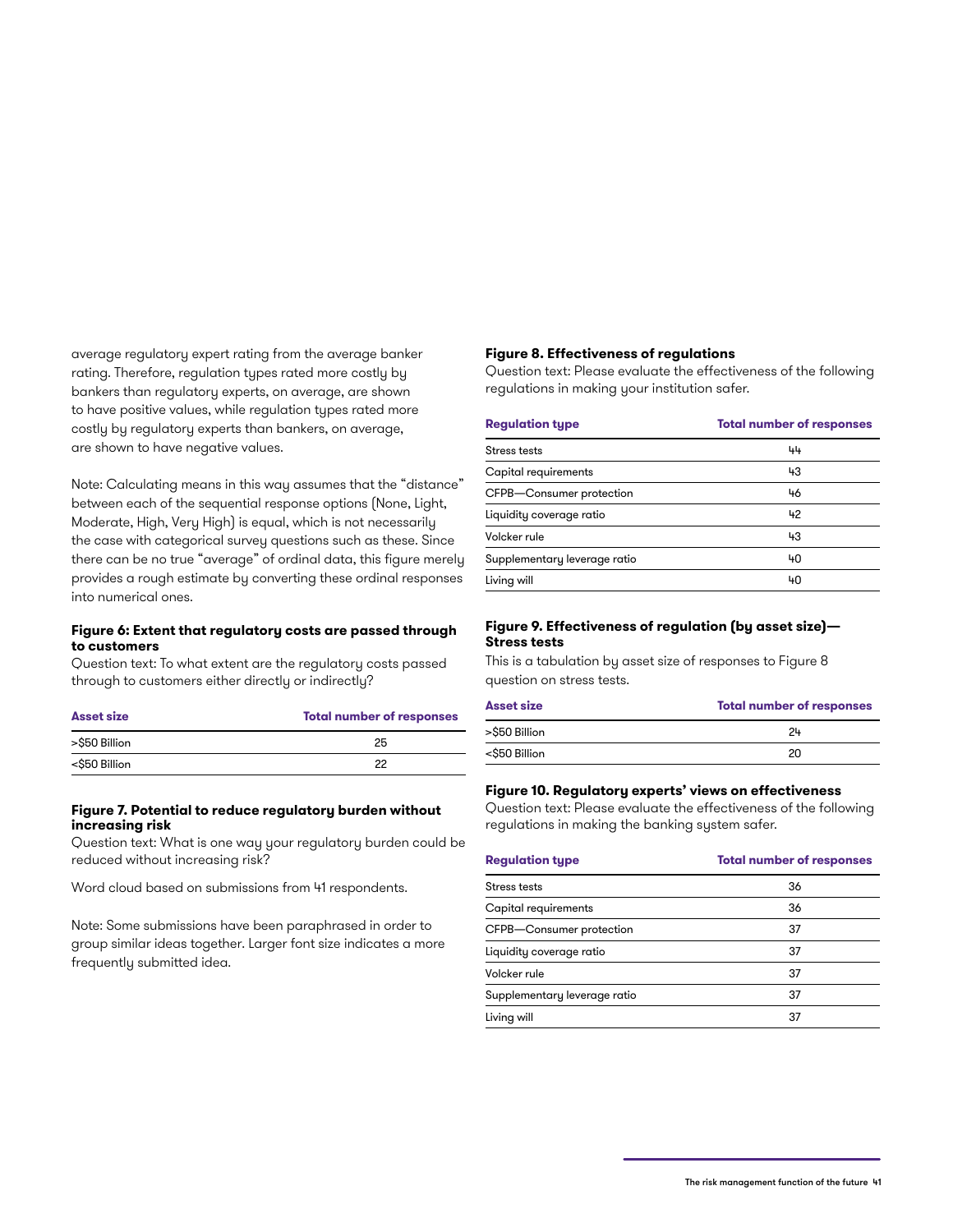average regulatory expert rating from the average banker rating. Therefore, regulation types rated more costly by bankers than regulatory experts, on average, are shown to have positive values, while regulation types rated more costly by regulatory experts than bankers, on average, are shown to have negative values.

Note: Calculating means in this way assumes that the "distance" between each of the sequential response options (None, Light, Moderate, High, Very High) is equal, which is not necessarily the case with categorical survey questions such as these. Since there can be no true "average" of ordinal data, this figure merely provides a rough estimate by converting these ordinal responses into numerical ones.

**Figure 6: Extent that regulatory costs are passed through to customers**

Question text: To what extent are the regulatory costs passed through to customers either directly or indirectly?

| Asset size | Total number of responses |
|---|---|
| >$50 Billion | 25 |
| <$50 Billion | 22 |

**Figure 7. Potential to reduce regulatory burden without increasing risk**

Question text: What is one way your regulatory burden could be reduced without increasing risk?

Word cloud based on submissions from 41 respondents.

Note: Some submissions have been paraphrased in order to group similar ideas together. Larger font size indicates a more frequently submitted idea.

**Figure 8. Effectiveness of regulations**

Question text: Please evaluate the effectiveness of the following regulations in making your institution safer.

| Regulation type | Total number of responses |
|---|---|
| Stress tests | 44 |
| Capital requirements | 43 |
| CFPB—Consumer protection | 46 |
| Liquidity coverage ratio | 42 |
| Volcker rule | 43 |
| Supplementary leverage ratio | 40 |
| Living will | 40 |

**Figure 9. Effectiveness of regulation (by asset size)—Stress tests**

This is a tabulation by asset size of responses to Figure 8 question on stress tests.

| Asset size | Total number of responses |
|---|---|
| >$50 Billion | 24 |
| <$50 Billion | 20 |

**Figure 10. Regulatory experts' views on effectiveness**

Question text: Please evaluate the effectiveness of the following regulations in making the banking system safer.

| Regulation type | Total number of responses |
|---|---|
| Stress tests | 36 |
| Capital requirements | 36 |
| CFPB—Consumer protection | 37 |
| Liquidity coverage ratio | 37 |
| Volcker rule | 37 |
| Supplementary leverage ratio | 37 |
| Living will | 37 |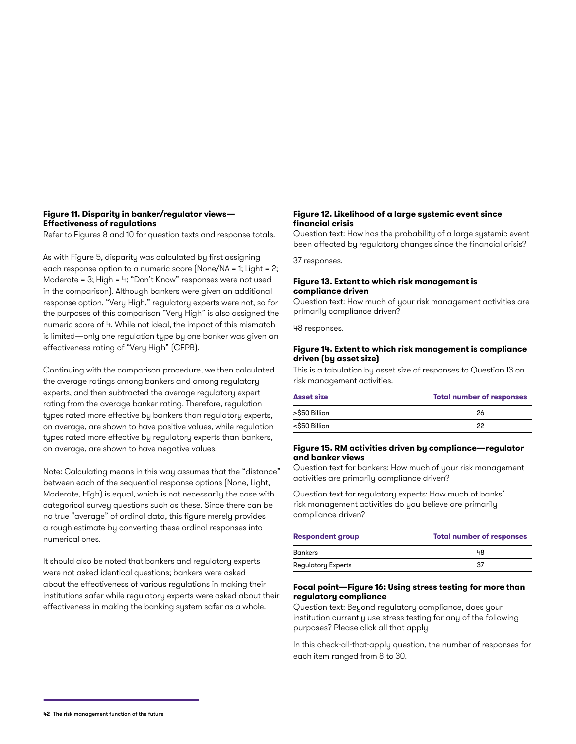**Figure 11. Disparity in banker/regulator views—Effectiveness of regulations**

Refer to Figures 8 and 10 for question texts and response totals.

As with Figure 5, disparity was calculated by first assigning each response option to a numeric score (None/NA = 1; Light = 2; Moderate = 3; High = 4; "Don't Know" responses were not used in the comparison). Although bankers were given an additional response option, "Very High," regulatory experts were not, so for the purposes of this comparison "Very High" is also assigned the numeric score of 4. While not ideal, the impact of this mismatch is limited—only one regulation type by one banker was given an effectiveness rating of "Very High" (CFPB).

Continuing with the comparison procedure, we then calculated the average ratings among bankers and among regulatory experts, and then subtracted the average regulatory expert rating from the average banker rating. Therefore, regulation types rated more effective by bankers than regulatory experts, on average, are shown to have positive values, while regulation types rated more effective by regulatory experts than bankers, on average, are shown to have negative values.

Note: Calculating means in this way assumes that the "distance" between each of the sequential response options (None, Light, Moderate, High) is equal, which is not necessarily the case with categorical survey questions such as these. Since there can be no true "average" of ordinal data, this figure merely provides a rough estimate by converting these ordinal responses into numerical ones.

It should also be noted that bankers and regulatory experts were not asked identical questions; bankers were asked about the effectiveness of various regulations in making their institutions safer while regulatory experts were asked about their effectiveness in making the banking system safer as a whole.

**Figure 12. Likelihood of a large systemic event since financial crisis**

Question text: How has the probability of a large systemic event been affected by regulatory changes since the financial crisis?

37 responses.

**Figure 13. Extent to which risk management is compliance driven**

Question text: How much of your risk management activities are primarily compliance driven?

48 responses.

**Figure 14. Extent to which risk management is compliance driven (by asset size)**

This is a tabulation by asset size of responses to Question 13 on risk management activities.

| Asset size | Total number of responses |
|---|---|
| >$50 Billion | 26 |
| <$50 Billion | 22 |

**Figure 15. RM activities driven by compliance—regulator and banker views**

Question text for bankers: How much of your risk management activities are primarily compliance driven?

Question text for regulatory experts: How much of banks' risk management activities do you believe are primarily compliance driven?

| Respondent group | Total number of responses |
|---|---|
| Bankers | 48 |
| Regulatory Experts | 37 |

**Focal point—Figure 16: Using stress testing for more than regulatory compliance**

Question text: Beyond regulatory compliance, does your institution currently use stress testing for any of the following purposes? Please click all that apply

In this check-all-that-apply question, the number of responses for each item ranged from 8 to 30.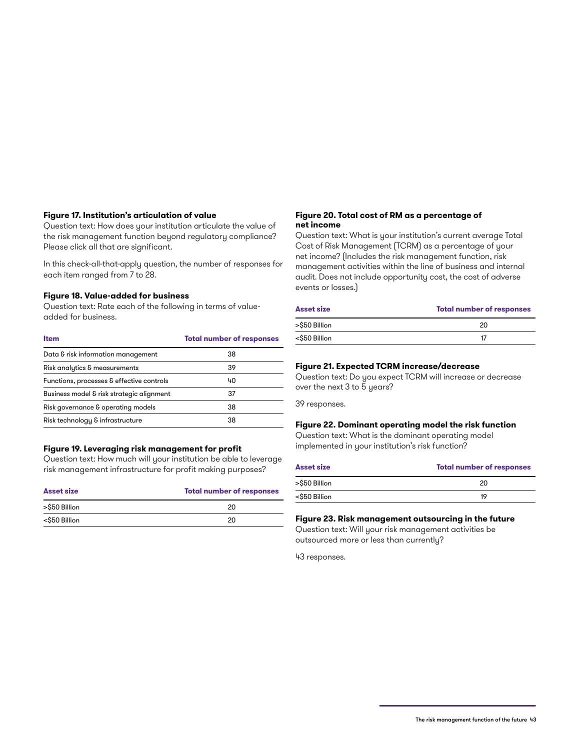**Figure 17. Institution's articulation of value**

Question text: How does your institution articulate the value of the risk management function beyond regulatory compliance? Please click all that are significant.

In this check-all-that-apply question, the number of responses for each item ranged from 7 to 28.

**Figure 18. Value-added for business**

Question text: Rate each of the following in terms of value-added for business.

| Item | Total number of responses |
|---|---|
| Data & risk information management | 38 |
| Risk analytics & measurements | 39 |
| Functions, processes & effective controls | 40 |
| Business model & risk strategic alignment | 37 |
| Risk governance & operating models | 38 |
| Risk technology & infrastructure | 38 |

**Figure 19. Leveraging risk management for profit**

Question text: How much will your institution be able to leverage risk management infrastructure for profit making purposes?

| Asset size | Total number of responses |
|---|---|
| >$50 Billion | 20 |
| <$50 Billion | 20 |

**Figure 20. Total cost of RM as a percentage of net income**

Question text: What is your institution's current average Total Cost of Risk Management (TCRM) as a percentage of your net income? (Includes the risk management function, risk management activities within the line of business and internal audit. Does not include opportunity cost, the cost of adverse events or losses.)

| Asset size | Total number of responses |
|---|---|
| >$50 Billion | 20 |
| <$50 Billion | 17 |

**Figure 21. Expected TCRM increase/decrease**

Question text: Do you expect TCRM will increase or decrease over the next 3 to 5 years?

39 responses.

**Figure 22. Dominant operating model the risk function**

Question text: What is the dominant operating model implemented in your institution's risk function?

| Asset size | Total number of responses |
|---|---|
| >$50 Billion | 20 |
| <$50 Billion | 19 |

**Figure 23. Risk management outsourcing in the future**

Question text: Will your risk management activities be outsourced more or less than currently?

43 responses.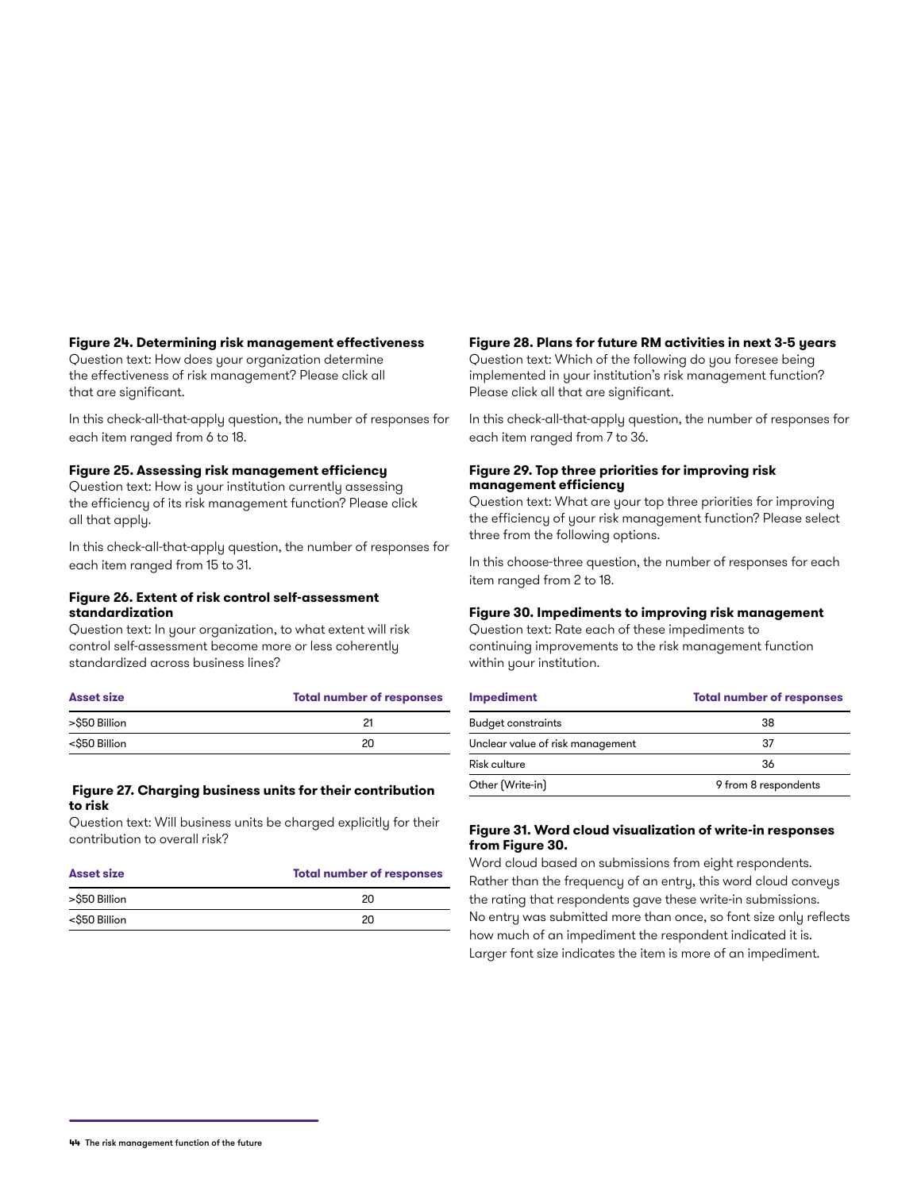**Figure 24. Determining risk management effectiveness**

Question text: How does your organization determine the effectiveness of risk management? Please click all that are significant.

In this check-all-that-apply question, the number of responses for each item ranged from 6 to 18.

**Figure 25. Assessing risk management efficiency**

Question text: How is your institution currently assessing the efficiency of its risk management function? Please click all that apply.

In this check-all-that-apply question, the number of responses for each item ranged from 15 to 31.

**Figure 26. Extent of risk control self-assessment standardization**

Question text: In your organization, to what extent will risk control self-assessment become more or less coherently standardized across business lines?

| Asset size | Total number of responses |
| --- | --- |
| >$50 Billion | 21 |
| <$50 Billion | 20 |

**Figure 27. Charging business units for their contribution to risk**

Question text: Will business units be charged explicitly for their contribution to overall risk?

| Asset size | Total number of responses |
| --- | --- |
| >$50 Billion | 20 |
| <$50 Billion | 20 |

**Figure 28. Plans for future RM activities in next 3-5 years**

Question text: Which of the following do you foresee being implemented in your institution's risk management function? Please click all that are significant.

In this check-all-that-apply question, the number of responses for each item ranged from 7 to 36.

**Figure 29. Top three priorities for improving risk management efficiency**

Question text: What are your top three priorities for improving the efficiency of your risk management function? Please select three from the following options.

In this choose-three question, the number of responses for each item ranged from 2 to 18.

**Figure 30. Impediments to improving risk management**

Question text: Rate each of these impediments to continuing improvements to the risk management function within your institution.

| Impediment | Total number of responses |
| --- | --- |
| Budget constraints | 38 |
| Unclear value of risk management | 37 |
| Risk culture | 36 |
| Other (Write-in) | 9 from 8 respondents |

**Figure 31. Word cloud visualization of write-in responses from Figure 30.**

Word cloud based on submissions from eight respondents. Rather than the frequency of an entry, this word cloud conveys the rating that respondents gave these write-in submissions. No entry was submitted more than once, so font size only reflects how much of an impediment the respondent indicated it is. Larger font size indicates the item is more of an impediment.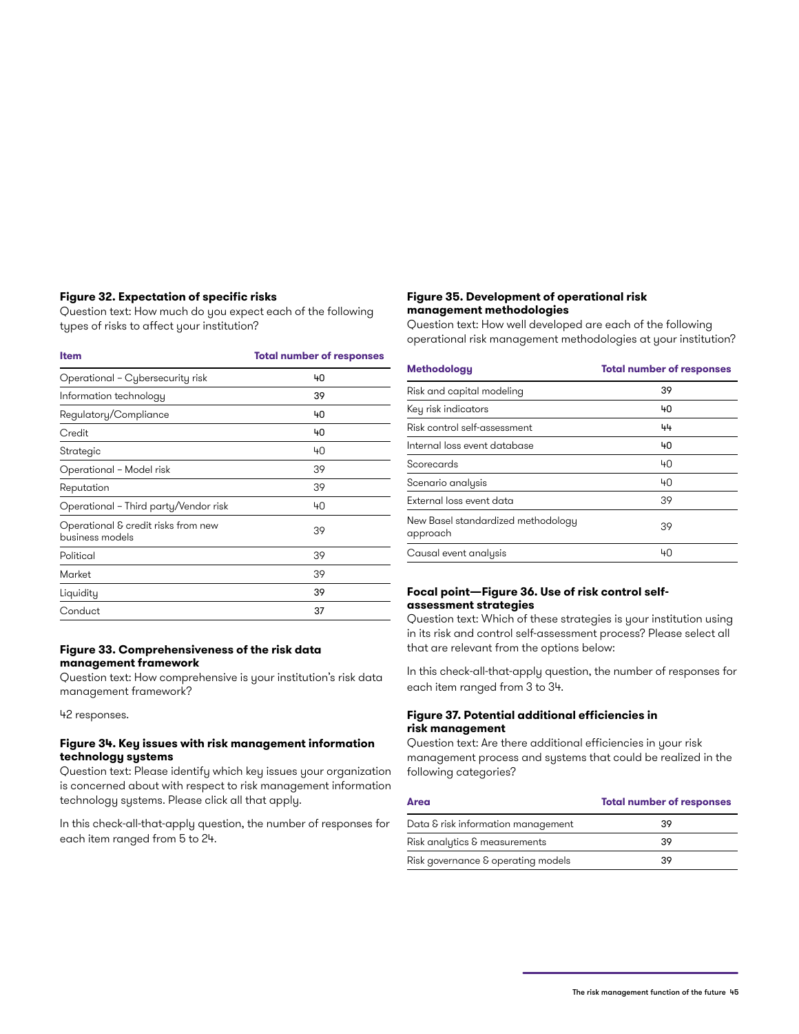**Figure 32. Expectation of specific risks**

Question text: How much do you expect each of the following types of risks to affect your institution?

| Item | Total number of responses |
|---|---|
| Operational – Cybersecurity risk | 40 |
| Information technology | 39 |
| Regulatory/Compliance | 40 |
| Credit | 40 |
| Strategic | 40 |
| Operational – Model risk | 39 |
| Reputation | 39 |
| Operational – Third party/Vendor risk | 40 |
| Operational & credit risks from new business models | 39 |
| Political | 39 |
| Market | 39 |
| Liquidity | 39 |
| Conduct | 37 |

**Figure 33. Comprehensiveness of the risk data management framework**

Question text: How comprehensive is your institution's risk data management framework?

42 responses.

**Figure 34. Key issues with risk management information technology systems**

Question text: Please identify which key issues your organization is concerned about with respect to risk management information technology systems. Please click all that apply.

In this check-all-that-apply question, the number of responses for each item ranged from 5 to 24.

**Figure 35. Development of operational risk management methodologies**

Question text: How well developed are each of the following operational risk management methodologies at your institution?

| Methodology | Total number of responses |
|---|---|
| Risk and capital modeling | 39 |
| Key risk indicators | 40 |
| Risk control self-assessment | 44 |
| Internal loss event database | 40 |
| Scorecards | 40 |
| Scenario analysis | 40 |
| External loss event data | 39 |
| New Basel standardized methodology approach | 39 |
| Causal event analysis | 40 |

**Focal point—Figure 36. Use of risk control self-assessment strategies**

Question text: Which of these strategies is your institution using in its risk and control self-assessment process? Please select all that are relevant from the options below:

In this check-all-that-apply question, the number of responses for each item ranged from 3 to 34.

**Figure 37. Potential additional efficiencies in risk management**

Question text: Are there additional efficiencies in your risk management process and systems that could be realized in the following categories?

| Area | Total number of responses |
|---|---|
| Data & risk information management | 39 |
| Risk analytics & measurements | 39 |
| Risk governance & operating models | 39 |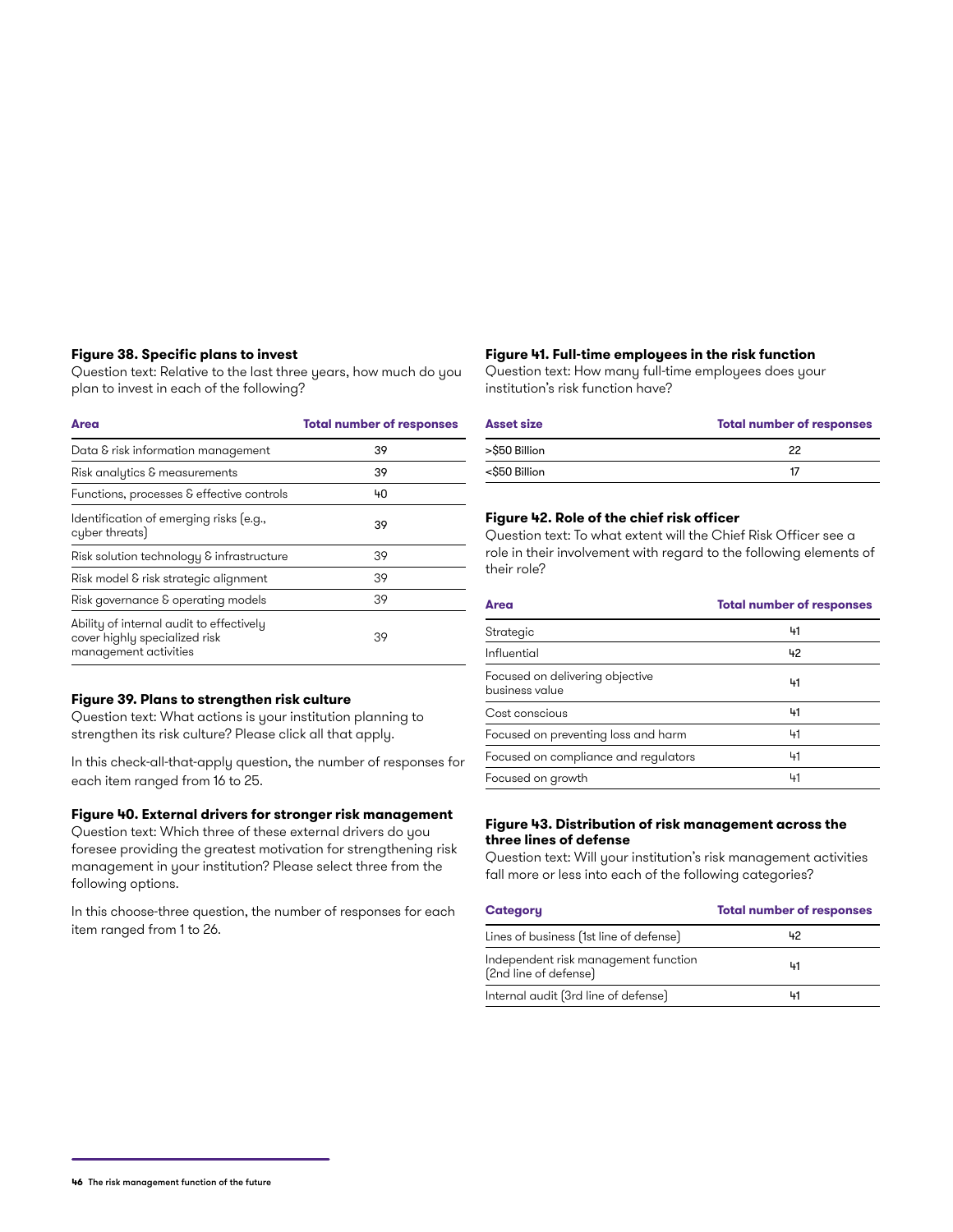**Figure 38. Specific plans to invest**

Question text: Relative to the last three years, how much do you plan to invest in each of the following?

| Area | Total number of responses |
|---|---|
| Data & risk information management | 39 |
| Risk analytics & measurements | 39 |
| Functions, processes & effective controls | 40 |
| Identification of emerging risks (e.g., cyber threats) | 39 |
| Risk solution technology & infrastructure | 39 |
| Risk model & risk strategic alignment | 39 |
| Risk governance & operating models | 39 |
| Ability of internal audit to effectively cover highly specialized risk management activities | 39 |

**Figure 39. Plans to strengthen risk culture**

Question text: What actions is your institution planning to strengthen its risk culture? Please click all that apply.

In this check-all-that-apply question, the number of responses for each item ranged from 16 to 25.

**Figure 40. External drivers for stronger risk management**

Question text: Which three of these external drivers do you foresee providing the greatest motivation for strengthening risk management in your institution? Please select three from the following options.

In this choose-three question, the number of responses for each item ranged from 1 to 26.

**Figure 41. Full-time employees in the risk function**

Question text: How many full-time employees does your institution's risk function have?

| Asset size | Total number of responses |
|---|---|
| >$50 Billion | 22 |
| <$50 Billion | 17 |

**Figure 42. Role of the chief risk officer**

Question text: To what extent will the Chief Risk Officer see a role in their involvement with regard to the following elements of their role?

| Area | Total number of responses |
|---|---|
| Strategic | 41 |
| Influential | 42 |
| Focused on delivering objective business value | 41 |
| Cost conscious | 41 |
| Focused on preventing loss and harm | 41 |
| Focused on compliance and regulators | 41 |
| Focused on growth | 41 |

**Figure 43. Distribution of risk management across the three lines of defense**

Question text: Will your institution's risk management activities fall more or less into each of the following categories?

| Category | Total number of responses |
|---|---|
| Lines of business (1st line of defense) | 42 |
| Independent risk management function (2nd line of defense) | 41 |
| Internal audit (3rd line of defense) | 41 |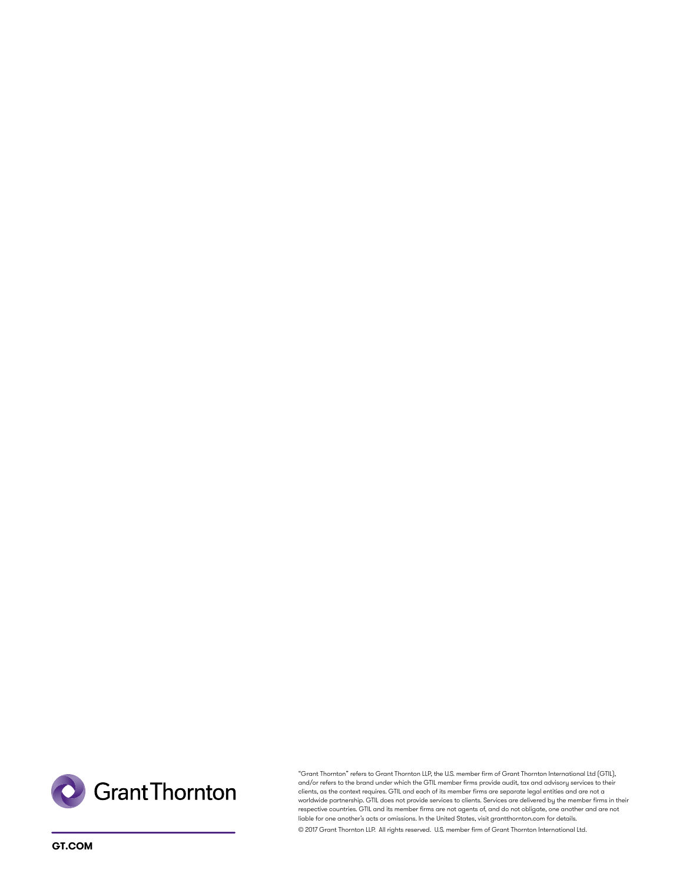Grant Thornton

GT.COM

"Grant Thornton" refers to Grant Thornton LLP, the U.S. member firm of Grant Thornton International Ltd (GTIL), and/or refers to the brand under which the GTIL member firms provide audit, tax and advisory services to their clients, as the context requires. GTIL and each of its member firms are separate legal entities and are not a worldwide partnership. GTIL does not provide services to clients. Services are delivered by the member firms in their respective countries. GTIL and its member firms are not agents of, and do not obligate, one another and are not liable for one another's acts or omissions. In the United States, visit grantthornton.com for details.

© 2017 Grant Thornton LLP. All rights reserved. U.S. member firm of Grant Thornton International Ltd.